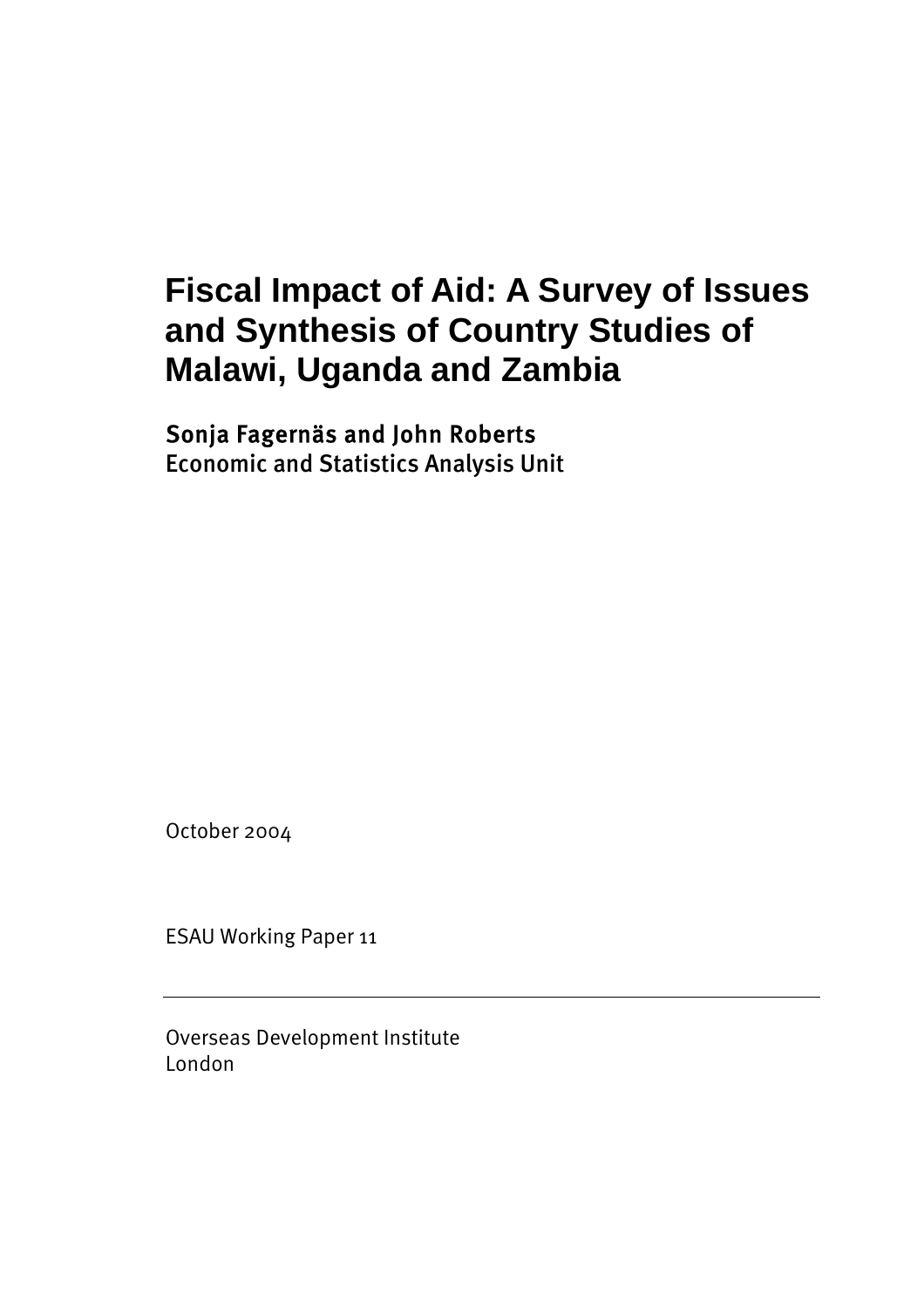# Fiscal Impact of Aid: A Survey of Issues and Synthesis of Country Studies of Malawi, Uganda and Zambia

**Sonja Fagernäs and John Roberts**
Economic and Statistics Analysis Unit

October 2004

ESAU Working Paper 11

---

Overseas Development Institute
London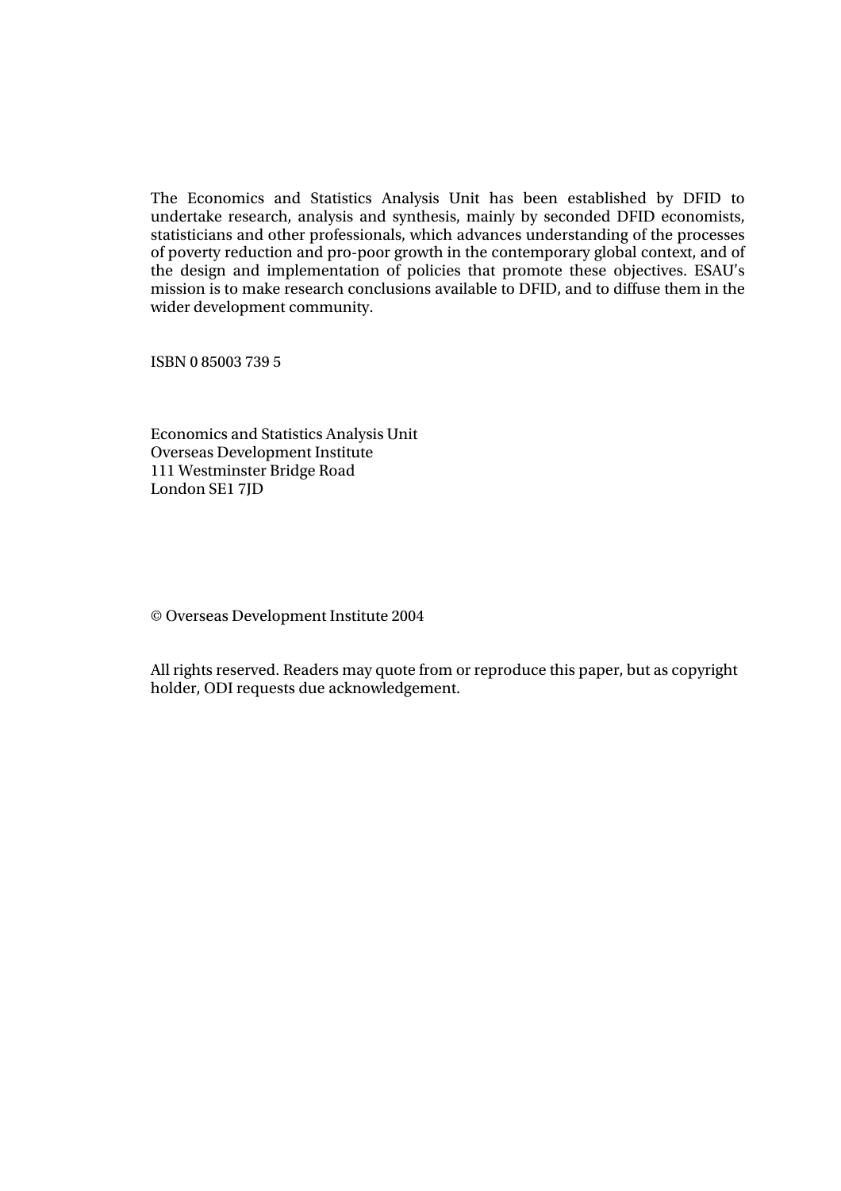The Economics and Statistics Analysis Unit has been established by DFID to undertake research, analysis and synthesis, mainly by seconded DFID economists, statisticians and other professionals, which advances understanding of the processes of poverty reduction and pro-poor growth in the contemporary global context, and of the design and implementation of policies that promote these objectives. ESAU's mission is to make research conclusions available to DFID, and to diffuse them in the wider development community.

ISBN 0 85003 739 5

Economics and Statistics Analysis Unit
Overseas Development Institute
111 Westminster Bridge Road
London SE1 7JD

© Overseas Development Institute 2004

All rights reserved. Readers may quote from or reproduce this paper, but as copyright holder, ODI requests due acknowledgement.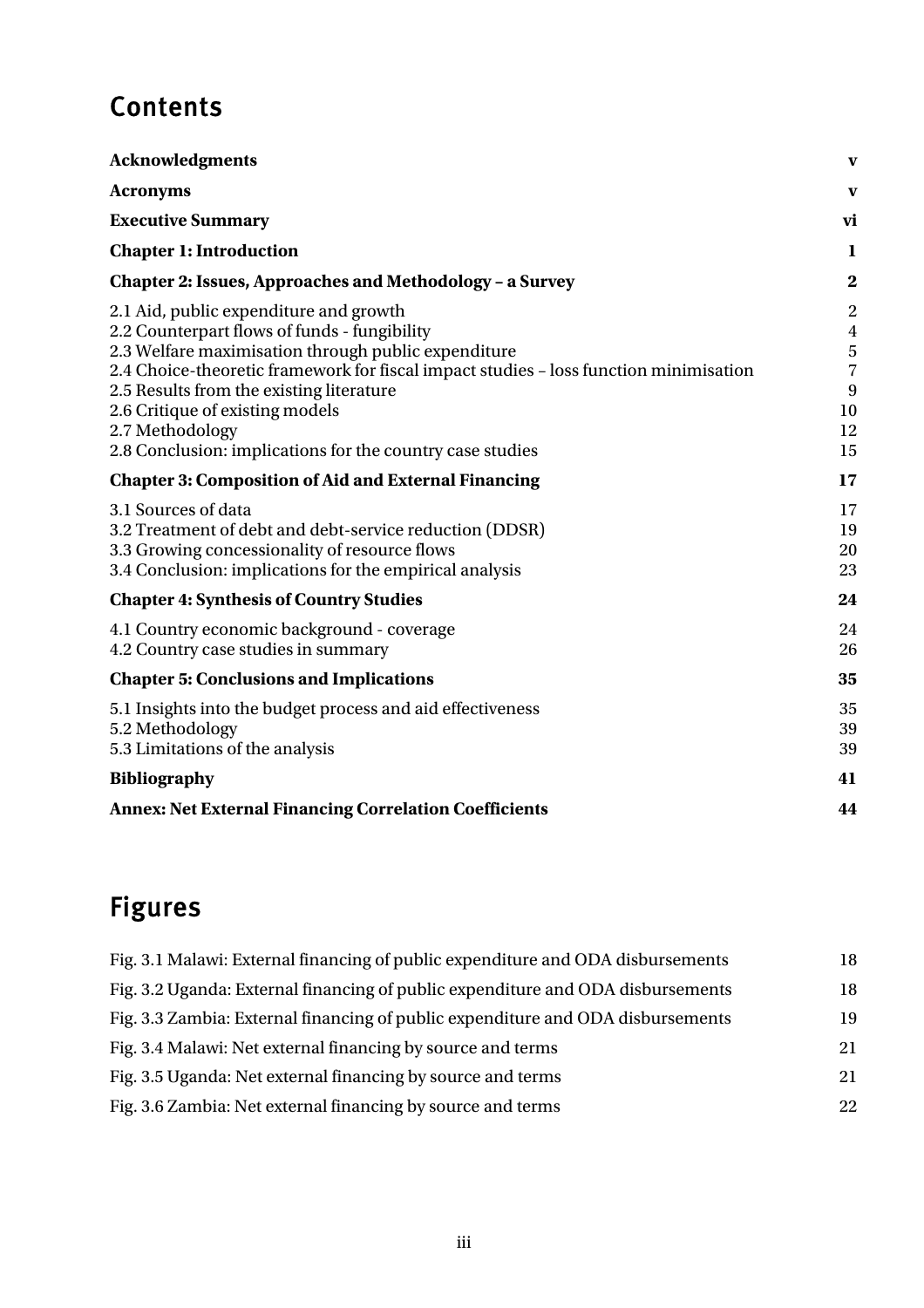# Contents

| | |
|---|---|
| **Acknowledgments** | **v** |
| **Acronyms** | **v** |
| **Executive Summary** | **vi** |
| **Chapter 1: Introduction** | **1** |
| **Chapter 2: Issues, Approaches and Methodology – a Survey** | **2** |
| 2.1 Aid, public expenditure and growth | 2 |
| 2.2 Counterpart flows of funds - fungibility | 4 |
| 2.3 Welfare maximisation through public expenditure | 5 |
| 2.4 Choice-theoretic framework for fiscal impact studies – loss function minimisation | 7 |
| 2.5 Results from the existing literature | 9 |
| 2.6 Critique of existing models | 10 |
| 2.7 Methodology | 12 |
| 2.8 Conclusion: implications for the country case studies | 15 |
| **Chapter 3: Composition of Aid and External Financing** | **17** |
| 3.1 Sources of data | 17 |
| 3.2 Treatment of debt and debt-service reduction (DDSR) | 19 |
| 3.3 Growing concessionality of resource flows | 20 |
| 3.4 Conclusion: implications for the empirical analysis | 23 |
| **Chapter 4: Synthesis of Country Studies** | **24** |
| 4.1 Country economic background - coverage | 24 |
| 4.2 Country case studies in summary | 26 |
| **Chapter 5: Conclusions and Implications** | **35** |
| 5.1 Insights into the budget process and aid effectiveness | 35 |
| 5.2 Methodology | 39 |
| 5.3 Limitations of the analysis | 39 |
| **Bibliography** | **41** |
| **Annex: Net External Financing Correlation Coefficients** | **44** |

# Figures

| | |
|---|---|
| Fig. 3.1 Malawi: External financing of public expenditure and ODA disbursements | 18 |
| Fig. 3.2 Uganda: External financing of public expenditure and ODA disbursements | 18 |
| Fig. 3.3 Zambia: External financing of public expenditure and ODA disbursements | 19 |
| Fig. 3.4 Malawi: Net external financing by source and terms | 21 |
| Fig. 3.5 Uganda: Net external financing by source and terms | 21 |
| Fig. 3.6 Zambia: Net external financing by source and terms | 22 |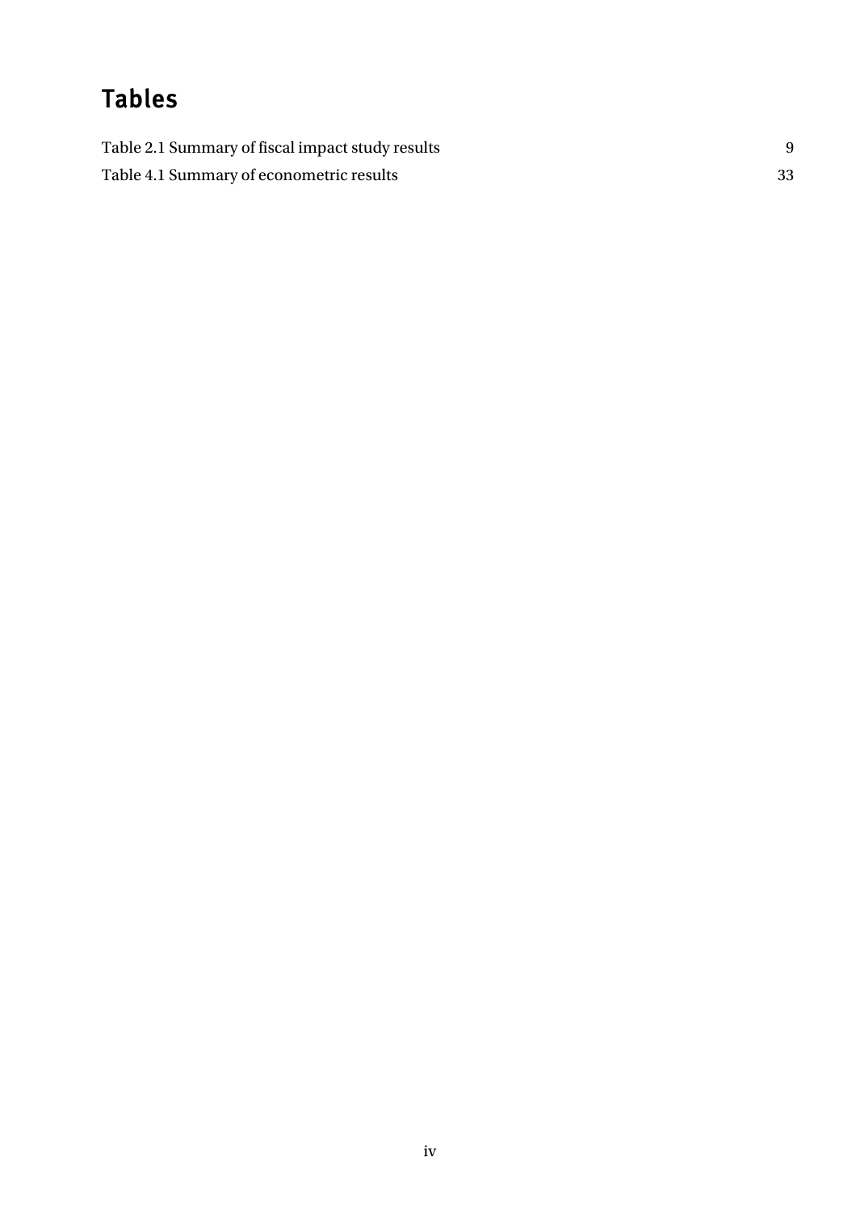# Tables

Table 2.1 Summary of fiscal impact study results 9

Table 4.1 Summary of econometric results 33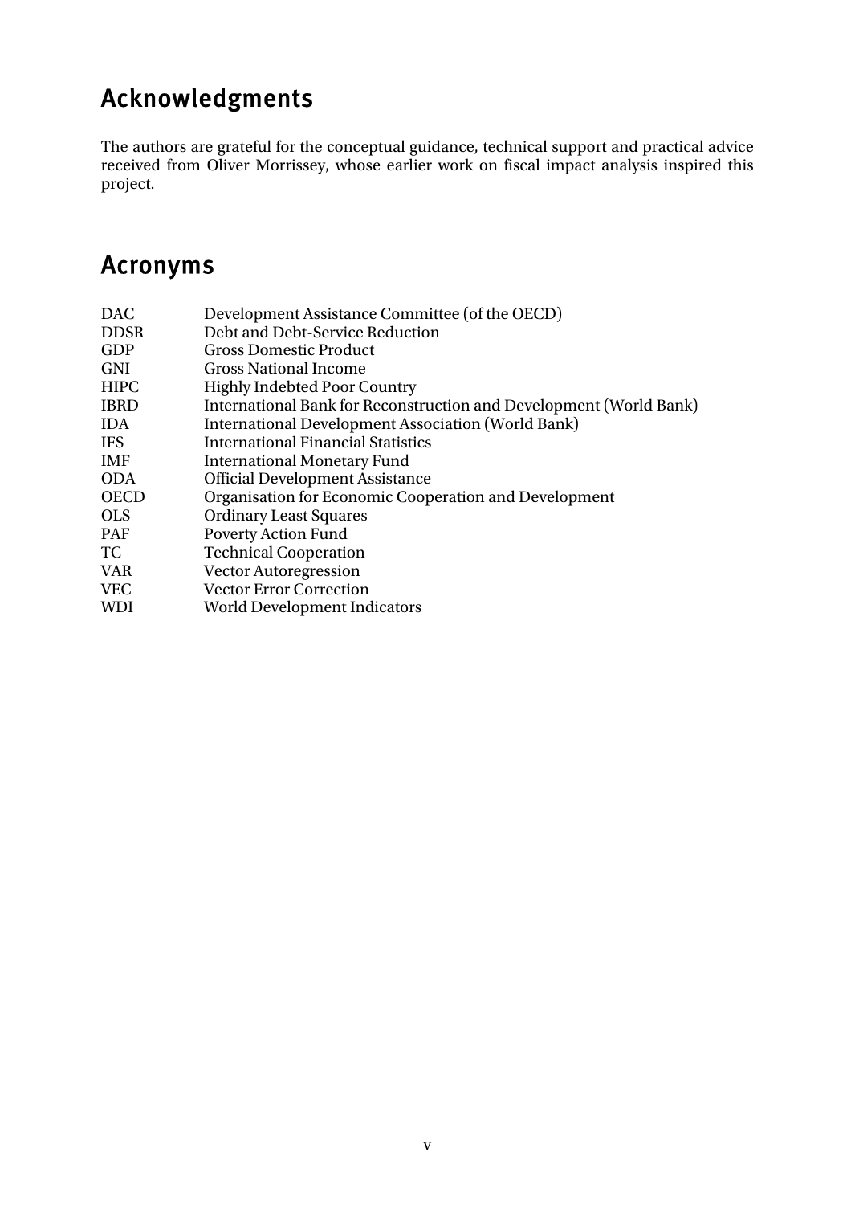## Acknowledgments

The authors are grateful for the conceptual guidance, technical support and practical advice received from Oliver Morrissey, whose earlier work on fiscal impact analysis inspired this project.

## Acronyms

| | |
|---|---|
| DAC | Development Assistance Committee (of the OECD) |
| DDSR | Debt and Debt-Service Reduction |
| GDP | Gross Domestic Product |
| GNI | Gross National Income |
| HIPC | Highly Indebted Poor Country |
| IBRD | International Bank for Reconstruction and Development (World Bank) |
| IDA | International Development Association (World Bank) |
| IFS | International Financial Statistics |
| IMF | International Monetary Fund |
| ODA | Official Development Assistance |
| OECD | Organisation for Economic Cooperation and Development |
| OLS | Ordinary Least Squares |
| PAF | Poverty Action Fund |
| TC | Technical Cooperation |
| VAR | Vector Autoregression |
| VEC | Vector Error Correction |
| WDI | World Development Indicators |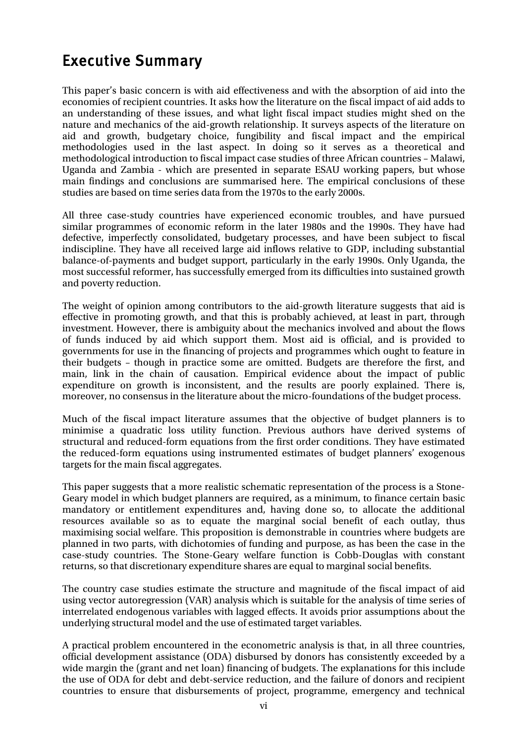## Executive Summary

This paper's basic concern is with aid effectiveness and with the absorption of aid into the economies of recipient countries. It asks how the literature on the fiscal impact of aid adds to an understanding of these issues, and what light fiscal impact studies might shed on the nature and mechanics of the aid-growth relationship. It surveys aspects of the literature on aid and growth, budgetary choice, fungibility and fiscal impact and the empirical methodologies used in the last aspect. In doing so it serves as a theoretical and methodological introduction to fiscal impact case studies of three African countries – Malawi, Uganda and Zambia - which are presented in separate ESAU working papers, but whose main findings and conclusions are summarised here. The empirical conclusions of these studies are based on time series data from the 1970s to the early 2000s.

All three case-study countries have experienced economic troubles, and have pursued similar programmes of economic reform in the later 1980s and the 1990s. They have had defective, imperfectly consolidated, budgetary processes, and have been subject to fiscal indiscipline. They have all received large aid inflows relative to GDP, including substantial balance-of-payments and budget support, particularly in the early 1990s. Only Uganda, the most successful reformer, has successfully emerged from its difficulties into sustained growth and poverty reduction.

The weight of opinion among contributors to the aid-growth literature suggests that aid is effective in promoting growth, and that this is probably achieved, at least in part, through investment. However, there is ambiguity about the mechanics involved and about the flows of funds induced by aid which support them. Most aid is official, and is provided to governments for use in the financing of projects and programmes which ought to feature in their budgets – though in practice some are omitted. Budgets are therefore the first, and main, link in the chain of causation. Empirical evidence about the impact of public expenditure on growth is inconsistent, and the results are poorly explained. There is, moreover, no consensus in the literature about the micro-foundations of the budget process.

Much of the fiscal impact literature assumes that the objective of budget planners is to minimise a quadratic loss utility function. Previous authors have derived systems of structural and reduced-form equations from the first order conditions. They have estimated the reduced-form equations using instrumented estimates of budget planners' exogenous targets for the main fiscal aggregates.

This paper suggests that a more realistic schematic representation of the process is a Stone-Geary model in which budget planners are required, as a minimum, to finance certain basic mandatory or entitlement expenditures and, having done so, to allocate the additional resources available so as to equate the marginal social benefit of each outlay, thus maximising social welfare. This proposition is demonstrable in countries where budgets are planned in two parts, with dichotomies of funding and purpose, as has been the case in the case-study countries. The Stone-Geary welfare function is Cobb-Douglas with constant returns, so that discretionary expenditure shares are equal to marginal social benefits.

The country case studies estimate the structure and magnitude of the fiscal impact of aid using vector autoregression (VAR) analysis which is suitable for the analysis of time series of interrelated endogenous variables with lagged effects. It avoids prior assumptions about the underlying structural model and the use of estimated target variables.

A practical problem encountered in the econometric analysis is that, in all three countries, official development assistance (ODA) disbursed by donors has consistently exceeded by a wide margin the (grant and net loan) financing of budgets. The explanations for this include the use of ODA for debt and debt-service reduction, and the failure of donors and recipient countries to ensure that disbursements of project, programme, emergency and technical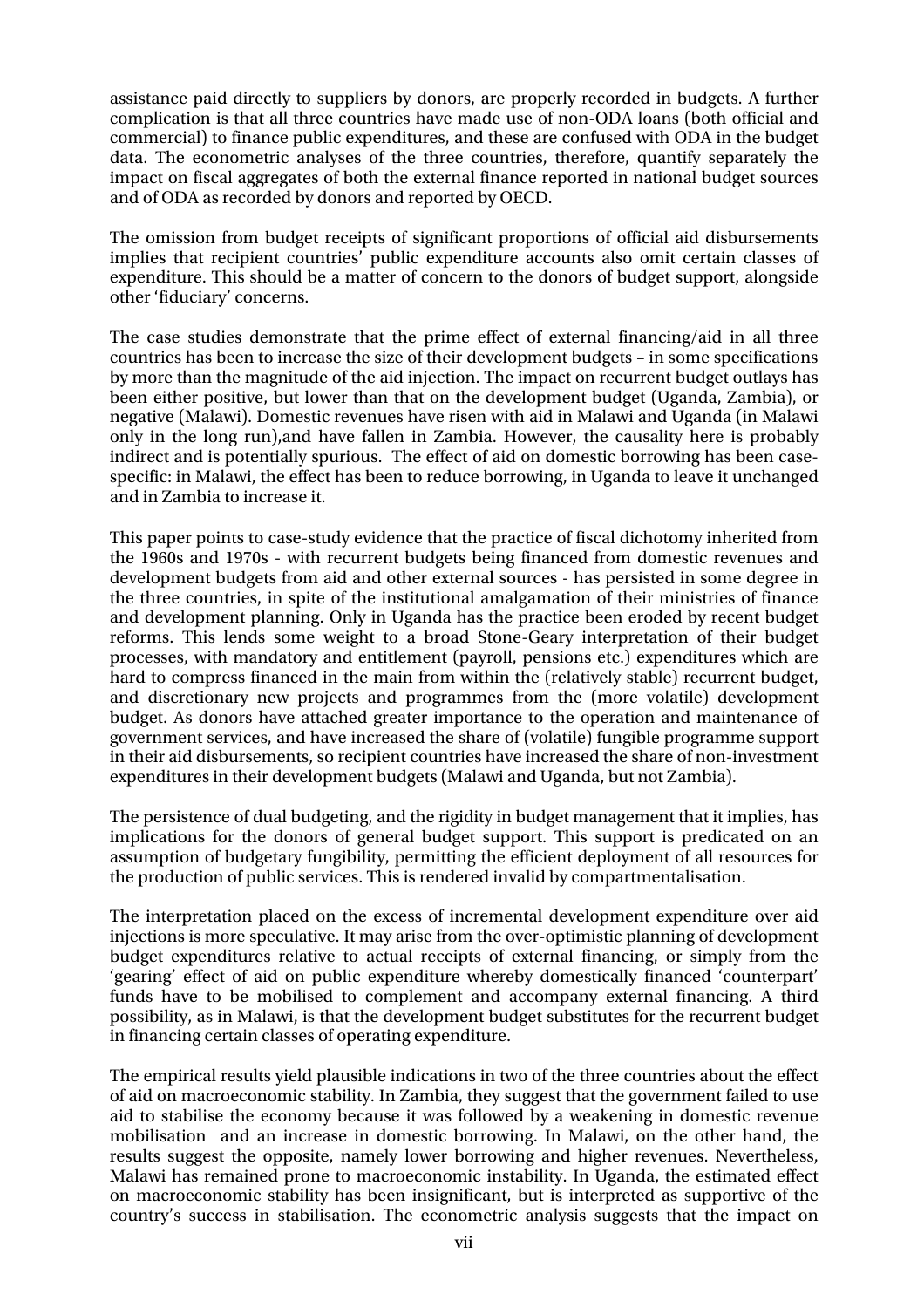assistance paid directly to suppliers by donors, are properly recorded in budgets. A further complication is that all three countries have made use of non-ODA loans (both official and commercial) to finance public expenditures, and these are confused with ODA in the budget data. The econometric analyses of the three countries, therefore, quantify separately the impact on fiscal aggregates of both the external finance reported in national budget sources and of ODA as recorded by donors and reported by OECD.

The omission from budget receipts of significant proportions of official aid disbursements implies that recipient countries' public expenditure accounts also omit certain classes of expenditure. This should be a matter of concern to the donors of budget support, alongside other 'fiduciary' concerns.

The case studies demonstrate that the prime effect of external financing/aid in all three countries has been to increase the size of their development budgets – in some specifications by more than the magnitude of the aid injection. The impact on recurrent budget outlays has been either positive, but lower than that on the development budget (Uganda, Zambia), or negative (Malawi). Domestic revenues have risen with aid in Malawi and Uganda (in Malawi only in the long run),and have fallen in Zambia. However, the causality here is probably indirect and is potentially spurious. The effect of aid on domestic borrowing has been case-specific: in Malawi, the effect has been to reduce borrowing, in Uganda to leave it unchanged and in Zambia to increase it.

This paper points to case-study evidence that the practice of fiscal dichotomy inherited from the 1960s and 1970s - with recurrent budgets being financed from domestic revenues and development budgets from aid and other external sources - has persisted in some degree in the three countries, in spite of the institutional amalgamation of their ministries of finance and development planning. Only in Uganda has the practice been eroded by recent budget reforms. This lends some weight to a broad Stone-Geary interpretation of their budget processes, with mandatory and entitlement (payroll, pensions etc.) expenditures which are hard to compress financed in the main from within the (relatively stable) recurrent budget, and discretionary new projects and programmes from the (more volatile) development budget. As donors have attached greater importance to the operation and maintenance of government services, and have increased the share of (volatile) fungible programme support in their aid disbursements, so recipient countries have increased the share of non-investment expenditures in their development budgets (Malawi and Uganda, but not Zambia).

The persistence of dual budgeting, and the rigidity in budget management that it implies, has implications for the donors of general budget support. This support is predicated on an assumption of budgetary fungibility, permitting the efficient deployment of all resources for the production of public services. This is rendered invalid by compartmentalisation.

The interpretation placed on the excess of incremental development expenditure over aid injections is more speculative. It may arise from the over-optimistic planning of development budget expenditures relative to actual receipts of external financing, or simply from the 'gearing' effect of aid on public expenditure whereby domestically financed 'counterpart' funds have to be mobilised to complement and accompany external financing. A third possibility, as in Malawi, is that the development budget substitutes for the recurrent budget in financing certain classes of operating expenditure.

The empirical results yield plausible indications in two of the three countries about the effect of aid on macroeconomic stability. In Zambia, they suggest that the government failed to use aid to stabilise the economy because it was followed by a weakening in domestic revenue mobilisation and an increase in domestic borrowing. In Malawi, on the other hand, the results suggest the opposite, namely lower borrowing and higher revenues. Nevertheless, Malawi has remained prone to macroeconomic instability. In Uganda, the estimated effect on macroeconomic stability has been insignificant, but is interpreted as supportive of the country's success in stabilisation. The econometric analysis suggests that the impact on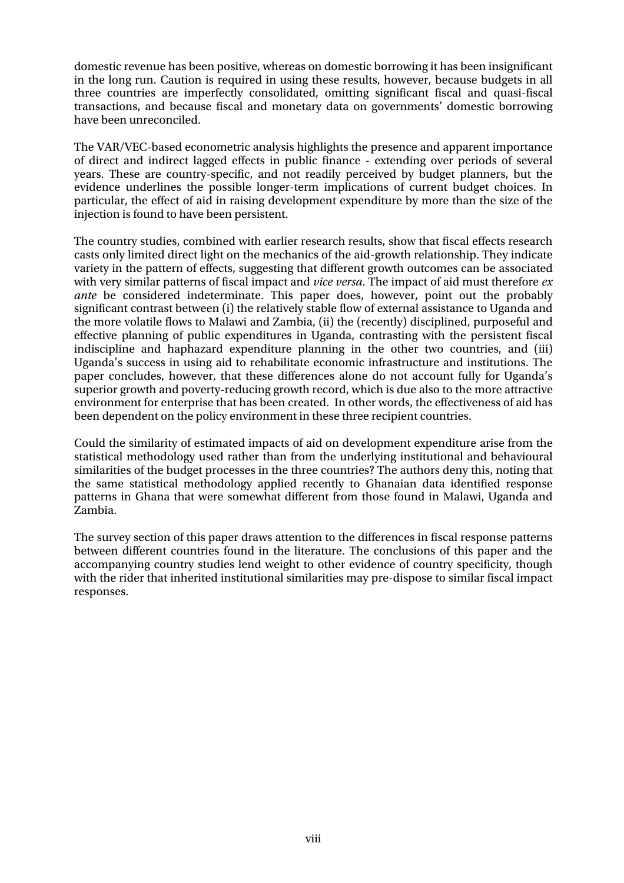domestic revenue has been positive, whereas on domestic borrowing it has been insignificant in the long run. Caution is required in using these results, however, because budgets in all three countries are imperfectly consolidated, omitting significant fiscal and quasi-fiscal transactions, and because fiscal and monetary data on governments' domestic borrowing have been unreconciled.

The VAR/VEC-based econometric analysis highlights the presence and apparent importance of direct and indirect lagged effects in public finance - extending over periods of several years. These are country-specific, and not readily perceived by budget planners, but the evidence underlines the possible longer-term implications of current budget choices. In particular, the effect of aid in raising development expenditure by more than the size of the injection is found to have been persistent.

The country studies, combined with earlier research results, show that fiscal effects research casts only limited direct light on the mechanics of the aid-growth relationship. They indicate variety in the pattern of effects, suggesting that different growth outcomes can be associated with very similar patterns of fiscal impact and *vice versa*. The impact of aid must therefore *ex ante* be considered indeterminate. This paper does, however, point out the probably significant contrast between (i) the relatively stable flow of external assistance to Uganda and the more volatile flows to Malawi and Zambia, (ii) the (recently) disciplined, purposeful and effective planning of public expenditures in Uganda, contrasting with the persistent fiscal indiscipline and haphazard expenditure planning in the other two countries, and (iii) Uganda's success in using aid to rehabilitate economic infrastructure and institutions. The paper concludes, however, that these differences alone do not account fully for Uganda's superior growth and poverty-reducing growth record, which is due also to the more attractive environment for enterprise that has been created. In other words, the effectiveness of aid has been dependent on the policy environment in these three recipient countries.

Could the similarity of estimated impacts of aid on development expenditure arise from the statistical methodology used rather than from the underlying institutional and behavioural similarities of the budget processes in the three countries? The authors deny this, noting that the same statistical methodology applied recently to Ghanaian data identified response patterns in Ghana that were somewhat different from those found in Malawi, Uganda and Zambia.

The survey section of this paper draws attention to the differences in fiscal response patterns between different countries found in the literature. The conclusions of this paper and the accompanying country studies lend weight to other evidence of country specificity, though with the rider that inherited institutional similarities may pre-dispose to similar fiscal impact responses.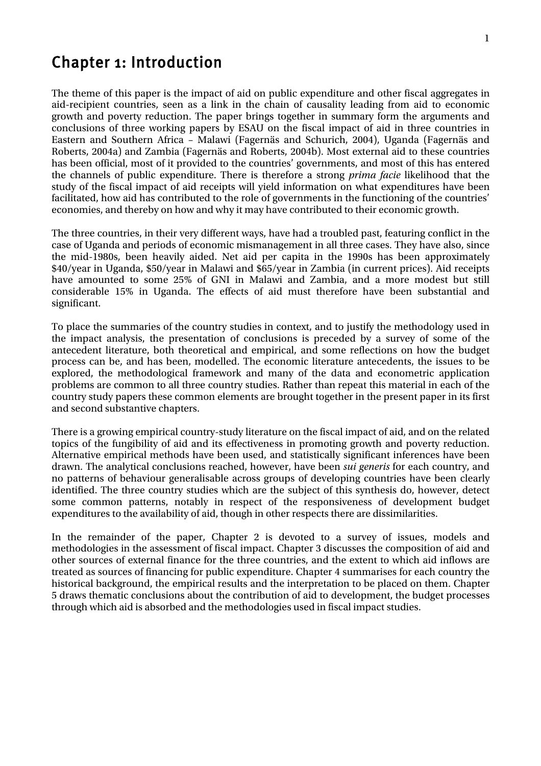# Chapter 1: Introduction

The theme of this paper is the impact of aid on public expenditure and other fiscal aggregates in aid-recipient countries, seen as a link in the chain of causality leading from aid to economic growth and poverty reduction. The paper brings together in summary form the arguments and conclusions of three working papers by ESAU on the fiscal impact of aid in three countries in Eastern and Southern Africa – Malawi (Fagernäs and Schurich, 2004), Uganda (Fagernäs and Roberts, 2004a) and Zambia (Fagernäs and Roberts, 2004b). Most external aid to these countries has been official, most of it provided to the countries' governments, and most of this has entered the channels of public expenditure. There is therefore a strong *prima facie* likelihood that the study of the fiscal impact of aid receipts will yield information on what expenditures have been facilitated, how aid has contributed to the role of governments in the functioning of the countries' economies, and thereby on how and why it may have contributed to their economic growth.

The three countries, in their very different ways, have had a troubled past, featuring conflict in the case of Uganda and periods of economic mismanagement in all three cases. They have also, since the mid-1980s, been heavily aided. Net aid per capita in the 1990s has been approximately $40/year in Uganda, $50/year in Malawi and $65/year in Zambia (in current prices). Aid receipts have amounted to some 25% of GNI in Malawi and Zambia, and a more modest but still considerable 15% in Uganda. The effects of aid must therefore have been substantial and significant.

To place the summaries of the country studies in context, and to justify the methodology used in the impact analysis, the presentation of conclusions is preceded by a survey of some of the antecedent literature, both theoretical and empirical, and some reflections on how the budget process can be, and has been, modelled. The economic literature antecedents, the issues to be explored, the methodological framework and many of the data and econometric application problems are common to all three country studies. Rather than repeat this material in each of the country study papers these common elements are brought together in the present paper in its first and second substantive chapters.

There is a growing empirical country-study literature on the fiscal impact of aid, and on the related topics of the fungibility of aid and its effectiveness in promoting growth and poverty reduction. Alternative empirical methods have been used, and statistically significant inferences have been drawn. The analytical conclusions reached, however, have been *sui generis* for each country, and no patterns of behaviour generalisable across groups of developing countries have been clearly identified. The three country studies which are the subject of this synthesis do, however, detect some common patterns, notably in respect of the responsiveness of development budget expenditures to the availability of aid, though in other respects there are dissimilarities.

In the remainder of the paper, Chapter 2 is devoted to a survey of issues, models and methodologies in the assessment of fiscal impact. Chapter 3 discusses the composition of aid and other sources of external finance for the three countries, and the extent to which aid inflows are treated as sources of financing for public expenditure. Chapter 4 summarises for each country the historical background, the empirical results and the interpretation to be placed on them. Chapter 5 draws thematic conclusions about the contribution of aid to development, the budget processes through which aid is absorbed and the methodologies used in fiscal impact studies.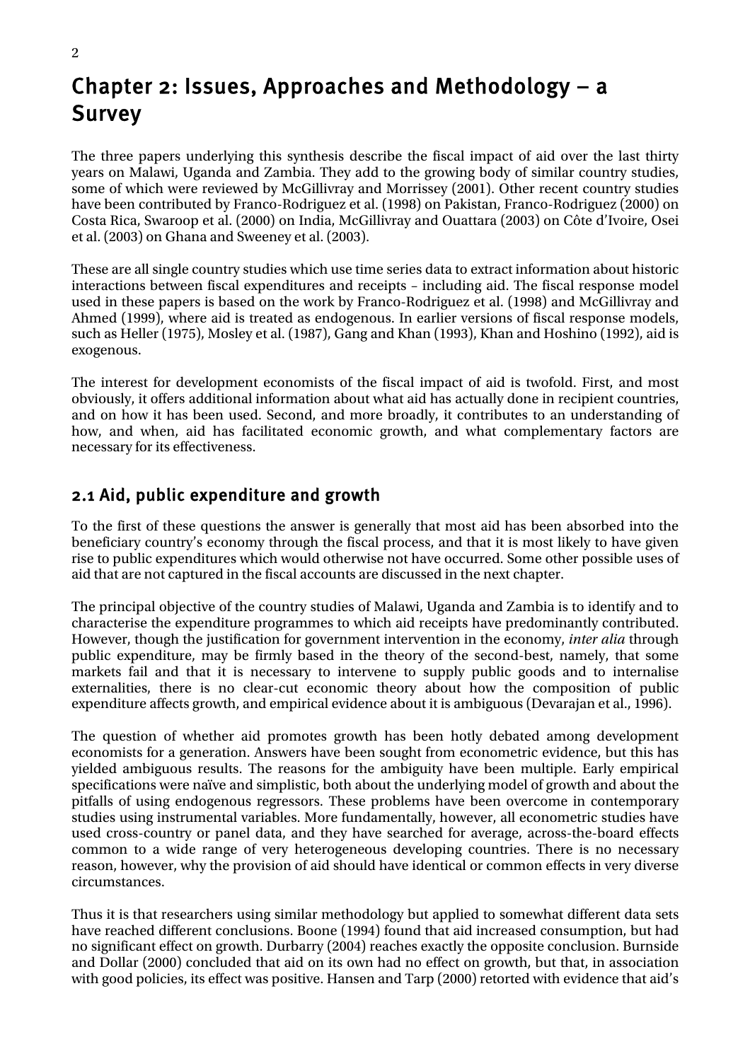# Chapter 2: Issues, Approaches and Methodology – a Survey

The three papers underlying this synthesis describe the fiscal impact of aid over the last thirty years on Malawi, Uganda and Zambia. They add to the growing body of similar country studies, some of which were reviewed by McGillivray and Morrissey (2001). Other recent country studies have been contributed by Franco-Rodriguez et al. (1998) on Pakistan, Franco-Rodriguez (2000) on Costa Rica, Swaroop et al. (2000) on India, McGillivray and Ouattara (2003) on Côte d'Ivoire, Osei et al. (2003) on Ghana and Sweeney et al. (2003).

These are all single country studies which use time series data to extract information about historic interactions between fiscal expenditures and receipts – including aid. The fiscal response model used in these papers is based on the work by Franco-Rodriguez et al. (1998) and McGillivray and Ahmed (1999), where aid is treated as endogenous. In earlier versions of fiscal response models, such as Heller (1975), Mosley et al. (1987), Gang and Khan (1993), Khan and Hoshino (1992), aid is exogenous.

The interest for development economists of the fiscal impact of aid is twofold. First, and most obviously, it offers additional information about what aid has actually done in recipient countries, and on how it has been used. Second, and more broadly, it contributes to an understanding of how, and when, aid has facilitated economic growth, and what complementary factors are necessary for its effectiveness.

## 2.1 Aid, public expenditure and growth

To the first of these questions the answer is generally that most aid has been absorbed into the beneficiary country's economy through the fiscal process, and that it is most likely to have given rise to public expenditures which would otherwise not have occurred. Some other possible uses of aid that are not captured in the fiscal accounts are discussed in the next chapter.

The principal objective of the country studies of Malawi, Uganda and Zambia is to identify and to characterise the expenditure programmes to which aid receipts have predominantly contributed. However, though the justification for government intervention in the economy, *inter alia* through public expenditure, may be firmly based in the theory of the second-best, namely, that some markets fail and that it is necessary to intervene to supply public goods and to internalise externalities, there is no clear-cut economic theory about how the composition of public expenditure affects growth, and empirical evidence about it is ambiguous (Devarajan et al., 1996).

The question of whether aid promotes growth has been hotly debated among development economists for a generation. Answers have been sought from econometric evidence, but this has yielded ambiguous results. The reasons for the ambiguity have been multiple. Early empirical specifications were naïve and simplistic, both about the underlying model of growth and about the pitfalls of using endogenous regressors. These problems have been overcome in contemporary studies using instrumental variables. More fundamentally, however, all econometric studies have used cross-country or panel data, and they have searched for average, across-the-board effects common to a wide range of very heterogeneous developing countries. There is no necessary reason, however, why the provision of aid should have identical or common effects in very diverse circumstances.

Thus it is that researchers using similar methodology but applied to somewhat different data sets have reached different conclusions. Boone (1994) found that aid increased consumption, but had no significant effect on growth. Durbarry (2004) reaches exactly the opposite conclusion. Burnside and Dollar (2000) concluded that aid on its own had no effect on growth, but that, in association with good policies, its effect was positive. Hansen and Tarp (2000) retorted with evidence that aid's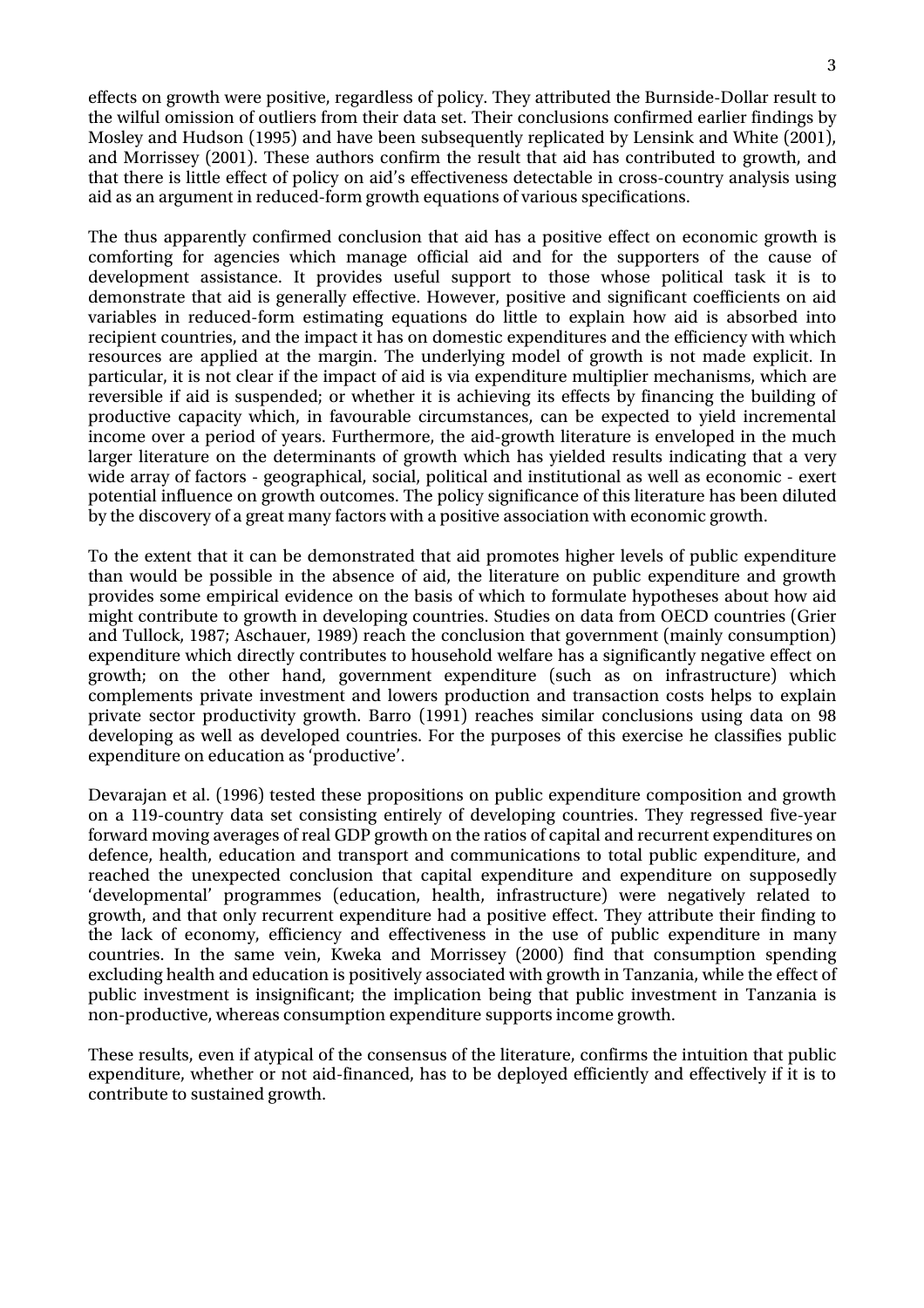effects on growth were positive, regardless of policy. They attributed the Burnside-Dollar result to the wilful omission of outliers from their data set. Their conclusions confirmed earlier findings by Mosley and Hudson (1995) and have been subsequently replicated by Lensink and White (2001), and Morrissey (2001). These authors confirm the result that aid has contributed to growth, and that there is little effect of policy on aid's effectiveness detectable in cross-country analysis using aid as an argument in reduced-form growth equations of various specifications.

The thus apparently confirmed conclusion that aid has a positive effect on economic growth is comforting for agencies which manage official aid and for the supporters of the cause of development assistance. It provides useful support to those whose political task it is to demonstrate that aid is generally effective. However, positive and significant coefficients on aid variables in reduced-form estimating equations do little to explain how aid is absorbed into recipient countries, and the impact it has on domestic expenditures and the efficiency with which resources are applied at the margin. The underlying model of growth is not made explicit. In particular, it is not clear if the impact of aid is via expenditure multiplier mechanisms, which are reversible if aid is suspended; or whether it is achieving its effects by financing the building of productive capacity which, in favourable circumstances, can be expected to yield incremental income over a period of years. Furthermore, the aid-growth literature is enveloped in the much larger literature on the determinants of growth which has yielded results indicating that a very wide array of factors - geographical, social, political and institutional as well as economic - exert potential influence on growth outcomes. The policy significance of this literature has been diluted by the discovery of a great many factors with a positive association with economic growth.

To the extent that it can be demonstrated that aid promotes higher levels of public expenditure than would be possible in the absence of aid, the literature on public expenditure and growth provides some empirical evidence on the basis of which to formulate hypotheses about how aid might contribute to growth in developing countries. Studies on data from OECD countries (Grier and Tullock, 1987; Aschauer, 1989) reach the conclusion that government (mainly consumption) expenditure which directly contributes to household welfare has a significantly negative effect on growth; on the other hand, government expenditure (such as on infrastructure) which complements private investment and lowers production and transaction costs helps to explain private sector productivity growth. Barro (1991) reaches similar conclusions using data on 98 developing as well as developed countries. For the purposes of this exercise he classifies public expenditure on education as 'productive'.

Devarajan et al. (1996) tested these propositions on public expenditure composition and growth on a 119-country data set consisting entirely of developing countries. They regressed five-year forward moving averages of real GDP growth on the ratios of capital and recurrent expenditures on defence, health, education and transport and communications to total public expenditure, and reached the unexpected conclusion that capital expenditure and expenditure on supposedly 'developmental' programmes (education, health, infrastructure) were negatively related to growth, and that only recurrent expenditure had a positive effect. They attribute their finding to the lack of economy, efficiency and effectiveness in the use of public expenditure in many countries. In the same vein, Kweka and Morrissey (2000) find that consumption spending excluding health and education is positively associated with growth in Tanzania, while the effect of public investment is insignificant; the implication being that public investment in Tanzania is non-productive, whereas consumption expenditure supports income growth.

These results, even if atypical of the consensus of the literature, confirms the intuition that public expenditure, whether or not aid-financed, has to be deployed efficiently and effectively if it is to contribute to sustained growth.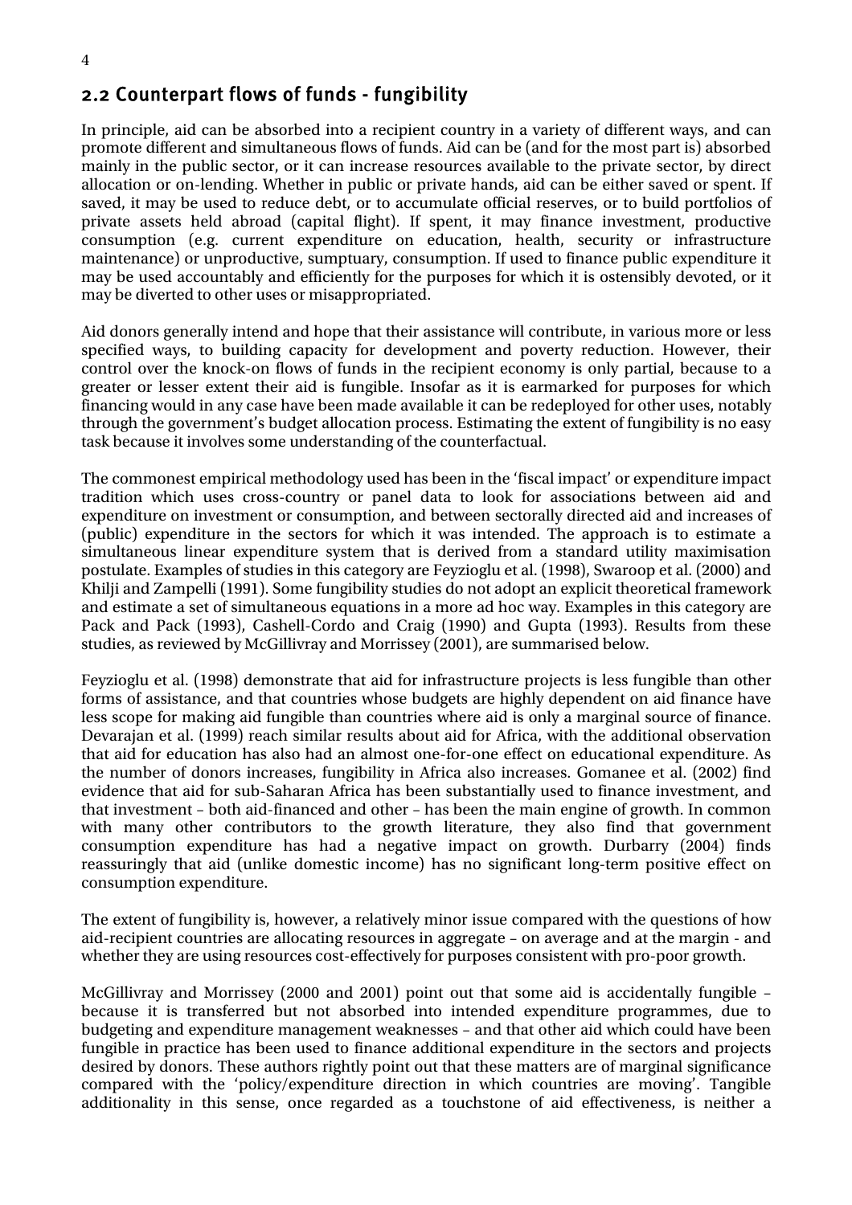## 2.2 Counterpart flows of funds - fungibility

In principle, aid can be absorbed into a recipient country in a variety of different ways, and can promote different and simultaneous flows of funds. Aid can be (and for the most part is) absorbed mainly in the public sector, or it can increase resources available to the private sector, by direct allocation or on-lending. Whether in public or private hands, aid can be either saved or spent. If saved, it may be used to reduce debt, or to accumulate official reserves, or to build portfolios of private assets held abroad (capital flight). If spent, it may finance investment, productive consumption (e.g. current expenditure on education, health, security or infrastructure maintenance) or unproductive, sumptuary, consumption. If used to finance public expenditure it may be used accountably and efficiently for the purposes for which it is ostensibly devoted, or it may be diverted to other uses or misappropriated.

Aid donors generally intend and hope that their assistance will contribute, in various more or less specified ways, to building capacity for development and poverty reduction. However, their control over the knock-on flows of funds in the recipient economy is only partial, because to a greater or lesser extent their aid is fungible. Insofar as it is earmarked for purposes for which financing would in any case have been made available it can be redeployed for other uses, notably through the government's budget allocation process. Estimating the extent of fungibility is no easy task because it involves some understanding of the counterfactual.

The commonest empirical methodology used has been in the 'fiscal impact' or expenditure impact tradition which uses cross-country or panel data to look for associations between aid and expenditure on investment or consumption, and between sectorally directed aid and increases of (public) expenditure in the sectors for which it was intended. The approach is to estimate a simultaneous linear expenditure system that is derived from a standard utility maximisation postulate. Examples of studies in this category are Feyzioglu et al. (1998), Swaroop et al. (2000) and Khilji and Zampelli (1991). Some fungibility studies do not adopt an explicit theoretical framework and estimate a set of simultaneous equations in a more ad hoc way. Examples in this category are Pack and Pack (1993), Cashell-Cordo and Craig (1990) and Gupta (1993). Results from these studies, as reviewed by McGillivray and Morrissey (2001), are summarised below.

Feyzioglu et al. (1998) demonstrate that aid for infrastructure projects is less fungible than other forms of assistance, and that countries whose budgets are highly dependent on aid finance have less scope for making aid fungible than countries where aid is only a marginal source of finance. Devarajan et al. (1999) reach similar results about aid for Africa, with the additional observation that aid for education has also had an almost one-for-one effect on educational expenditure. As the number of donors increases, fungibility in Africa also increases. Gomanee et al. (2002) find evidence that aid for sub-Saharan Africa has been substantially used to finance investment, and that investment – both aid-financed and other – has been the main engine of growth. In common with many other contributors to the growth literature, they also find that government consumption expenditure has had a negative impact on growth. Durbarry (2004) finds reassuringly that aid (unlike domestic income) has no significant long-term positive effect on consumption expenditure.

The extent of fungibility is, however, a relatively minor issue compared with the questions of how aid-recipient countries are allocating resources in aggregate – on average and at the margin - and whether they are using resources cost-effectively for purposes consistent with pro-poor growth.

McGillivray and Morrissey (2000 and 2001) point out that some aid is accidentally fungible – because it is transferred but not absorbed into intended expenditure programmes, due to budgeting and expenditure management weaknesses – and that other aid which could have been fungible in practice has been used to finance additional expenditure in the sectors and projects desired by donors. These authors rightly point out that these matters are of marginal significance compared with the 'policy/expenditure direction in which countries are moving'. Tangible additionality in this sense, once regarded as a touchstone of aid effectiveness, is neither a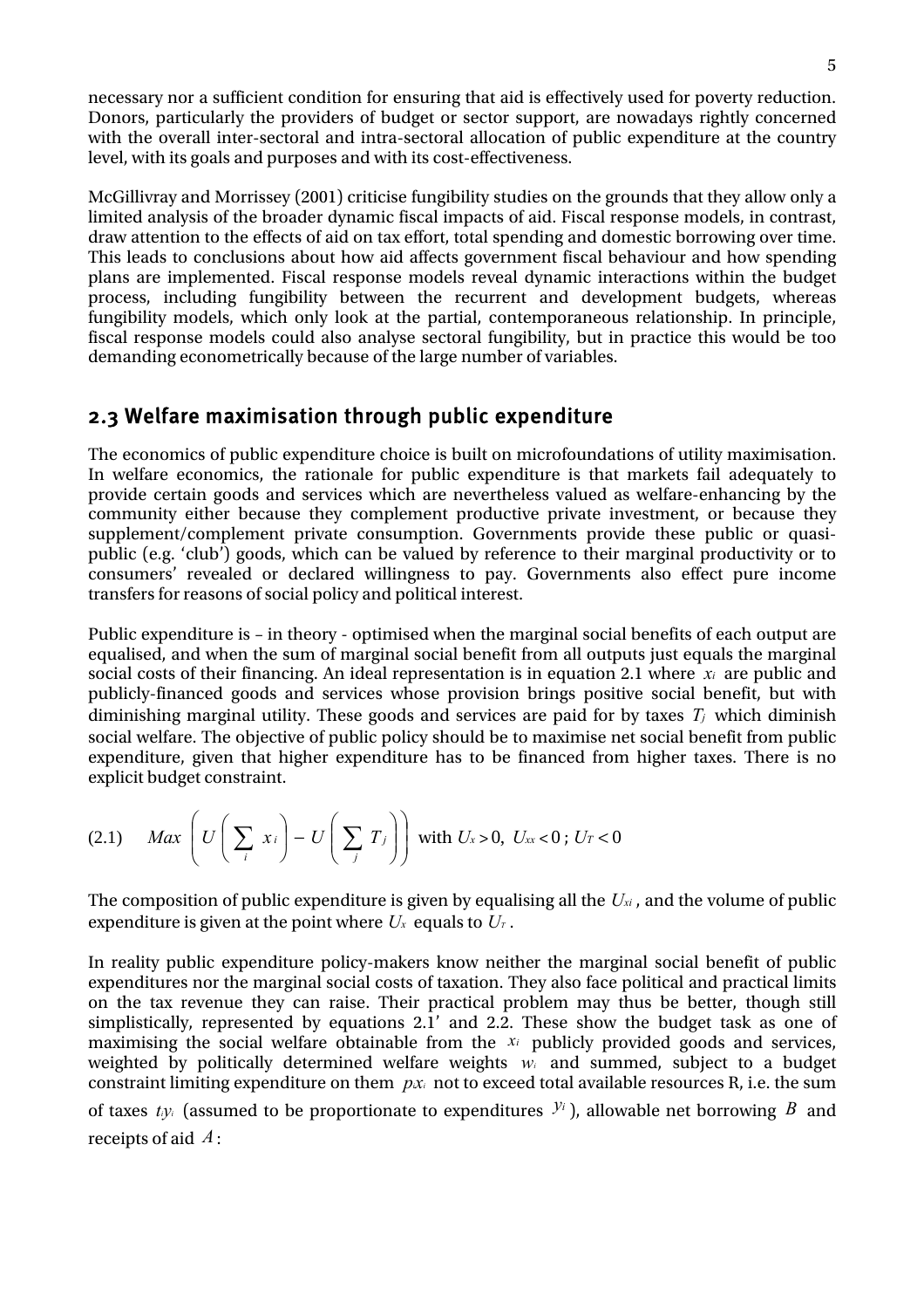necessary nor a sufficient condition for ensuring that aid is effectively used for poverty reduction. Donors, particularly the providers of budget or sector support, are nowadays rightly concerned with the overall inter-sectoral and intra-sectoral allocation of public expenditure at the country level, with its goals and purposes and with its cost-effectiveness.

McGillivray and Morrissey (2001) criticise fungibility studies on the grounds that they allow only a limited analysis of the broader dynamic fiscal impacts of aid. Fiscal response models, in contrast, draw attention to the effects of aid on tax effort, total spending and domestic borrowing over time. This leads to conclusions about how aid affects government fiscal behaviour and how spending plans are implemented. Fiscal response models reveal dynamic interactions within the budget process, including fungibility between the recurrent and development budgets, whereas fungibility models, which only look at the partial, contemporaneous relationship. In principle, fiscal response models could also analyse sectoral fungibility, but in practice this would be too demanding econometrically because of the large number of variables.

## 2.3 Welfare maximisation through public expenditure

The economics of public expenditure choice is built on microfoundations of utility maximisation. In welfare economics, the rationale for public expenditure is that markets fail adequately to provide certain goods and services which are nevertheless valued as welfare-enhancing by the community either because they complement productive private investment, or because they supplement/complement private consumption. Governments provide these public or quasi-public (e.g. 'club') goods, which can be valued by reference to their marginal productivity or to consumers' revealed or declared willingness to pay. Governments also effect pure income transfers for reasons of social policy and political interest.

Public expenditure is – in theory - optimised when the marginal social benefits of each output are equalised, and when the sum of marginal social benefit from all outputs just equals the marginal social costs of their financing. An ideal representation is in equation 2.1 where $x_i$ are public and publicly-financed goods and services whose provision brings positive social benefit, but with diminishing marginal utility. These goods and services are paid for by taxes $T_j$ which diminish social welfare. The objective of public policy should be to maximise net social benefit from public expenditure, given that higher expenditure has to be financed from higher taxes. There is no explicit budget constraint.

$$(2.1) \quad Max \left( U\left( \sum_i x_i \right) - U\left( \sum_j T_j \right) \right) \text{ with } U_x > 0,\ U_{xx} < 0\,;\ U_T < 0$$

The composition of public expenditure is given by equalising all the $U_{xi}$, and the volume of public expenditure is given at the point where $U_x$ equals to $U_T$.

In reality public expenditure policy-makers know neither the marginal social benefit of public expenditures nor the marginal social costs of taxation. They also face political and practical limits on the tax revenue they can raise. Their practical problem may thus be better, though still simplistically, represented by equations 2.1' and 2.2. These show the budget task as one of maximising the social welfare obtainable from the $x_i$ publicly provided goods and services, weighted by politically determined welfare weights $w_i$ and summed, subject to a budget constraint limiting expenditure on them $px_i$ not to exceed total available resources R, i.e. the sum of taxes $ty_i$ (assumed to be proportionate to expenditures $y_i$), allowable net borrowing $B$ and receipts of aid $A$: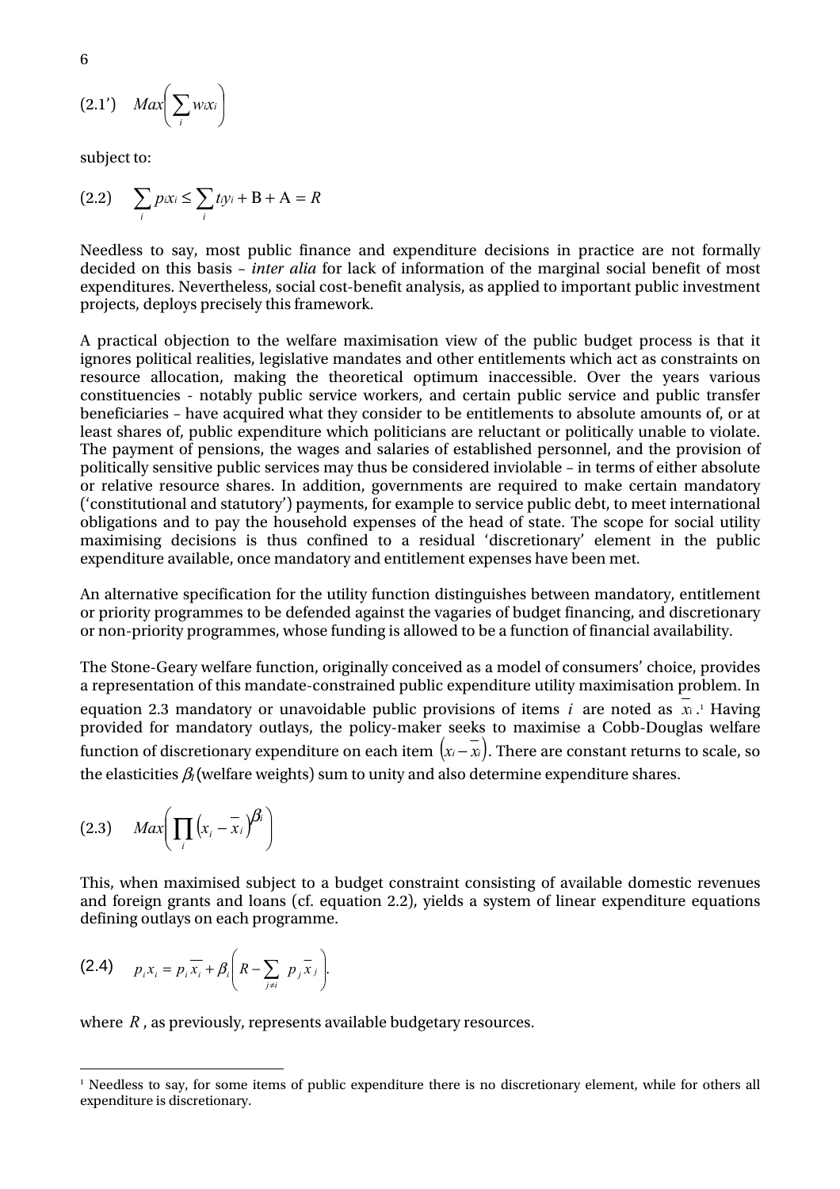$$(2.1') \quad Max\left(\sum_i w_i x_i\right)$$

subject to:

$$(2.2) \quad \sum_i p_i x_i \leq \sum_i t_i y_i + \mathrm{B} + \mathrm{A} = R$$

Needless to say, most public finance and expenditure decisions in practice are not formally decided on this basis – *inter alia* for lack of information of the marginal social benefit of most expenditures. Nevertheless, social cost-benefit analysis, as applied to important public investment projects, deploys precisely this framework.

A practical objection to the welfare maximisation view of the public budget process is that it ignores political realities, legislative mandates and other entitlements which act as constraints on resource allocation, making the theoretical optimum inaccessible. Over the years various constituencies - notably public service workers, and certain public service and public transfer beneficiaries – have acquired what they consider to be entitlements to absolute amounts of, or at least shares of, public expenditure which politicians are reluctant or politically unable to violate. The payment of pensions, the wages and salaries of established personnel, and the provision of politically sensitive public services may thus be considered inviolable – in terms of either absolute or relative resource shares. In addition, governments are required to make certain mandatory ('constitutional and statutory') payments, for example to service public debt, to meet international obligations and to pay the household expenses of the head of state. The scope for social utility maximising decisions is thus confined to a residual 'discretionary' element in the public expenditure available, once mandatory and entitlement expenses have been met.

An alternative specification for the utility function distinguishes between mandatory, entitlement or priority programmes to be defended against the vagaries of budget financing, and discretionary or non-priority programmes, whose funding is allowed to be a function of financial availability.

The Stone-Geary welfare function, originally conceived as a model of consumers' choice, provides a representation of this mandate-constrained public expenditure utility maximisation problem. In equation 2.3 mandatory or unavoidable public provisions of items $i$ are noted as $\overline{x}_i$.[1] Having provided for mandatory outlays, the policy-maker seeks to maximise a Cobb-Douglas welfare function of discretionary expenditure on each item $\left(x_i - \overline{x}_i\right)$. There are constant returns to scale, so the elasticities $\beta_i$ (welfare weights) sum to unity and also determine expenditure shares.

$$(2.3) \quad Max\left(\prod_i \left(x_i - \overline{x}_i\right)^{\beta_i}\right)$$

This, when maximised subject to a budget constraint consisting of available domestic revenues and foreign grants and loans (cf. equation 2.2), yields a system of linear expenditure equations defining outlays on each programme.

$$(2.4) \quad p_i x_i = p_i \overline{x_i} + \beta_i \left(R - \sum_{j \neq i} p_j \overline{x}_j\right).$$

where $R$, as previously, represents available budgetary resources.

[1] Needless to say, for some items of public expenditure there is no discretionary element, while for others all expenditure is discretionary.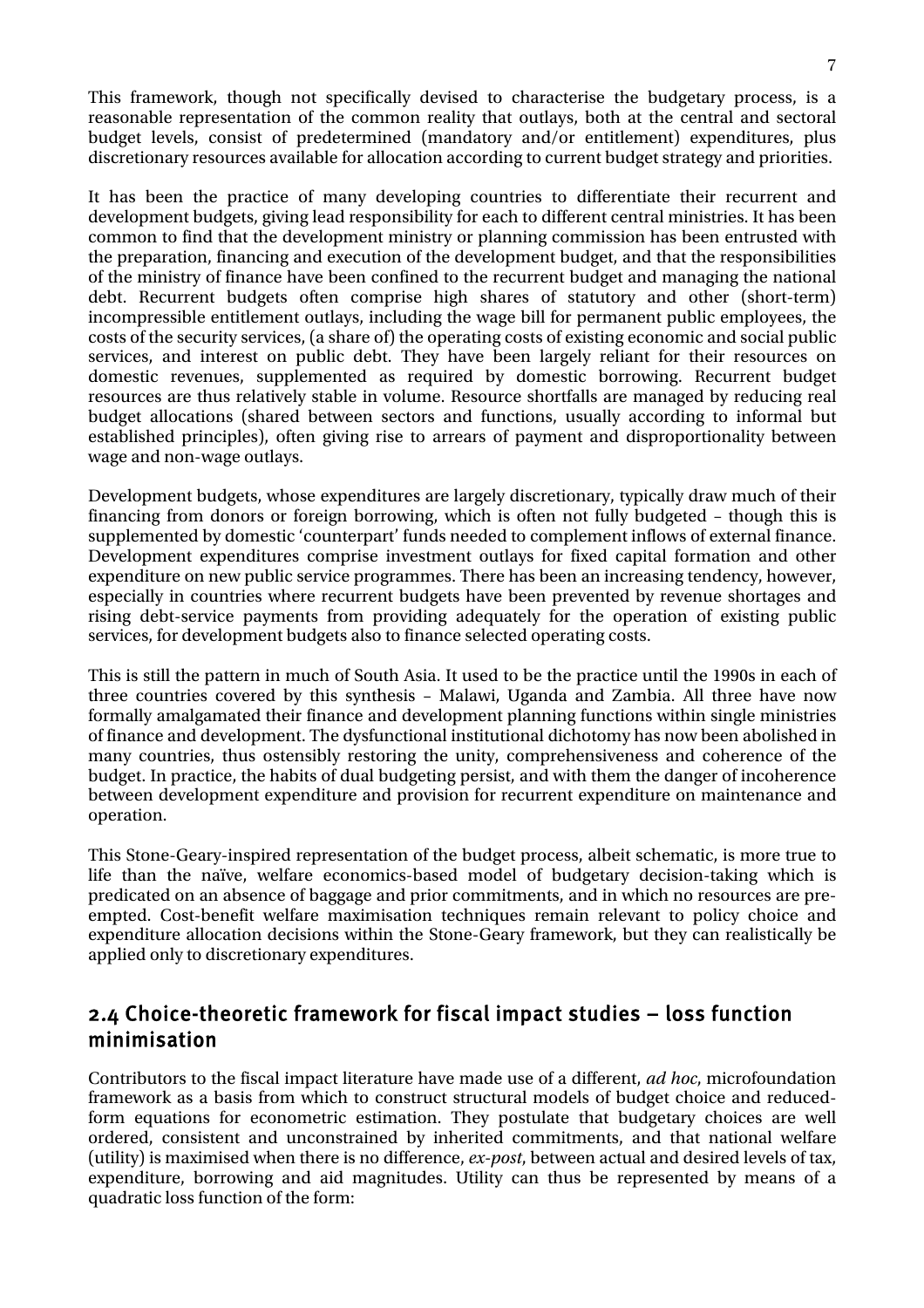This framework, though not specifically devised to characterise the budgetary process, is a reasonable representation of the common reality that outlays, both at the central and sectoral budget levels, consist of predetermined (mandatory and/or entitlement) expenditures, plus discretionary resources available for allocation according to current budget strategy and priorities.

It has been the practice of many developing countries to differentiate their recurrent and development budgets, giving lead responsibility for each to different central ministries. It has been common to find that the development ministry or planning commission has been entrusted with the preparation, financing and execution of the development budget, and that the responsibilities of the ministry of finance have been confined to the recurrent budget and managing the national debt. Recurrent budgets often comprise high shares of statutory and other (short-term) incompressible entitlement outlays, including the wage bill for permanent public employees, the costs of the security services, (a share of) the operating costs of existing economic and social public services, and interest on public debt. They have been largely reliant for their resources on domestic revenues, supplemented as required by domestic borrowing. Recurrent budget resources are thus relatively stable in volume. Resource shortfalls are managed by reducing real budget allocations (shared between sectors and functions, usually according to informal but established principles), often giving rise to arrears of payment and disproportionality between wage and non-wage outlays.

Development budgets, whose expenditures are largely discretionary, typically draw much of their financing from donors or foreign borrowing, which is often not fully budgeted – though this is supplemented by domestic 'counterpart' funds needed to complement inflows of external finance. Development expenditures comprise investment outlays for fixed capital formation and other expenditure on new public service programmes. There has been an increasing tendency, however, especially in countries where recurrent budgets have been prevented by revenue shortages and rising debt-service payments from providing adequately for the operation of existing public services, for development budgets also to finance selected operating costs.

This is still the pattern in much of South Asia. It used to be the practice until the 1990s in each of three countries covered by this synthesis – Malawi, Uganda and Zambia. All three have now formally amalgamated their finance and development planning functions within single ministries of finance and development. The dysfunctional institutional dichotomy has now been abolished in many countries, thus ostensibly restoring the unity, comprehensiveness and coherence of the budget. In practice, the habits of dual budgeting persist, and with them the danger of incoherence between development expenditure and provision for recurrent expenditure on maintenance and operation.

This Stone-Geary-inspired representation of the budget process, albeit schematic, is more true to life than the naïve, welfare economics-based model of budgetary decision-taking which is predicated on an absence of baggage and prior commitments, and in which no resources are pre-empted. Cost-benefit welfare maximisation techniques remain relevant to policy choice and expenditure allocation decisions within the Stone-Geary framework, but they can realistically be applied only to discretionary expenditures.

## 2.4 Choice-theoretic framework for fiscal impact studies – loss function minimisation

Contributors to the fiscal impact literature have made use of a different, *ad hoc*, microfoundation framework as a basis from which to construct structural models of budget choice and reduced-form equations for econometric estimation. They postulate that budgetary choices are well ordered, consistent and unconstrained by inherited commitments, and that national welfare (utility) is maximised when there is no difference, *ex-post*, between actual and desired levels of tax, expenditure, borrowing and aid magnitudes. Utility can thus be represented by means of a quadratic loss function of the form: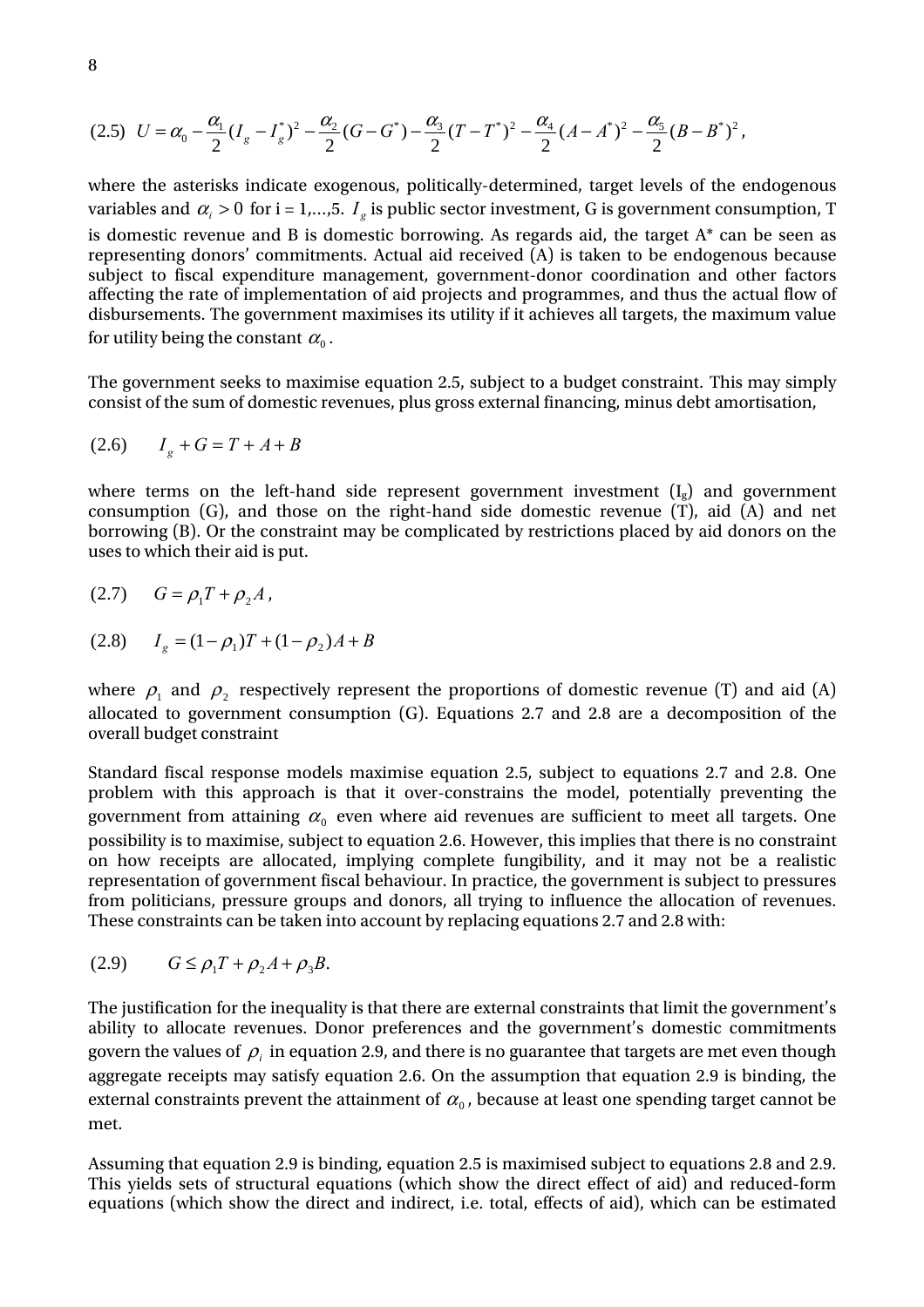(2.5) $U = \alpha_0 - \frac{\alpha_1}{2}(I_g - I_g^*)^2 - \frac{\alpha_2}{2}(G - G^*) - \frac{\alpha_3}{2}(T - T^*)^2 - \frac{\alpha_4}{2}(A - A^*)^2 - \frac{\alpha_5}{2}(B - B^*)^2$,

where the asterisks indicate exogenous, politically-determined, target levels of the endogenous variables and $\alpha_i > 0$ for i = 1,…,5. $I_g$ is public sector investment, G is government consumption, T is domestic revenue and B is domestic borrowing. As regards aid, the target A* can be seen as representing donors' commitments. Actual aid received (A) is taken to be endogenous because subject to fiscal expenditure management, government-donor coordination and other factors affecting the rate of implementation of aid projects and programmes, and thus the actual flow of disbursements. The government maximises its utility if it achieves all targets, the maximum value for utility being the constant $\alpha_0$.

The government seeks to maximise equation 2.5, subject to a budget constraint. This may simply consist of the sum of domestic revenues, plus gross external financing, minus debt amortisation,

(2.6) $I_g + G = T + A + B$

where terms on the left-hand side represent government investment ($I_g$) and government consumption (G), and those on the right-hand side domestic revenue (T), aid (A) and net borrowing (B). Or the constraint may be complicated by restrictions placed by aid donors on the uses to which their aid is put.

(2.7) $G = \rho_1 T + \rho_2 A$,

(2.8) $I_g = (1 - \rho_1)T + (1 - \rho_2)A + B$

where $\rho_1$ and $\rho_2$ respectively represent the proportions of domestic revenue (T) and aid (A) allocated to government consumption (G). Equations 2.7 and 2.8 are a decomposition of the overall budget constraint

Standard fiscal response models maximise equation 2.5, subject to equations 2.7 and 2.8. One problem with this approach is that it over-constrains the model, potentially preventing the government from attaining $\alpha_0$ even where aid revenues are sufficient to meet all targets. One possibility is to maximise, subject to equation 2.6. However, this implies that there is no constraint on how receipts are allocated, implying complete fungibility, and it may not be a realistic representation of government fiscal behaviour. In practice, the government is subject to pressures from politicians, pressure groups and donors, all trying to influence the allocation of revenues. These constraints can be taken into account by replacing equations 2.7 and 2.8 with:

(2.9) $G \leq \rho_1 T + \rho_2 A + \rho_3 B.$

The justification for the inequality is that there are external constraints that limit the government's ability to allocate revenues. Donor preferences and the government's domestic commitments govern the values of $\rho_i$ in equation 2.9, and there is no guarantee that targets are met even though aggregate receipts may satisfy equation 2.6. On the assumption that equation 2.9 is binding, the external constraints prevent the attainment of $\alpha_0$, because at least one spending target cannot be met.

Assuming that equation 2.9 is binding, equation 2.5 is maximised subject to equations 2.8 and 2.9. This yields sets of structural equations (which show the direct effect of aid) and reduced-form equations (which show the direct and indirect, i.e. total, effects of aid), which can be estimated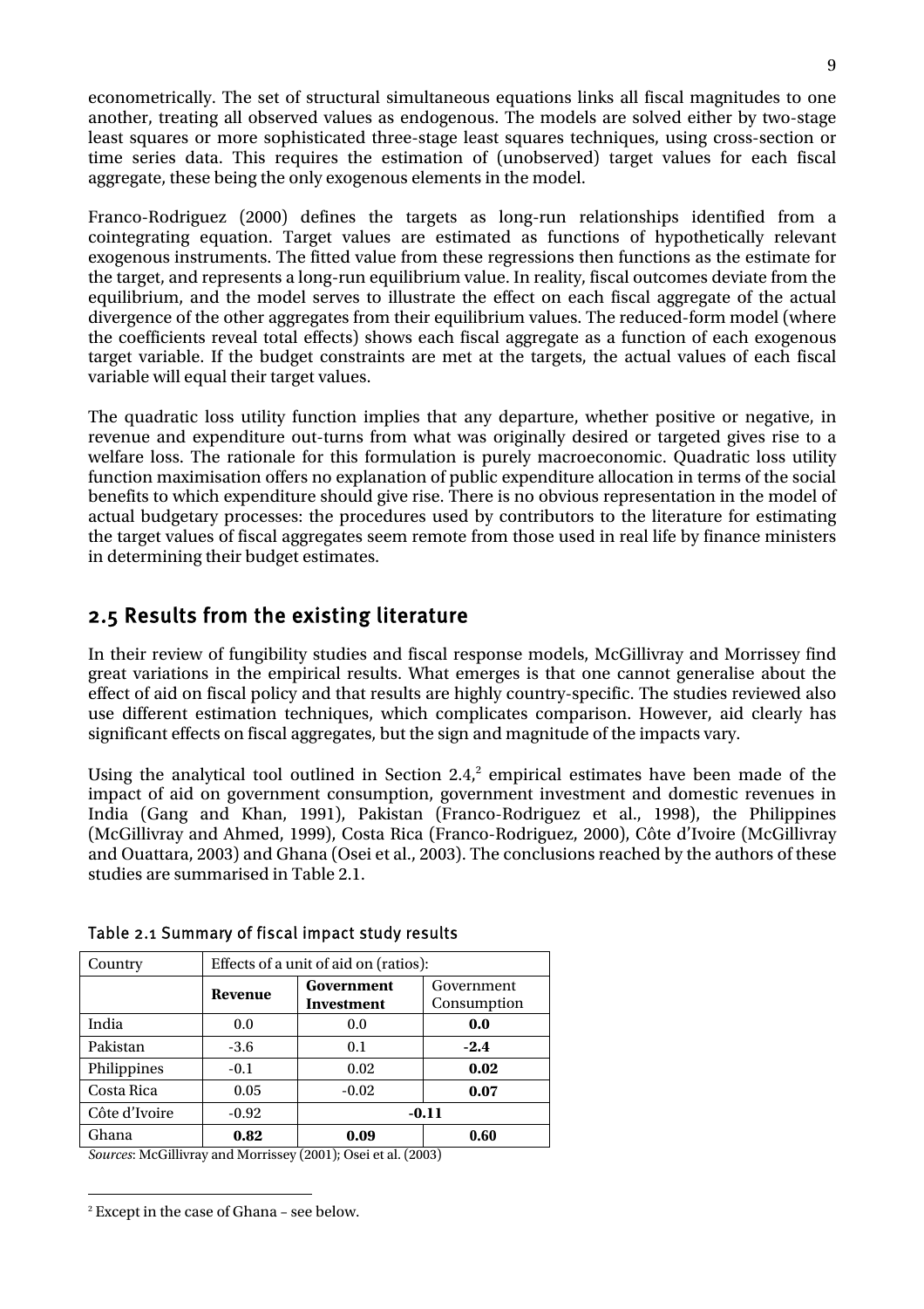econometrically. The set of structural simultaneous equations links all fiscal magnitudes to one another, treating all observed values as endogenous. The models are solved either by two-stage least squares or more sophisticated three-stage least squares techniques, using cross-section or time series data. This requires the estimation of (unobserved) target values for each fiscal aggregate, these being the only exogenous elements in the model.

Franco-Rodriguez (2000) defines the targets as long-run relationships identified from a cointegrating equation. Target values are estimated as functions of hypothetically relevant exogenous instruments. The fitted value from these regressions then functions as the estimate for the target, and represents a long-run equilibrium value. In reality, fiscal outcomes deviate from the equilibrium, and the model serves to illustrate the effect on each fiscal aggregate of the actual divergence of the other aggregates from their equilibrium values. The reduced-form model (where the coefficients reveal total effects) shows each fiscal aggregate as a function of each exogenous target variable. If the budget constraints are met at the targets, the actual values of each fiscal variable will equal their target values.

The quadratic loss utility function implies that any departure, whether positive or negative, in revenue and expenditure out-turns from what was originally desired or targeted gives rise to a welfare loss. The rationale for this formulation is purely macroeconomic. Quadratic loss utility function maximisation offers no explanation of public expenditure allocation in terms of the social benefits to which expenditure should give rise. There is no obvious representation in the model of actual budgetary processes: the procedures used by contributors to the literature for estimating the target values of fiscal aggregates seem remote from those used in real life by finance ministers in determining their budget estimates.

## 2.5 Results from the existing literature

In their review of fungibility studies and fiscal response models, McGillivray and Morrissey find great variations in the empirical results. What emerges is that one cannot generalise about the effect of aid on fiscal policy and that results are highly country-specific. The studies reviewed also use different estimation techniques, which complicates comparison. However, aid clearly has significant effects on fiscal aggregates, but the sign and magnitude of the impacts vary.

Using the analytical tool outlined in Section 2.4,[2] empirical estimates have been made of the impact of aid on government consumption, government investment and domestic revenues in India (Gang and Khan, 1991), Pakistan (Franco-Rodriguez et al., 1998), the Philippines (McGillivray and Ahmed, 1999), Costa Rica (Franco-Rodriguez, 2000), Côte d'Ivoire (McGillivray and Ouattara, 2003) and Ghana (Osei et al., 2003). The conclusions reached by the authors of these studies are summarised in Table 2.1.

Table 2.1 Summary of fiscal impact study results

| Country | Effects of a unit of aid on (ratios): | | |
|---|---|---|---|
| | **Revenue** | **Government Investment** | Government Consumption |
| India | 0.0 | 0.0 | **0.0** |
| Pakistan | -3.6 | 0.1 | **-2.4** |
| Philippines | -0.1 | 0.02 | **0.02** |
| Costa Rica | 0.05 | -0.02 | **0.07** |
| Côte d'Ivoire | -0.92 | **-0.11** | |
| Ghana | **0.82** | **0.09** | **0.60** |

*Sources*: McGillivray and Morrissey (2001); Osei et al. (2003)

[2] Except in the case of Ghana – see below.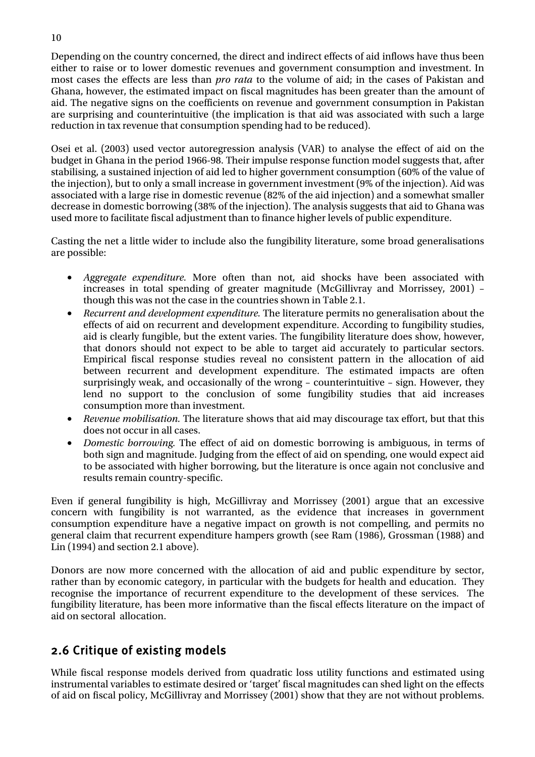Depending on the country concerned, the direct and indirect effects of aid inflows have thus been either to raise or to lower domestic revenues and government consumption and investment. In most cases the effects are less than *pro rata* to the volume of aid; in the cases of Pakistan and Ghana, however, the estimated impact on fiscal magnitudes has been greater than the amount of aid. The negative signs on the coefficients on revenue and government consumption in Pakistan are surprising and counterintuitive (the implication is that aid was associated with such a large reduction in tax revenue that consumption spending had to be reduced).

Osei et al. (2003) used vector autoregression analysis (VAR) to analyse the effect of aid on the budget in Ghana in the period 1966-98. Their impulse response function model suggests that, after stabilising, a sustained injection of aid led to higher government consumption (60% of the value of the injection), but to only a small increase in government investment (9% of the injection). Aid was associated with a large rise in domestic revenue (82% of the aid injection) and a somewhat smaller decrease in domestic borrowing (38% of the injection). The analysis suggests that aid to Ghana was used more to facilitate fiscal adjustment than to finance higher levels of public expenditure.

Casting the net a little wider to include also the fungibility literature, some broad generalisations are possible:

- *Aggregate expenditure.* More often than not, aid shocks have been associated with increases in total spending of greater magnitude (McGillivray and Morrissey, 2001) – though this was not the case in the countries shown in Table 2.1.
- *Recurrent and development expenditure.* The literature permits no generalisation about the effects of aid on recurrent and development expenditure. According to fungibility studies, aid is clearly fungible, but the extent varies. The fungibility literature does show, however, that donors should not expect to be able to target aid accurately to particular sectors. Empirical fiscal response studies reveal no consistent pattern in the allocation of aid between recurrent and development expenditure. The estimated impacts are often surprisingly weak, and occasionally of the wrong – counterintuitive – sign. However, they lend no support to the conclusion of some fungibility studies that aid increases consumption more than investment.
- *Revenue mobilisation.* The literature shows that aid may discourage tax effort, but that this does not occur in all cases.
- *Domestic borrowing.* The effect of aid on domestic borrowing is ambiguous, in terms of both sign and magnitude. Judging from the effect of aid on spending, one would expect aid to be associated with higher borrowing, but the literature is once again not conclusive and results remain country-specific.

Even if general fungibility is high, McGillivray and Morrissey (2001) argue that an excessive concern with fungibility is not warranted, as the evidence that increases in government consumption expenditure have a negative impact on growth is not compelling, and permits no general claim that recurrent expenditure hampers growth (see Ram (1986), Grossman (1988) and Lin (1994) and section 2.1 above).

Donors are now more concerned with the allocation of aid and public expenditure by sector, rather than by economic category, in particular with the budgets for health and education. They recognise the importance of recurrent expenditure to the development of these services. The fungibility literature, has been more informative than the fiscal effects literature on the impact of aid on sectoral allocation.

## 2.6 Critique of existing models

While fiscal response models derived from quadratic loss utility functions and estimated using instrumental variables to estimate desired or 'target' fiscal magnitudes can shed light on the effects of aid on fiscal policy, McGillivray and Morrissey (2001) show that they are not without problems.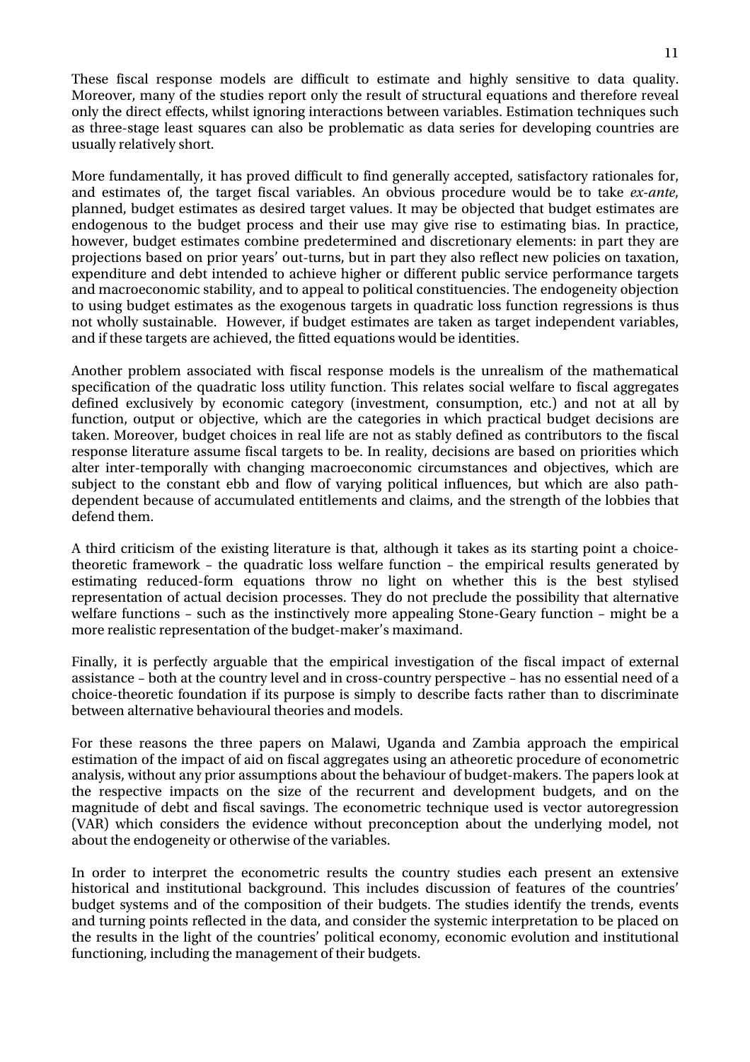These fiscal response models are difficult to estimate and highly sensitive to data quality. Moreover, many of the studies report only the result of structural equations and therefore reveal only the direct effects, whilst ignoring interactions between variables. Estimation techniques such as three-stage least squares can also be problematic as data series for developing countries are usually relatively short.

More fundamentally, it has proved difficult to find generally accepted, satisfactory rationales for, and estimates of, the target fiscal variables. An obvious procedure would be to take *ex-ante*, planned, budget estimates as desired target values. It may be objected that budget estimates are endogenous to the budget process and their use may give rise to estimating bias. In practice, however, budget estimates combine predetermined and discretionary elements: in part they are projections based on prior years' out-turns, but in part they also reflect new policies on taxation, expenditure and debt intended to achieve higher or different public service performance targets and macroeconomic stability, and to appeal to political constituencies. The endogeneity objection to using budget estimates as the exogenous targets in quadratic loss function regressions is thus not wholly sustainable. However, if budget estimates are taken as target independent variables, and if these targets are achieved, the fitted equations would be identities.

Another problem associated with fiscal response models is the unrealism of the mathematical specification of the quadratic loss utility function. This relates social welfare to fiscal aggregates defined exclusively by economic category (investment, consumption, etc.) and not at all by function, output or objective, which are the categories in which practical budget decisions are taken. Moreover, budget choices in real life are not as stably defined as contributors to the fiscal response literature assume fiscal targets to be. In reality, decisions are based on priorities which alter inter-temporally with changing macroeconomic circumstances and objectives, which are subject to the constant ebb and flow of varying political influences, but which are also path-dependent because of accumulated entitlements and claims, and the strength of the lobbies that defend them.

A third criticism of the existing literature is that, although it takes as its starting point a choice-theoretic framework – the quadratic loss welfare function – the empirical results generated by estimating reduced-form equations throw no light on whether this is the best stylised representation of actual decision processes. They do not preclude the possibility that alternative welfare functions – such as the instinctively more appealing Stone-Geary function – might be a more realistic representation of the budget-maker's maximand.

Finally, it is perfectly arguable that the empirical investigation of the fiscal impact of external assistance – both at the country level and in cross-country perspective – has no essential need of a choice-theoretic foundation if its purpose is simply to describe facts rather than to discriminate between alternative behavioural theories and models.

For these reasons the three papers on Malawi, Uganda and Zambia approach the empirical estimation of the impact of aid on fiscal aggregates using an atheoretic procedure of econometric analysis, without any prior assumptions about the behaviour of budget-makers. The papers look at the respective impacts on the size of the recurrent and development budgets, and on the magnitude of debt and fiscal savings. The econometric technique used is vector autoregression (VAR) which considers the evidence without preconception about the underlying model, not about the endogeneity or otherwise of the variables.

In order to interpret the econometric results the country studies each present an extensive historical and institutional background. This includes discussion of features of the countries' budget systems and of the composition of their budgets. The studies identify the trends, events and turning points reflected in the data, and consider the systemic interpretation to be placed on the results in the light of the countries' political economy, economic evolution and institutional functioning, including the management of their budgets.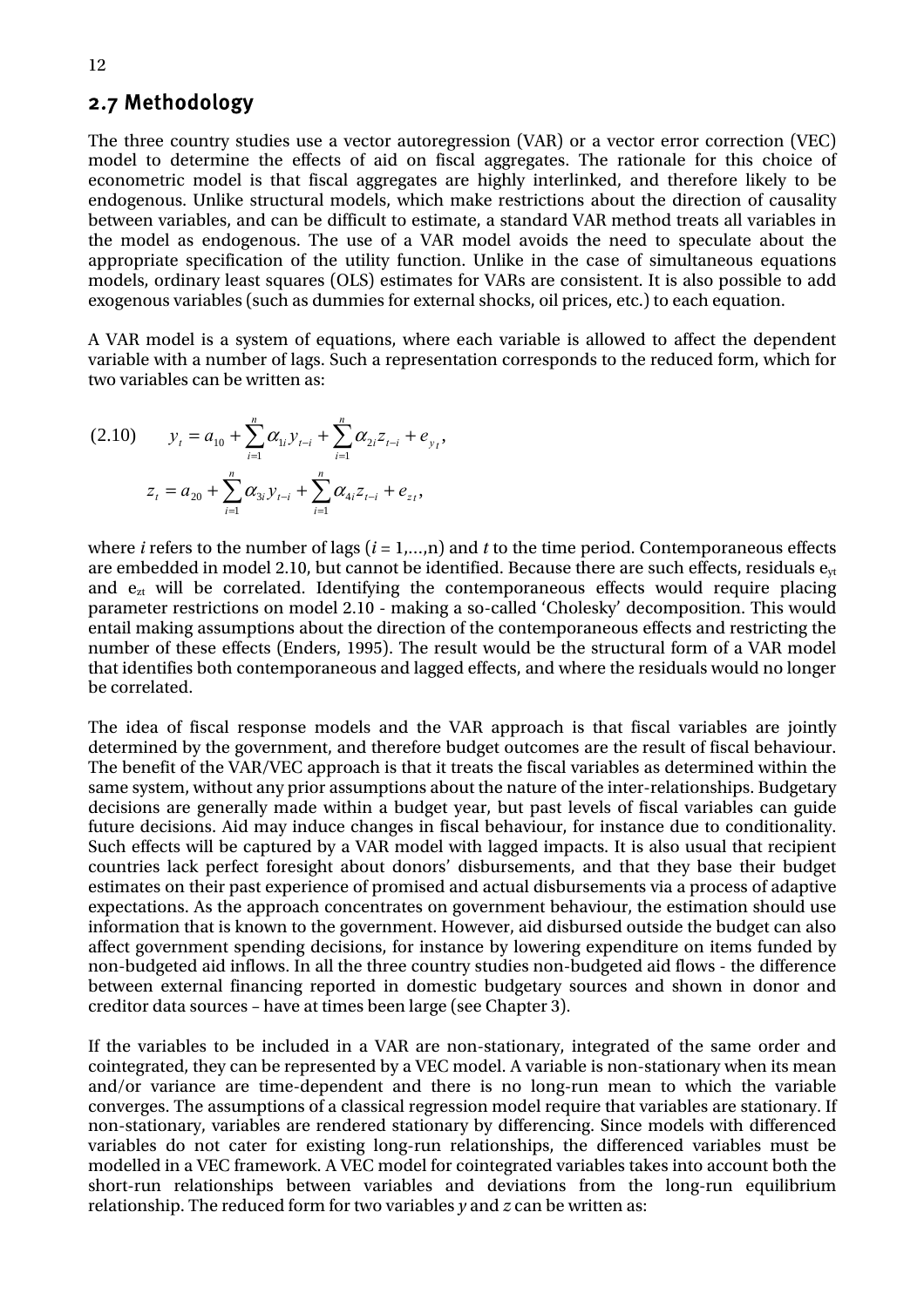## 2.7 Methodology

The three country studies use a vector autoregression (VAR) or a vector error correction (VEC) model to determine the effects of aid on fiscal aggregates. The rationale for this choice of econometric model is that fiscal aggregates are highly interlinked, and therefore likely to be endogenous. Unlike structural models, which make restrictions about the direction of causality between variables, and can be difficult to estimate, a standard VAR method treats all variables in the model as endogenous. The use of a VAR model avoids the need to speculate about the appropriate specification of the utility function. Unlike in the case of simultaneous equations models, ordinary least squares (OLS) estimates for VARs are consistent. It is also possible to add exogenous variables (such as dummies for external shocks, oil prices, etc.) to each equation.

A VAR model is a system of equations, where each variable is allowed to affect the dependent variable with a number of lags. Such a representation corresponds to the reduced form, which for two variables can be written as:

$$(2.10) \qquad y_t = a_{10} + \sum_{i=1}^{n} \alpha_{1i} y_{t-i} + \sum_{i=1}^{n} \alpha_{2i} z_{t-i} + e_{yt},$$

$$z_t = a_{20} + \sum_{i=1}^{n} \alpha_{3i} y_{t-i} + \sum_{i=1}^{n} \alpha_{4i} z_{t-i} + e_{zt},$$

where *i* refers to the number of lags ($i = 1,\ldots,n$) and *t* to the time period. Contemporaneous effects are embedded in model 2.10, but cannot be identified. Because there are such effects, residuals $e_{yt}$ and $e_{zt}$ will be correlated. Identifying the contemporaneous effects would require placing parameter restrictions on model 2.10 - making a so-called 'Cholesky' decomposition. This would entail making assumptions about the direction of the contemporaneous effects and restricting the number of these effects (Enders, 1995). The result would be the structural form of a VAR model that identifies both contemporaneous and lagged effects, and where the residuals would no longer be correlated.

The idea of fiscal response models and the VAR approach is that fiscal variables are jointly determined by the government, and therefore budget outcomes are the result of fiscal behaviour. The benefit of the VAR/VEC approach is that it treats the fiscal variables as determined within the same system, without any prior assumptions about the nature of the inter-relationships. Budgetary decisions are generally made within a budget year, but past levels of fiscal variables can guide future decisions. Aid may induce changes in fiscal behaviour, for instance due to conditionality. Such effects will be captured by a VAR model with lagged impacts. It is also usual that recipient countries lack perfect foresight about donors' disbursements, and that they base their budget estimates on their past experience of promised and actual disbursements via a process of adaptive expectations. As the approach concentrates on government behaviour, the estimation should use information that is known to the government. However, aid disbursed outside the budget can also affect government spending decisions, for instance by lowering expenditure on items funded by non-budgeted aid inflows. In all the three country studies non-budgeted aid flows - the difference between external financing reported in domestic budgetary sources and shown in donor and creditor data sources – have at times been large (see Chapter 3).

If the variables to be included in a VAR are non-stationary, integrated of the same order and cointegrated, they can be represented by a VEC model. A variable is non-stationary when its mean and/or variance are time-dependent and there is no long-run mean to which the variable converges. The assumptions of a classical regression model require that variables are stationary. If non-stationary, variables are rendered stationary by differencing. Since models with differenced variables do not cater for existing long-run relationships, the differenced variables must be modelled in a VEC framework. A VEC model for cointegrated variables takes into account both the short-run relationships between variables and deviations from the long-run equilibrium relationship. The reduced form for two variables *y* and *z* can be written as: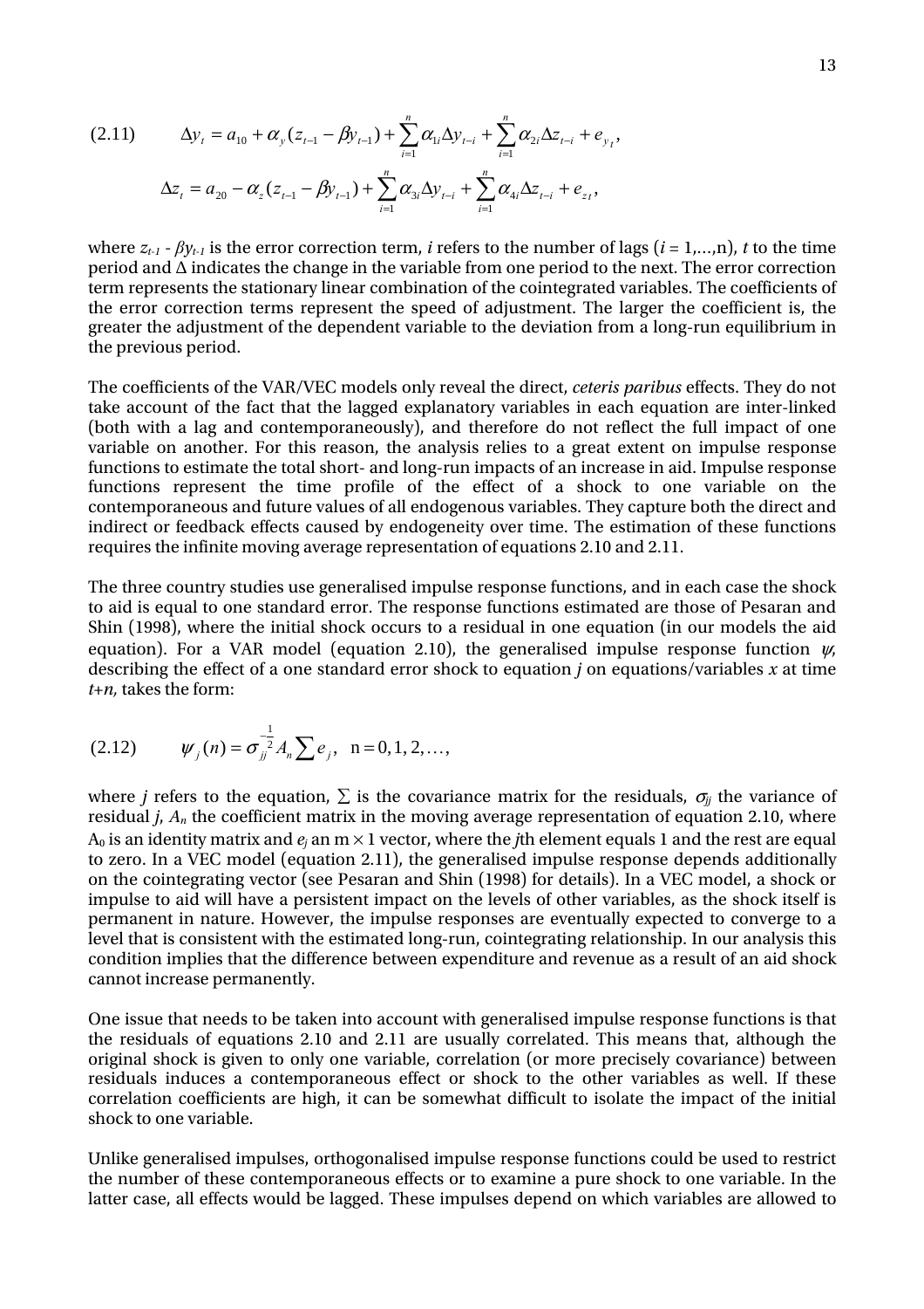$$(2.11) \qquad \Delta y_t = a_{10} + \alpha_y (z_{t-1} - \beta y_{t-1}) + \sum_{i=1}^{n} \alpha_{1i} \Delta y_{t-i} + \sum_{i=1}^{n} \alpha_{2i} \Delta z_{t-i} + e_{y_t},$$

$$\Delta z_t = a_{20} - \alpha_z (z_{t-1} - \beta y_{t-1}) + \sum_{i=1}^{n} \alpha_{3i} \Delta y_{t-i} + \sum_{i=1}^{n} \alpha_{4i} \Delta z_{t-i} + e_{z_t},$$

where $z_{t-1}$ - $\beta y_{t-1}$ is the error correction term, $i$ refers to the number of lags ($i$ = 1,...,n), $t$ to the time period and Δ indicates the change in the variable from one period to the next. The error correction term represents the stationary linear combination of the cointegrated variables. The coefficients of the error correction terms represent the speed of adjustment. The larger the coefficient is, the greater the adjustment of the dependent variable to the deviation from a long-run equilibrium in the previous period.

The coefficients of the VAR/VEC models only reveal the direct, *ceteris paribus* effects. They do not take account of the fact that the lagged explanatory variables in each equation are inter-linked (both with a lag and contemporaneously), and therefore do not reflect the full impact of one variable on another. For this reason, the analysis relies to a great extent on impulse response functions to estimate the total short- and long-run impacts of an increase in aid. Impulse response functions represent the time profile of the effect of a shock to one variable on the contemporaneous and future values of all endogenous variables. They capture both the direct and indirect or feedback effects caused by endogeneity over time. The estimation of these functions requires the infinite moving average representation of equations 2.10 and 2.11.

The three country studies use generalised impulse response functions, and in each case the shock to aid is equal to one standard error. The response functions estimated are those of Pesaran and Shin (1998), where the initial shock occurs to a residual in one equation (in our models the aid equation). For a VAR model (equation 2.10), the generalised impulse response function $\psi$, describing the effect of a one standard error shock to equation $j$ on equations/variables $x$ at time $t+n$, takes the form:

$$(2.12) \qquad \psi_j(n) = \sigma_{jj}^{-\frac{1}{2}} A_n \sum e_j, \quad \text{n} = 0, 1, 2, \ldots,$$

where $j$ refers to the equation, $\Sigma$ is the covariance matrix for the residuals, $\sigma_{jj}$ the variance of residual $j$, $A_n$ the coefficient matrix in the moving average representation of equation 2.10, where $A_0$ is an identity matrix and $e_j$ an m × 1 vector, where the $j$th element equals 1 and the rest are equal to zero. In a VEC model (equation 2.11), the generalised impulse response depends additionally on the cointegrating vector (see Pesaran and Shin (1998) for details). In a VEC model, a shock or impulse to aid will have a persistent impact on the levels of other variables, as the shock itself is permanent in nature. However, the impulse responses are eventually expected to converge to a level that is consistent with the estimated long-run, cointegrating relationship. In our analysis this condition implies that the difference between expenditure and revenue as a result of an aid shock cannot increase permanently.

One issue that needs to be taken into account with generalised impulse response functions is that the residuals of equations 2.10 and 2.11 are usually correlated. This means that, although the original shock is given to only one variable, correlation (or more precisely covariance) between residuals induces a contemporaneous effect or shock to the other variables as well. If these correlation coefficients are high, it can be somewhat difficult to isolate the impact of the initial shock to one variable.

Unlike generalised impulses, orthogonalised impulse response functions could be used to restrict the number of these contemporaneous effects or to examine a pure shock to one variable. In the latter case, all effects would be lagged. These impulses depend on which variables are allowed to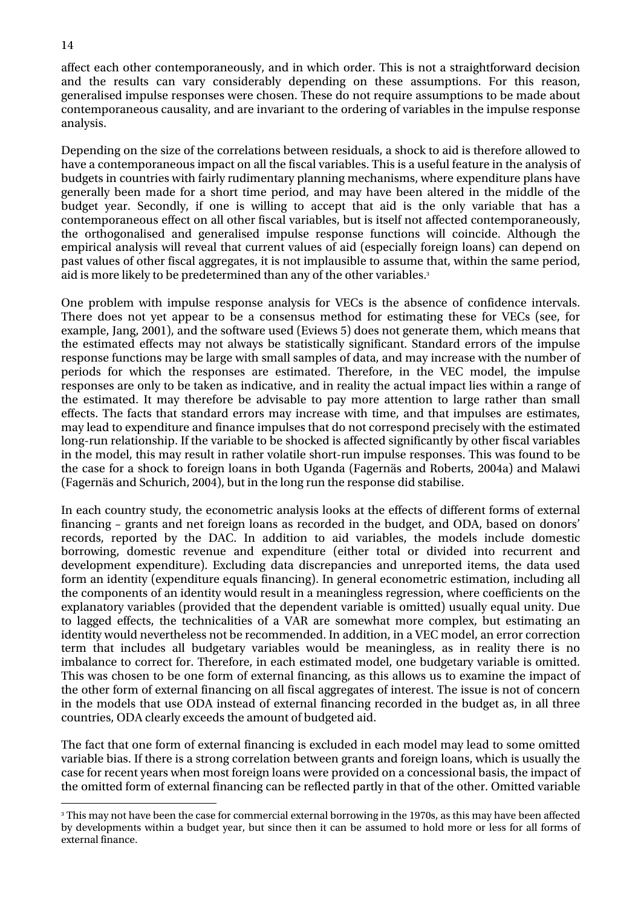affect each other contemporaneously, and in which order. This is not a straightforward decision and the results can vary considerably depending on these assumptions. For this reason, generalised impulse responses were chosen. These do not require assumptions to be made about contemporaneous causality, and are invariant to the ordering of variables in the impulse response analysis.

Depending on the size of the correlations between residuals, a shock to aid is therefore allowed to have a contemporaneous impact on all the fiscal variables. This is a useful feature in the analysis of budgets in countries with fairly rudimentary planning mechanisms, where expenditure plans have generally been made for a short time period, and may have been altered in the middle of the budget year. Secondly, if one is willing to accept that aid is the only variable that has a contemporaneous effect on all other fiscal variables, but is itself not affected contemporaneously, the orthogonalised and generalised impulse response functions will coincide. Although the empirical analysis will reveal that current values of aid (especially foreign loans) can depend on past values of other fiscal aggregates, it is not implausible to assume that, within the same period, aid is more likely to be predetermined than any of the other variables.[3]

One problem with impulse response analysis for VECs is the absence of confidence intervals. There does not yet appear to be a consensus method for estimating these for VECs (see, for example, Jang, 2001), and the software used (Eviews 5) does not generate them, which means that the estimated effects may not always be statistically significant. Standard errors of the impulse response functions may be large with small samples of data, and may increase with the number of periods for which the responses are estimated. Therefore, in the VEC model, the impulse responses are only to be taken as indicative, and in reality the actual impact lies within a range of the estimated. It may therefore be advisable to pay more attention to large rather than small effects. The facts that standard errors may increase with time, and that impulses are estimates, may lead to expenditure and finance impulses that do not correspond precisely with the estimated long-run relationship. If the variable to be shocked is affected significantly by other fiscal variables in the model, this may result in rather volatile short-run impulse responses. This was found to be the case for a shock to foreign loans in both Uganda (Fagernäs and Roberts, 2004a) and Malawi (Fagernäs and Schurich, 2004), but in the long run the response did stabilise.

In each country study, the econometric analysis looks at the effects of different forms of external financing – grants and net foreign loans as recorded in the budget, and ODA, based on donors' records, reported by the DAC. In addition to aid variables, the models include domestic borrowing, domestic revenue and expenditure (either total or divided into recurrent and development expenditure). Excluding data discrepancies and unreported items, the data used form an identity (expenditure equals financing). In general econometric estimation, including all the components of an identity would result in a meaningless regression, where coefficients on the explanatory variables (provided that the dependent variable is omitted) usually equal unity. Due to lagged effects, the technicalities of a VAR are somewhat more complex, but estimating an identity would nevertheless not be recommended. In addition, in a VEC model, an error correction term that includes all budgetary variables would be meaningless, as in reality there is no imbalance to correct for. Therefore, in each estimated model, one budgetary variable is omitted. This was chosen to be one form of external financing, as this allows us to examine the impact of the other form of external financing on all fiscal aggregates of interest. The issue is not of concern in the models that use ODA instead of external financing recorded in the budget as, in all three countries, ODA clearly exceeds the amount of budgeted aid.

The fact that one form of external financing is excluded in each model may lead to some omitted variable bias. If there is a strong correlation between grants and foreign loans, which is usually the case for recent years when most foreign loans were provided on a concessional basis, the impact of the omitted form of external financing can be reflected partly in that of the other. Omitted variable

---

[3] This may not have been the case for commercial external borrowing in the 1970s, as this may have been affected by developments within a budget year, but since then it can be assumed to hold more or less for all forms of external finance.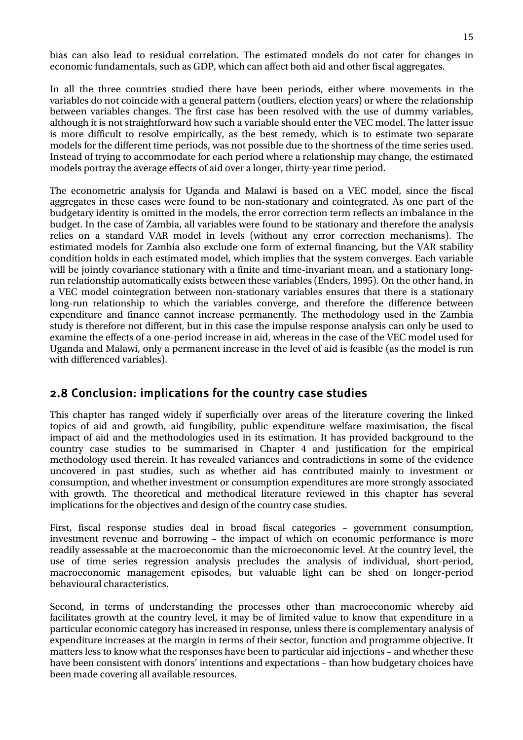bias can also lead to residual correlation. The estimated models do not cater for changes in economic fundamentals, such as GDP, which can affect both aid and other fiscal aggregates.

In all the three countries studied there have been periods, either where movements in the variables do not coincide with a general pattern (outliers, election years) or where the relationship between variables changes. The first case has been resolved with the use of dummy variables, although it is not straightforward how such a variable should enter the VEC model. The latter issue is more difficult to resolve empirically, as the best remedy, which is to estimate two separate models for the different time periods, was not possible due to the shortness of the time series used. Instead of trying to accommodate for each period where a relationship may change, the estimated models portray the average effects of aid over a longer, thirty-year time period.

The econometric analysis for Uganda and Malawi is based on a VEC model, since the fiscal aggregates in these cases were found to be non-stationary and cointegrated. As one part of the budgetary identity is omitted in the models, the error correction term reflects an imbalance in the budget. In the case of Zambia, all variables were found to be stationary and therefore the analysis relies on a standard VAR model in levels (without any error correction mechanisms). The estimated models for Zambia also exclude one form of external financing, but the VAR stability condition holds in each estimated model, which implies that the system converges. Each variable will be jointly covariance stationary with a finite and time-invariant mean, and a stationary long-run relationship automatically exists between these variables (Enders, 1995). On the other hand, in a VEC model cointegration between non-stationary variables ensures that there is a stationary long-run relationship to which the variables converge, and therefore the difference between expenditure and finance cannot increase permanently. The methodology used in the Zambia study is therefore not different, but in this case the impulse response analysis can only be used to examine the effects of a one-period increase in aid, whereas in the case of the VEC model used for Uganda and Malawi, only a permanent increase in the level of aid is feasible (as the model is run with differenced variables).

## 2.8 Conclusion: implications for the country case studies

This chapter has ranged widely if superficially over areas of the literature covering the linked topics of aid and growth, aid fungibility, public expenditure welfare maximisation, the fiscal impact of aid and the methodologies used in its estimation. It has provided background to the country case studies to be summarised in Chapter 4 and justification for the empirical methodology used therein. It has revealed variances and contradictions in some of the evidence uncovered in past studies, such as whether aid has contributed mainly to investment or consumption, and whether investment or consumption expenditures are more strongly associated with growth. The theoretical and methodical literature reviewed in this chapter has several implications for the objectives and design of the country case studies.

First, fiscal response studies deal in broad fiscal categories – government consumption, investment revenue and borrowing – the impact of which on economic performance is more readily assessable at the macroeconomic than the microeconomic level. At the country level, the use of time series regression analysis precludes the analysis of individual, short-period, macroeconomic management episodes, but valuable light can be shed on longer-period behavioural characteristics.

Second, in terms of understanding the processes other than macroeconomic whereby aid facilitates growth at the country level, it may be of limited value to know that expenditure in a particular economic category has increased in response, unless there is complementary analysis of expenditure increases at the margin in terms of their sector, function and programme objective. It matters less to know what the responses have been to particular aid injections – and whether these have been consistent with donors' intentions and expectations – than how budgetary choices have been made covering all available resources.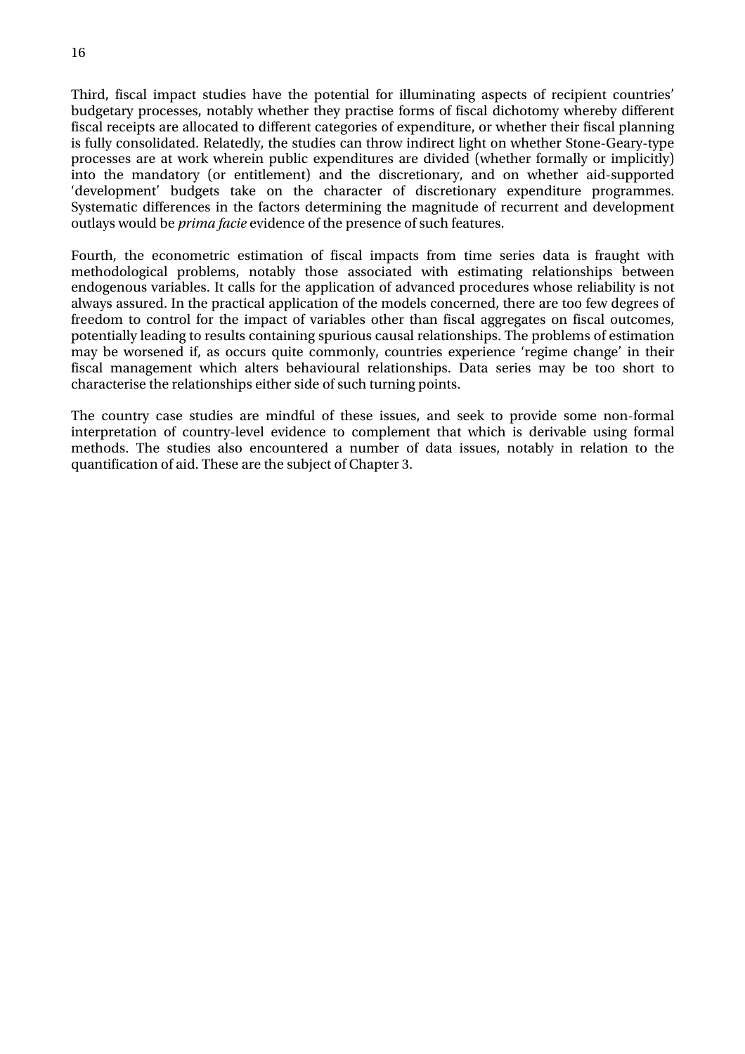Third, fiscal impact studies have the potential for illuminating aspects of recipient countries' budgetary processes, notably whether they practise forms of fiscal dichotomy whereby different fiscal receipts are allocated to different categories of expenditure, or whether their fiscal planning is fully consolidated. Relatedly, the studies can throw indirect light on whether Stone-Geary-type processes are at work wherein public expenditures are divided (whether formally or implicitly) into the mandatory (or entitlement) and the discretionary, and on whether aid-supported 'development' budgets take on the character of discretionary expenditure programmes. Systematic differences in the factors determining the magnitude of recurrent and development outlays would be *prima facie* evidence of the presence of such features.

Fourth, the econometric estimation of fiscal impacts from time series data is fraught with methodological problems, notably those associated with estimating relationships between endogenous variables. It calls for the application of advanced procedures whose reliability is not always assured. In the practical application of the models concerned, there are too few degrees of freedom to control for the impact of variables other than fiscal aggregates on fiscal outcomes, potentially leading to results containing spurious causal relationships. The problems of estimation may be worsened if, as occurs quite commonly, countries experience 'regime change' in their fiscal management which alters behavioural relationships. Data series may be too short to characterise the relationships either side of such turning points.

The country case studies are mindful of these issues, and seek to provide some non-formal interpretation of country-level evidence to complement that which is derivable using formal methods. The studies also encountered a number of data issues, notably in relation to the quantification of aid. These are the subject of Chapter 3.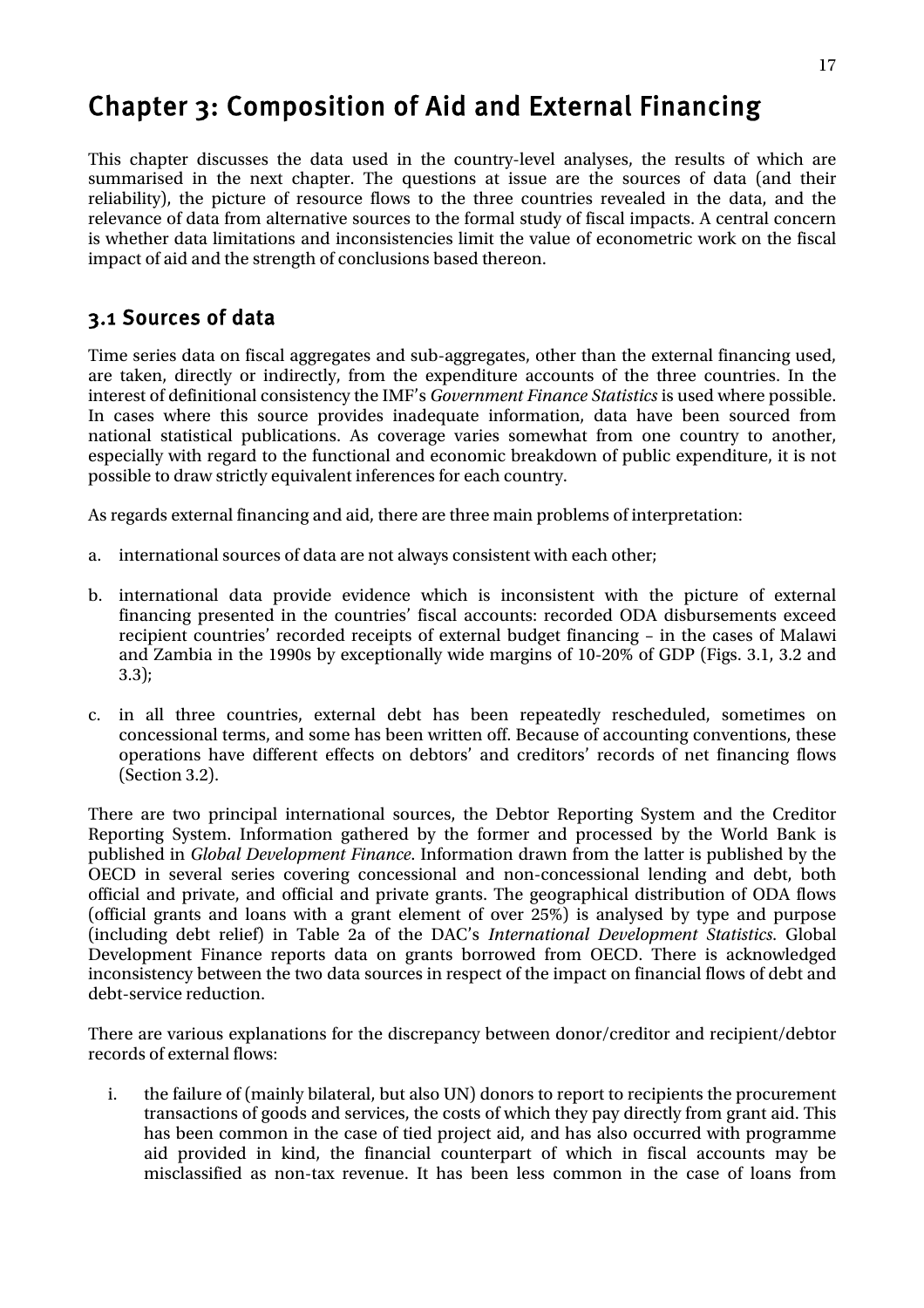# Chapter 3: Composition of Aid and External Financing

This chapter discusses the data used in the country-level analyses, the results of which are summarised in the next chapter. The questions at issue are the sources of data (and their reliability), the picture of resource flows to the three countries revealed in the data, and the relevance of data from alternative sources to the formal study of fiscal impacts. A central concern is whether data limitations and inconsistencies limit the value of econometric work on the fiscal impact of aid and the strength of conclusions based thereon.

## 3.1 Sources of data

Time series data on fiscal aggregates and sub-aggregates, other than the external financing used, are taken, directly or indirectly, from the expenditure accounts of the three countries. In the interest of definitional consistency the IMF's *Government Finance Statistics* is used where possible. In cases where this source provides inadequate information, data have been sourced from national statistical publications. As coverage varies somewhat from one country to another, especially with regard to the functional and economic breakdown of public expenditure, it is not possible to draw strictly equivalent inferences for each country.

As regards external financing and aid, there are three main problems of interpretation:

a. international sources of data are not always consistent with each other;

b. international data provide evidence which is inconsistent with the picture of external financing presented in the countries' fiscal accounts: recorded ODA disbursements exceed recipient countries' recorded receipts of external budget financing – in the cases of Malawi and Zambia in the 1990s by exceptionally wide margins of 10-20% of GDP (Figs. 3.1, 3.2 and 3.3);

c. in all three countries, external debt has been repeatedly rescheduled, sometimes on concessional terms, and some has been written off. Because of accounting conventions, these operations have different effects on debtors' and creditors' records of net financing flows (Section 3.2).

There are two principal international sources, the Debtor Reporting System and the Creditor Reporting System. Information gathered by the former and processed by the World Bank is published in *Global Development Finance*. Information drawn from the latter is published by the OECD in several series covering concessional and non-concessional lending and debt, both official and private, and official and private grants. The geographical distribution of ODA flows (official grants and loans with a grant element of over 25%) is analysed by type and purpose (including debt relief) in Table 2a of the DAC's *International Development Statistics*. Global Development Finance reports data on grants borrowed from OECD. There is acknowledged inconsistency between the two data sources in respect of the impact on financial flows of debt and debt-service reduction.

There are various explanations for the discrepancy between donor/creditor and recipient/debtor records of external flows:

i. the failure of (mainly bilateral, but also UN) donors to report to recipients the procurement transactions of goods and services, the costs of which they pay directly from grant aid. This has been common in the case of tied project aid, and has also occurred with programme aid provided in kind, the financial counterpart of which in fiscal accounts may be misclassified as non-tax revenue. It has been less common in the case of loans from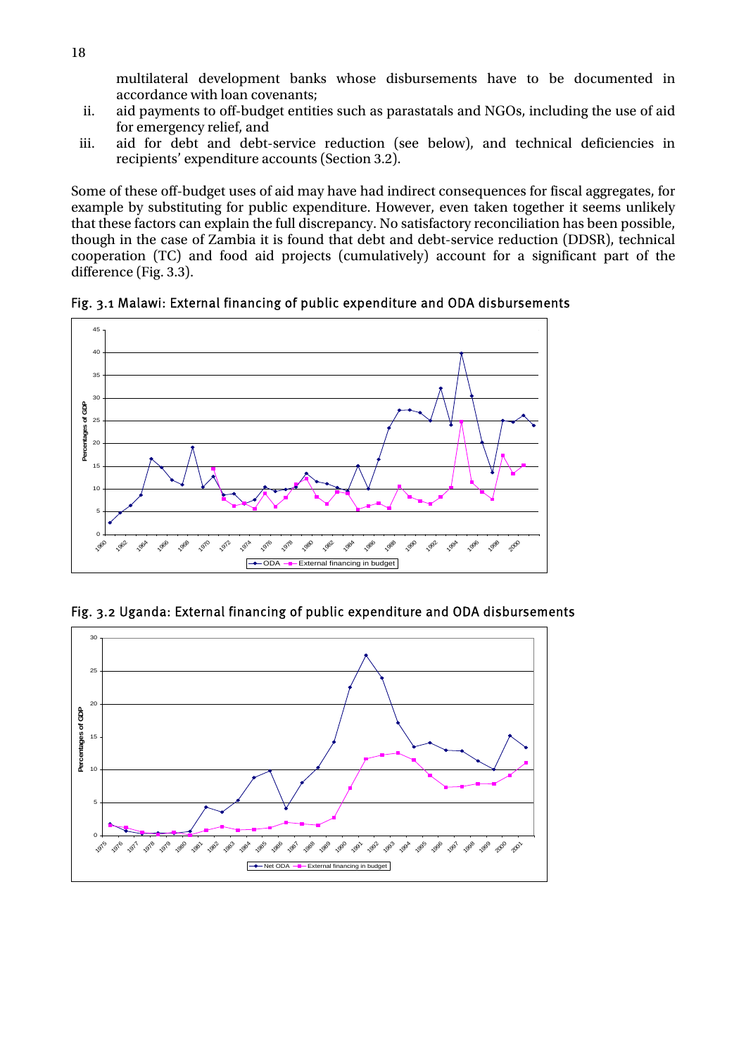multilateral development banks whose disbursements have to be documented in accordance with loan covenants;

ii. aid payments to off-budget entities such as parastatals and NGOs, including the use of aid for emergency relief, and

iii. aid for debt and debt-service reduction (see below), and technical deficiencies in recipients' expenditure accounts (Section 3.2).

Some of these off-budget uses of aid may have had indirect consequences for fiscal aggregates, for example by substituting for public expenditure. However, even taken together it seems unlikely that these factors can explain the full discrepancy. No satisfactory reconciliation has been possible, though in the case of Zambia it is found that debt and debt-service reduction (DDSR), technical cooperation (TC) and food aid projects (cumulatively) account for a significant part of the difference (Fig. 3.3).

Fig. 3.1 Malawi: External financing of public expenditure and ODA disbursements

Fig. 3.2 Uganda: External financing of public expenditure and ODA disbursements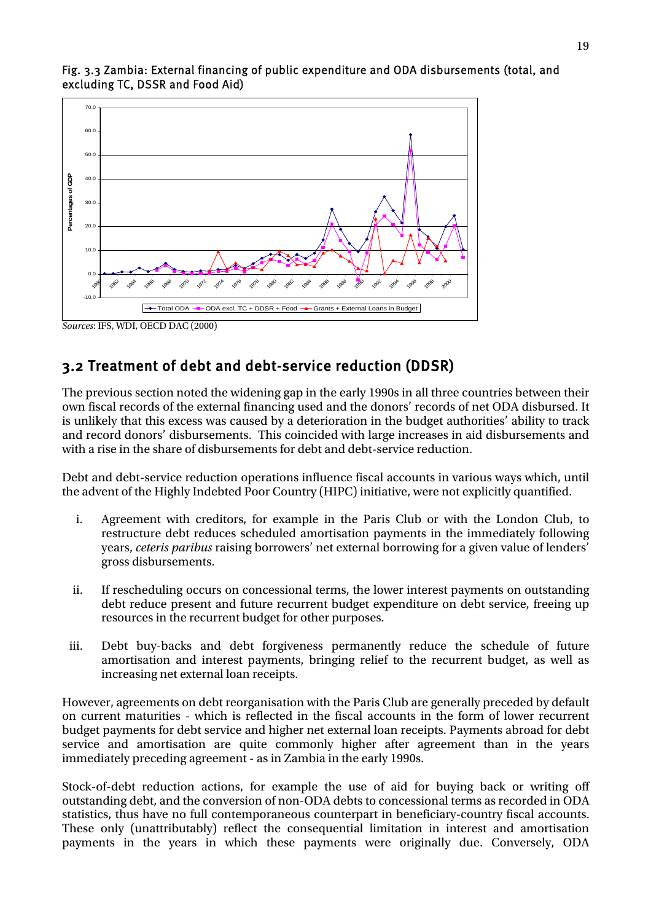Fig. 3.3 Zambia: External financing of public expenditure and ODA disbursements (total, and excluding TC, DSSR and Food Aid)

*Sources*: IFS, WDI, OECD DAC (2000)

## 3.2 Treatment of debt and debt-service reduction (DDSR)

The previous section noted the widening gap in the early 1990s in all three countries between their own fiscal records of the external financing used and the donors' records of net ODA disbursed. It is unlikely that this excess was caused by a deterioration in the budget authorities' ability to track and record donors' disbursements. This coincided with large increases in aid disbursements and with a rise in the share of disbursements for debt and debt-service reduction.

Debt and debt-service reduction operations influence fiscal accounts in various ways which, until the advent of the Highly Indebted Poor Country (HIPC) initiative, were not explicitly quantified.

i. Agreement with creditors, for example in the Paris Club or with the London Club, to restructure debt reduces scheduled amortisation payments in the immediately following years, *ceteris paribus* raising borrowers' net external borrowing for a given value of lenders' gross disbursements.

ii. If rescheduling occurs on concessional terms, the lower interest payments on outstanding debt reduce present and future recurrent budget expenditure on debt service, freeing up resources in the recurrent budget for other purposes.

iii. Debt buy-backs and debt forgiveness permanently reduce the schedule of future amortisation and interest payments, bringing relief to the recurrent budget, as well as increasing net external loan receipts.

However, agreements on debt reorganisation with the Paris Club are generally preceded by default on current maturities - which is reflected in the fiscal accounts in the form of lower recurrent budget payments for debt service and higher net external loan receipts. Payments abroad for debt service and amortisation are quite commonly higher after agreement than in the years immediately preceding agreement - as in Zambia in the early 1990s.

Stock-of-debt reduction actions, for example the use of aid for buying back or writing off outstanding debt, and the conversion of non-ODA debts to concessional terms as recorded in ODA statistics, thus have no full contemporaneous counterpart in beneficiary-country fiscal accounts. These only (unattributably) reflect the consequential limitation in interest and amortisation payments in the years in which these payments were originally due. Conversely, ODA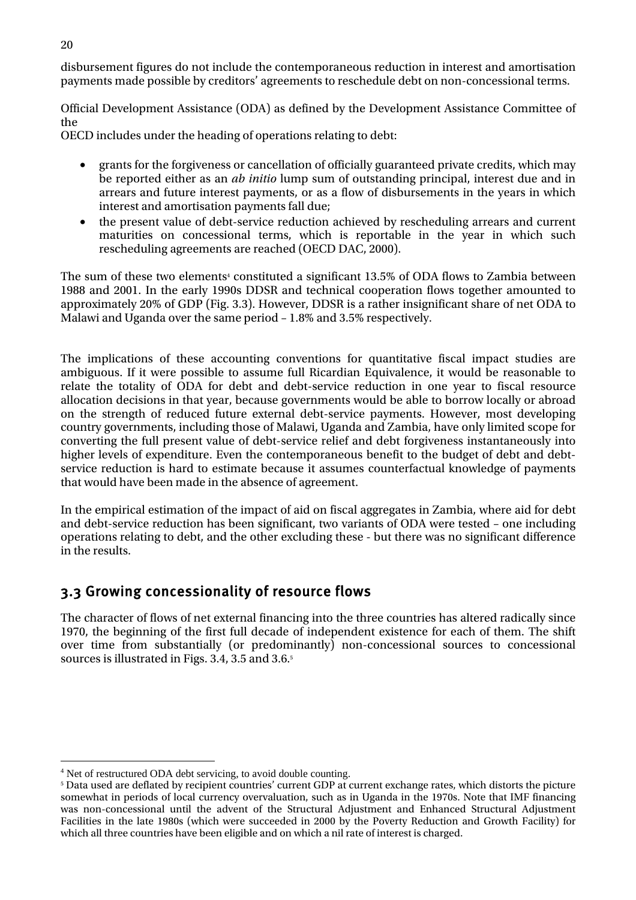disbursement figures do not include the contemporaneous reduction in interest and amortisation payments made possible by creditors' agreements to reschedule debt on non-concessional terms.

Official Development Assistance (ODA) as defined by the Development Assistance Committee of the
OECD includes under the heading of operations relating to debt:

- grants for the forgiveness or cancellation of officially guaranteed private credits, which may be reported either as an *ab initio* lump sum of outstanding principal, interest due and in arrears and future interest payments, or as a flow of disbursements in the years in which interest and amortisation payments fall due;
- the present value of debt-service reduction achieved by rescheduling arrears and current maturities on concessional terms, which is reportable in the year in which such rescheduling agreements are reached (OECD DAC, 2000).

The sum of these two elements[4] constituted a significant 13.5% of ODA flows to Zambia between 1988 and 2001. In the early 1990s DDSR and technical cooperation flows together amounted to approximately 20% of GDP (Fig. 3.3). However, DDSR is a rather insignificant share of net ODA to Malawi and Uganda over the same period – 1.8% and 3.5% respectively.

The implications of these accounting conventions for quantitative fiscal impact studies are ambiguous. If it were possible to assume full Ricardian Equivalence, it would be reasonable to relate the totality of ODA for debt and debt-service reduction in one year to fiscal resource allocation decisions in that year, because governments would be able to borrow locally or abroad on the strength of reduced future external debt-service payments. However, most developing country governments, including those of Malawi, Uganda and Zambia, have only limited scope for converting the full present value of debt-service relief and debt forgiveness instantaneously into higher levels of expenditure. Even the contemporaneous benefit to the budget of debt and debt-service reduction is hard to estimate because it assumes counterfactual knowledge of payments that would have been made in the absence of agreement.

In the empirical estimation of the impact of aid on fiscal aggregates in Zambia, where aid for debt and debt-service reduction has been significant, two variants of ODA were tested – one including operations relating to debt, and the other excluding these - but there was no significant difference in the results.

## 3.3 Growing concessionality of resource flows

The character of flows of net external financing into the three countries has altered radically since 1970, the beginning of the first full decade of independent existence for each of them. The shift over time from substantially (or predominantly) non-concessional sources to concessional sources is illustrated in Figs. 3.4, 3.5 and 3.6.[5]

---

[4] Net of restructured ODA debt servicing, to avoid double counting.

[5] Data used are deflated by recipient countries' current GDP at current exchange rates, which distorts the picture somewhat in periods of local currency overvaluation, such as in Uganda in the 1970s. Note that IMF financing was non-concessional until the advent of the Structural Adjustment and Enhanced Structural Adjustment Facilities in the late 1980s (which were succeeded in 2000 by the Poverty Reduction and Growth Facility) for which all three countries have been eligible and on which a nil rate of interest is charged.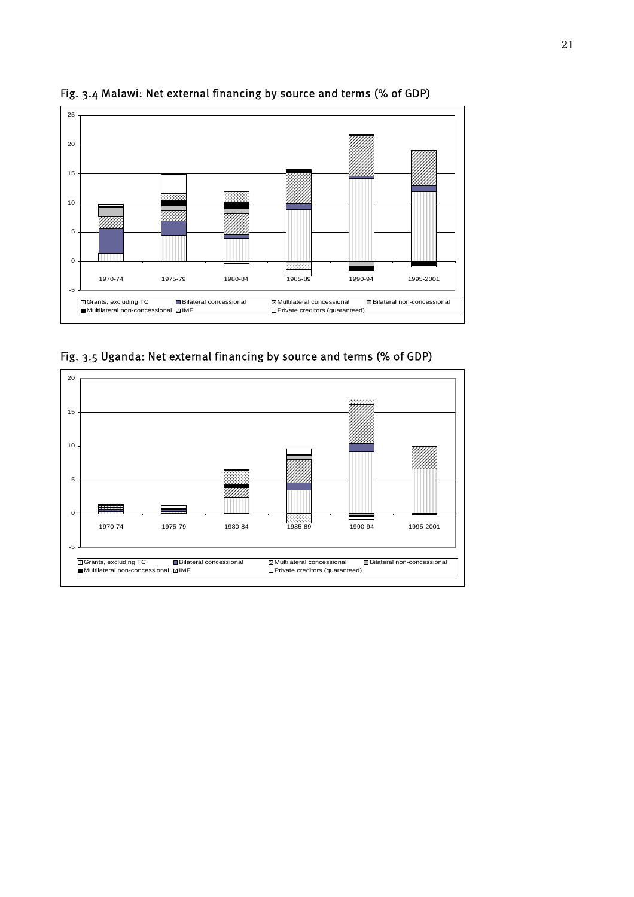Fig. 3.4 Malawi: Net external financing by source and terms (% of GDP)

Fig. 3.5 Uganda: Net external financing by source and terms (% of GDP)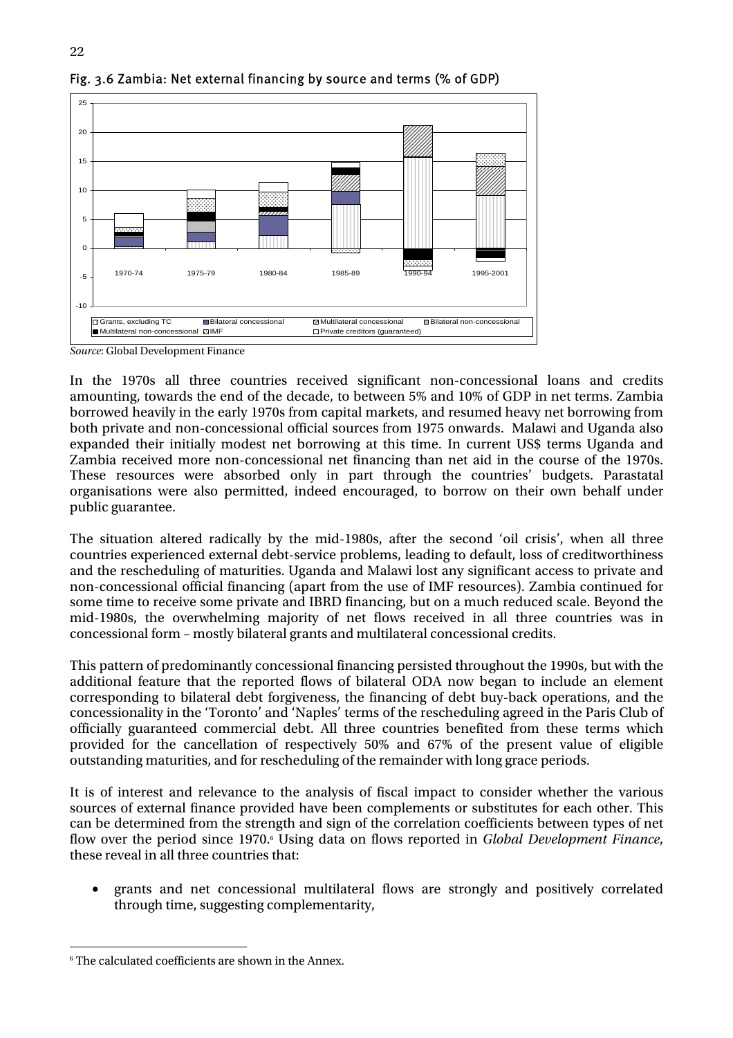Fig. 3.6 Zambia: Net external financing by source and terms (% of GDP)

*Source*: Global Development Finance

In the 1970s all three countries received significant non-concessional loans and credits amounting, towards the end of the decade, to between 5% and 10% of GDP in net terms. Zambia borrowed heavily in the early 1970s from capital markets, and resumed heavy net borrowing from both private and non-concessional official sources from 1975 onwards. Malawi and Uganda also expanded their initially modest net borrowing at this time. In current US$ terms Uganda and Zambia received more non-concessional net financing than net aid in the course of the 1970s. These resources were absorbed only in part through the countries' budgets. Parastatal organisations were also permitted, indeed encouraged, to borrow on their own behalf under public guarantee.

The situation altered radically by the mid-1980s, after the second 'oil crisis', when all three countries experienced external debt-service problems, leading to default, loss of creditworthiness and the rescheduling of maturities. Uganda and Malawi lost any significant access to private and non-concessional official financing (apart from the use of IMF resources). Zambia continued for some time to receive some private and IBRD financing, but on a much reduced scale. Beyond the mid-1980s, the overwhelming majority of net flows received in all three countries was in concessional form – mostly bilateral grants and multilateral concessional credits.

This pattern of predominantly concessional financing persisted throughout the 1990s, but with the additional feature that the reported flows of bilateral ODA now began to include an element corresponding to bilateral debt forgiveness, the financing of debt buy-back operations, and the concessionality in the 'Toronto' and 'Naples' terms of the rescheduling agreed in the Paris Club of officially guaranteed commercial debt. All three countries benefited from these terms which provided for the cancellation of respectively 50% and 67% of the present value of eligible outstanding maturities, and for rescheduling of the remainder with long grace periods.

It is of interest and relevance to the analysis of fiscal impact to consider whether the various sources of external finance provided have been complements or substitutes for each other. This can be determined from the strength and sign of the correlation coefficients between types of net flow over the period since 1970.[6] Using data on flows reported in *Global Development Finance*, these reveal in all three countries that:

- grants and net concessional multilateral flows are strongly and positively correlated through time, suggesting complementarity,

[6] The calculated coefficients are shown in the Annex.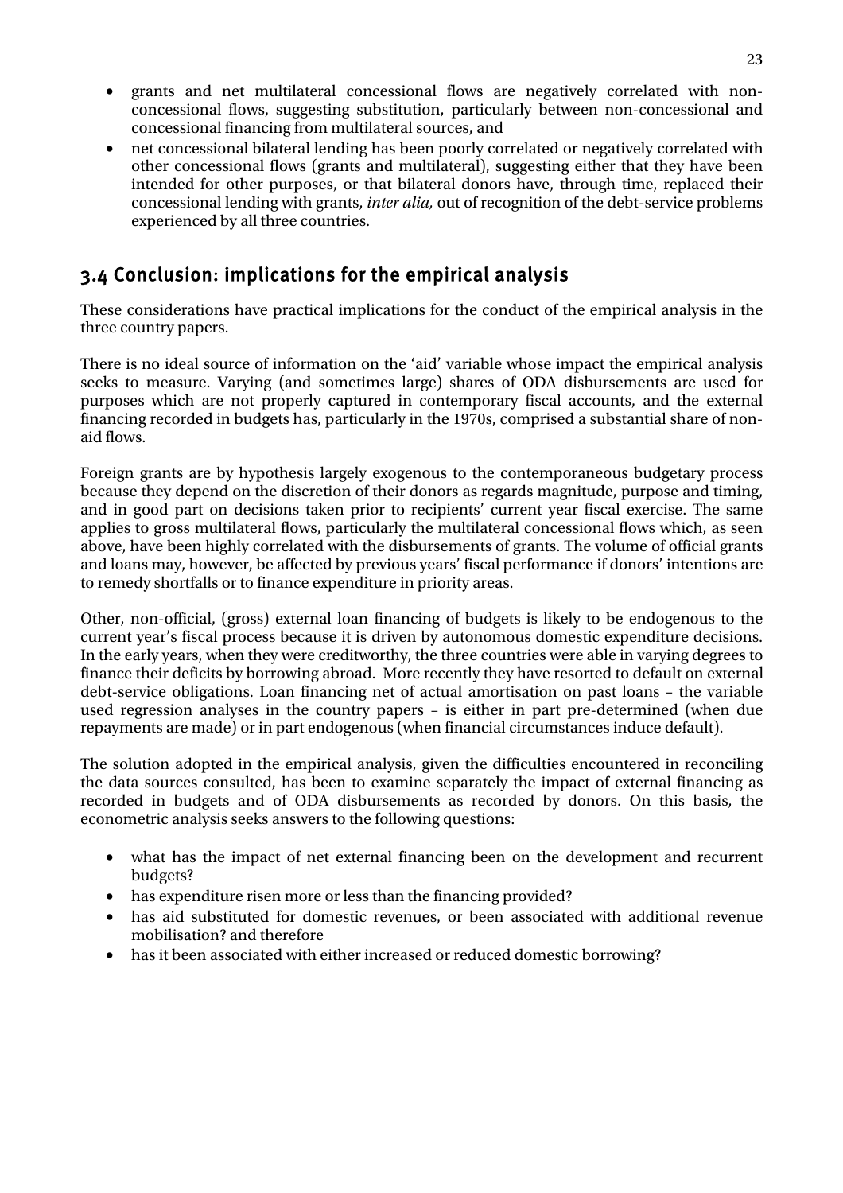- grants and net multilateral concessional flows are negatively correlated with non-concessional flows, suggesting substitution, particularly between non-concessional and concessional financing from multilateral sources, and
- net concessional bilateral lending has been poorly correlated or negatively correlated with other concessional flows (grants and multilateral), suggesting either that they have been intended for other purposes, or that bilateral donors have, through time, replaced their concessional lending with grants, *inter alia,* out of recognition of the debt-service problems experienced by all three countries.

## 3.4 Conclusion: implications for the empirical analysis

These considerations have practical implications for the conduct of the empirical analysis in the three country papers.

There is no ideal source of information on the 'aid' variable whose impact the empirical analysis seeks to measure. Varying (and sometimes large) shares of ODA disbursements are used for purposes which are not properly captured in contemporary fiscal accounts, and the external financing recorded in budgets has, particularly in the 1970s, comprised a substantial share of non-aid flows.

Foreign grants are by hypothesis largely exogenous to the contemporaneous budgetary process because they depend on the discretion of their donors as regards magnitude, purpose and timing, and in good part on decisions taken prior to recipients' current year fiscal exercise. The same applies to gross multilateral flows, particularly the multilateral concessional flows which, as seen above, have been highly correlated with the disbursements of grants. The volume of official grants and loans may, however, be affected by previous years' fiscal performance if donors' intentions are to remedy shortfalls or to finance expenditure in priority areas.

Other, non-official, (gross) external loan financing of budgets is likely to be endogenous to the current year's fiscal process because it is driven by autonomous domestic expenditure decisions. In the early years, when they were creditworthy, the three countries were able in varying degrees to finance their deficits by borrowing abroad. More recently they have resorted to default on external debt-service obligations. Loan financing net of actual amortisation on past loans – the variable used regression analyses in the country papers – is either in part pre-determined (when due repayments are made) or in part endogenous (when financial circumstances induce default).

The solution adopted in the empirical analysis, given the difficulties encountered in reconciling the data sources consulted, has been to examine separately the impact of external financing as recorded in budgets and of ODA disbursements as recorded by donors. On this basis, the econometric analysis seeks answers to the following questions:

- what has the impact of net external financing been on the development and recurrent budgets?
- has expenditure risen more or less than the financing provided?
- has aid substituted for domestic revenues, or been associated with additional revenue mobilisation? and therefore
- has it been associated with either increased or reduced domestic borrowing?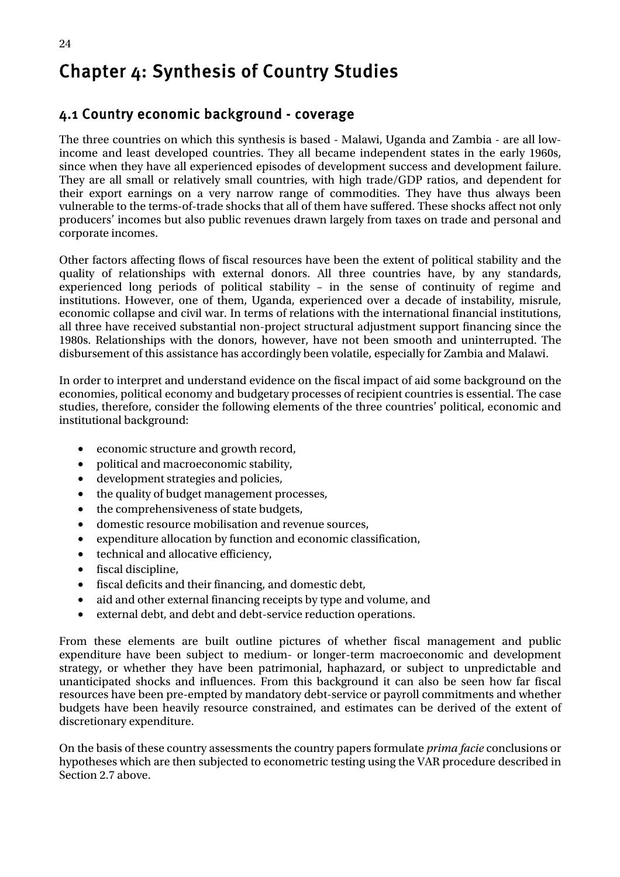# Chapter 4: Synthesis of Country Studies

## 4.1 Country economic background - coverage

The three countries on which this synthesis is based - Malawi, Uganda and Zambia - are all low-income and least developed countries. They all became independent states in the early 1960s, since when they have all experienced episodes of development success and development failure. They are all small or relatively small countries, with high trade/GDP ratios, and dependent for their export earnings on a very narrow range of commodities. They have thus always been vulnerable to the terms-of-trade shocks that all of them have suffered. These shocks affect not only producers' incomes but also public revenues drawn largely from taxes on trade and personal and corporate incomes.

Other factors affecting flows of fiscal resources have been the extent of political stability and the quality of relationships with external donors. All three countries have, by any standards, experienced long periods of political stability – in the sense of continuity of regime and institutions. However, one of them, Uganda, experienced over a decade of instability, misrule, economic collapse and civil war. In terms of relations with the international financial institutions, all three have received substantial non-project structural adjustment support financing since the 1980s. Relationships with the donors, however, have not been smooth and uninterrupted. The disbursement of this assistance has accordingly been volatile, especially for Zambia and Malawi.

In order to interpret and understand evidence on the fiscal impact of aid some background on the economies, political economy and budgetary processes of recipient countries is essential. The case studies, therefore, consider the following elements of the three countries' political, economic and institutional background:

- economic structure and growth record,
- political and macroeconomic stability,
- development strategies and policies,
- the quality of budget management processes,
- the comprehensiveness of state budgets,
- domestic resource mobilisation and revenue sources,
- expenditure allocation by function and economic classification,
- technical and allocative efficiency,
- fiscal discipline,
- fiscal deficits and their financing, and domestic debt,
- aid and other external financing receipts by type and volume, and
- external debt, and debt and debt-service reduction operations.

From these elements are built outline pictures of whether fiscal management and public expenditure have been subject to medium- or longer-term macroeconomic and development strategy, or whether they have been patrimonial, haphazard, or subject to unpredictable and unanticipated shocks and influences. From this background it can also be seen how far fiscal resources have been pre-empted by mandatory debt-service or payroll commitments and whether budgets have been heavily resource constrained, and estimates can be derived of the extent of discretionary expenditure.

On the basis of these country assessments the country papers formulate *prima facie* conclusions or hypotheses which are then subjected to econometric testing using the VAR procedure described in Section 2.7 above.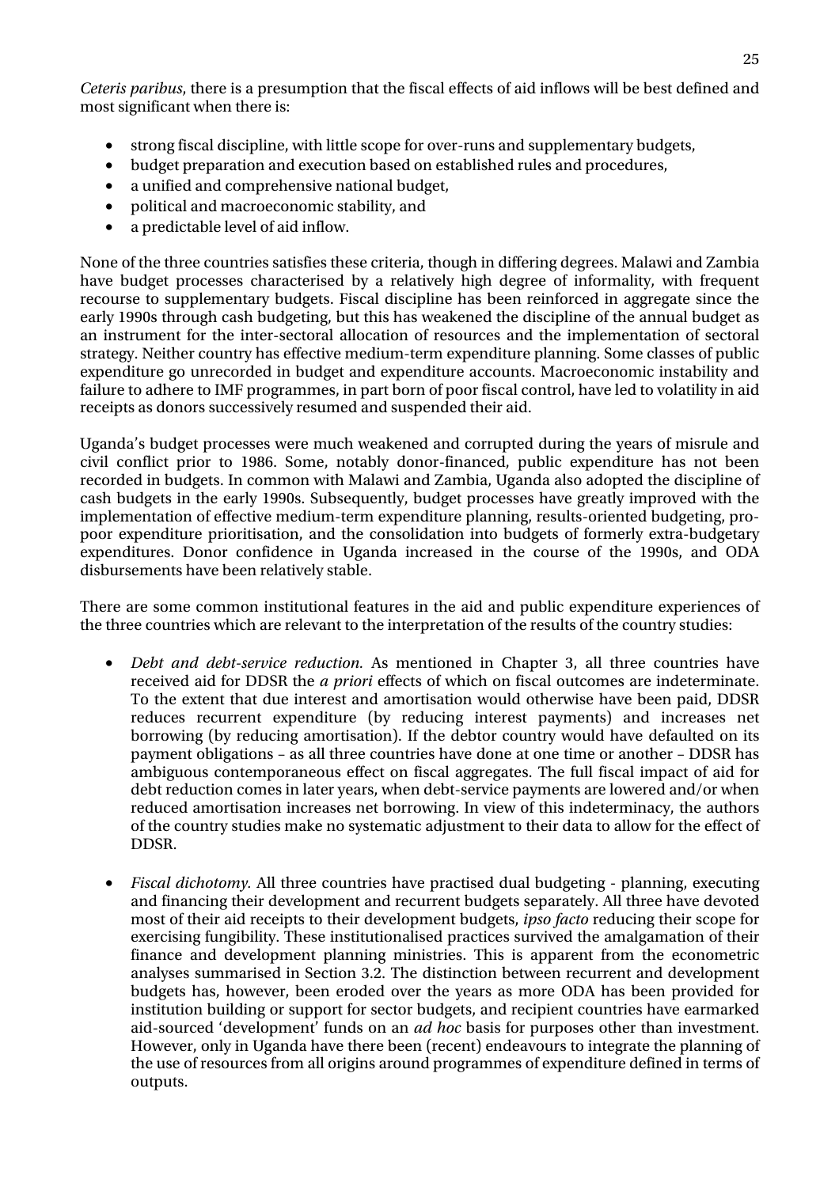*Ceteris paribus*, there is a presumption that the fiscal effects of aid inflows will be best defined and most significant when there is:

- strong fiscal discipline, with little scope for over-runs and supplementary budgets,
- budget preparation and execution based on established rules and procedures,
- a unified and comprehensive national budget,
- political and macroeconomic stability, and
- a predictable level of aid inflow.

None of the three countries satisfies these criteria, though in differing degrees. Malawi and Zambia have budget processes characterised by a relatively high degree of informality, with frequent recourse to supplementary budgets. Fiscal discipline has been reinforced in aggregate since the early 1990s through cash budgeting, but this has weakened the discipline of the annual budget as an instrument for the inter-sectoral allocation of resources and the implementation of sectoral strategy. Neither country has effective medium-term expenditure planning. Some classes of public expenditure go unrecorded in budget and expenditure accounts. Macroeconomic instability and failure to adhere to IMF programmes, in part born of poor fiscal control, have led to volatility in aid receipts as donors successively resumed and suspended their aid.

Uganda's budget processes were much weakened and corrupted during the years of misrule and civil conflict prior to 1986. Some, notably donor-financed, public expenditure has not been recorded in budgets. In common with Malawi and Zambia, Uganda also adopted the discipline of cash budgets in the early 1990s. Subsequently, budget processes have greatly improved with the implementation of effective medium-term expenditure planning, results-oriented budgeting, pro-poor expenditure prioritisation, and the consolidation into budgets of formerly extra-budgetary expenditures. Donor confidence in Uganda increased in the course of the 1990s, and ODA disbursements have been relatively stable.

There are some common institutional features in the aid and public expenditure experiences of the three countries which are relevant to the interpretation of the results of the country studies:

- *Debt and debt-service reduction.* As mentioned in Chapter 3, all three countries have received aid for DDSR the *a priori* effects of which on fiscal outcomes are indeterminate. To the extent that due interest and amortisation would otherwise have been paid, DDSR reduces recurrent expenditure (by reducing interest payments) and increases net borrowing (by reducing amortisation). If the debtor country would have defaulted on its payment obligations – as all three countries have done at one time or another – DDSR has ambiguous contemporaneous effect on fiscal aggregates. The full fiscal impact of aid for debt reduction comes in later years, when debt-service payments are lowered and/or when reduced amortisation increases net borrowing. In view of this indeterminacy, the authors of the country studies make no systematic adjustment to their data to allow for the effect of DDSR.

- *Fiscal dichotomy.* All three countries have practised dual budgeting - planning, executing and financing their development and recurrent budgets separately. All three have devoted most of their aid receipts to their development budgets, *ipso facto* reducing their scope for exercising fungibility. These institutionalised practices survived the amalgamation of their finance and development planning ministries. This is apparent from the econometric analyses summarised in Section 3.2. The distinction between recurrent and development budgets has, however, been eroded over the years as more ODA has been provided for institution building or support for sector budgets, and recipient countries have earmarked aid-sourced 'development' funds on an *ad hoc* basis for purposes other than investment. However, only in Uganda have there been (recent) endeavours to integrate the planning of the use of resources from all origins around programmes of expenditure defined in terms of outputs.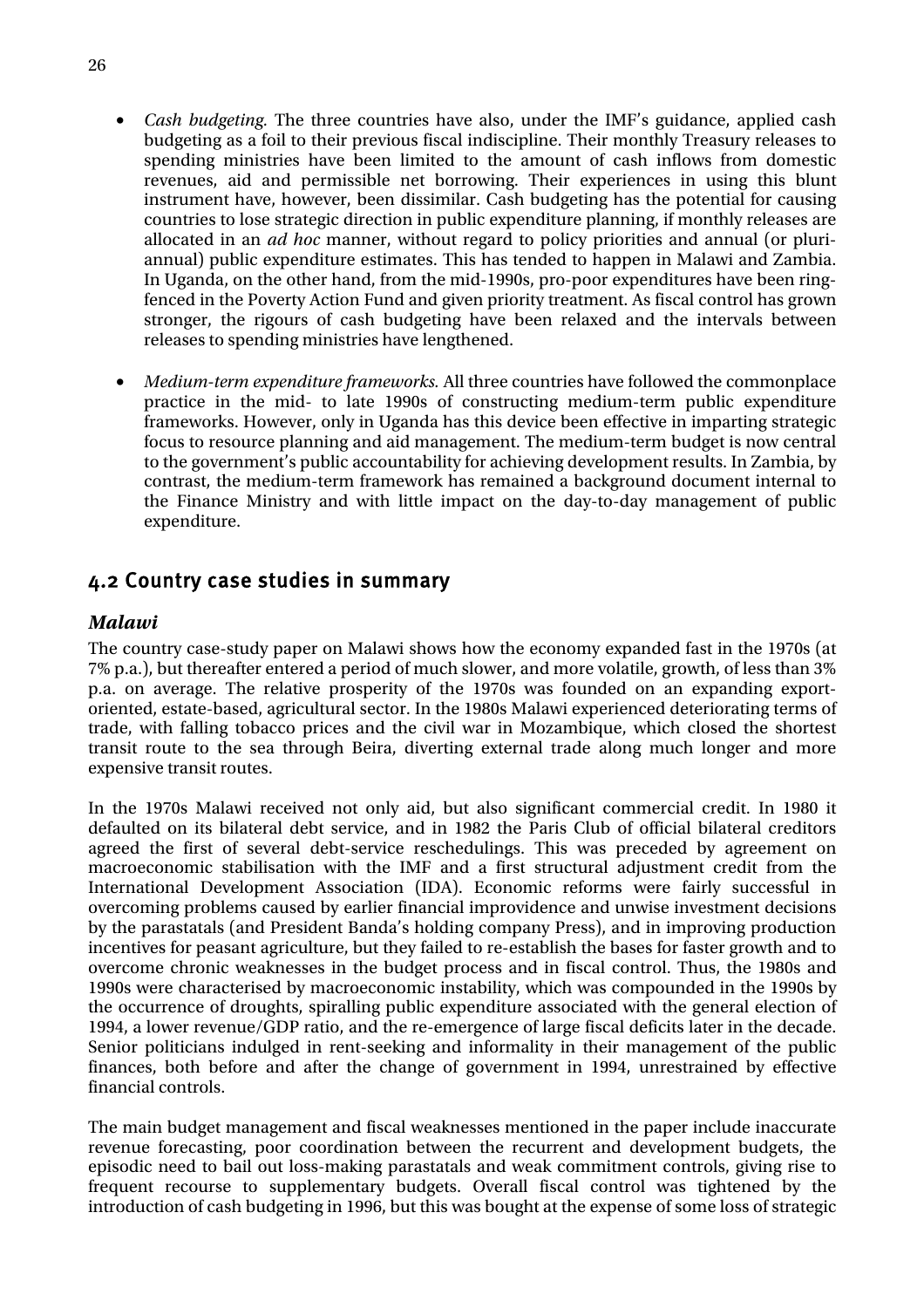- *Cash budgeting.* The three countries have also, under the IMF's guidance, applied cash budgeting as a foil to their previous fiscal indiscipline. Their monthly Treasury releases to spending ministries have been limited to the amount of cash inflows from domestic revenues, aid and permissible net borrowing. Their experiences in using this blunt instrument have, however, been dissimilar. Cash budgeting has the potential for causing countries to lose strategic direction in public expenditure planning, if monthly releases are allocated in an *ad hoc* manner, without regard to policy priorities and annual (or pluri-annual) public expenditure estimates. This has tended to happen in Malawi and Zambia. In Uganda, on the other hand, from the mid-1990s, pro-poor expenditures have been ring-fenced in the Poverty Action Fund and given priority treatment. As fiscal control has grown stronger, the rigours of cash budgeting have been relaxed and the intervals between releases to spending ministries have lengthened.

- *Medium-term expenditure frameworks.* All three countries have followed the commonplace practice in the mid- to late 1990s of constructing medium-term public expenditure frameworks. However, only in Uganda has this device been effective in imparting strategic focus to resource planning and aid management. The medium-term budget is now central to the government's public accountability for achieving development results. In Zambia, by contrast, the medium-term framework has remained a background document internal to the Finance Ministry and with little impact on the day-to-day management of public expenditure.

## 4.2 Country case studies in summary

### *Malawi*

The country case-study paper on Malawi shows how the economy expanded fast in the 1970s (at 7% p.a.), but thereafter entered a period of much slower, and more volatile, growth, of less than 3% p.a. on average. The relative prosperity of the 1970s was founded on an expanding export-oriented, estate-based, agricultural sector. In the 1980s Malawi experienced deteriorating terms of trade, with falling tobacco prices and the civil war in Mozambique, which closed the shortest transit route to the sea through Beira, diverting external trade along much longer and more expensive transit routes.

In the 1970s Malawi received not only aid, but also significant commercial credit. In 1980 it defaulted on its bilateral debt service, and in 1982 the Paris Club of official bilateral creditors agreed the first of several debt-service reschedulings. This was preceded by agreement on macroeconomic stabilisation with the IMF and a first structural adjustment credit from the International Development Association (IDA). Economic reforms were fairly successful in overcoming problems caused by earlier financial improvidence and unwise investment decisions by the parastatals (and President Banda's holding company Press), and in improving production incentives for peasant agriculture, but they failed to re-establish the bases for faster growth and to overcome chronic weaknesses in the budget process and in fiscal control. Thus, the 1980s and 1990s were characterised by macroeconomic instability, which was compounded in the 1990s by the occurrence of droughts, spiralling public expenditure associated with the general election of 1994, a lower revenue/GDP ratio, and the re-emergence of large fiscal deficits later in the decade. Senior politicians indulged in rent-seeking and informality in their management of the public finances, both before and after the change of government in 1994, unrestrained by effective financial controls.

The main budget management and fiscal weaknesses mentioned in the paper include inaccurate revenue forecasting, poor coordination between the recurrent and development budgets, the episodic need to bail out loss-making parastatals and weak commitment controls, giving rise to frequent recourse to supplementary budgets. Overall fiscal control was tightened by the introduction of cash budgeting in 1996, but this was bought at the expense of some loss of strategic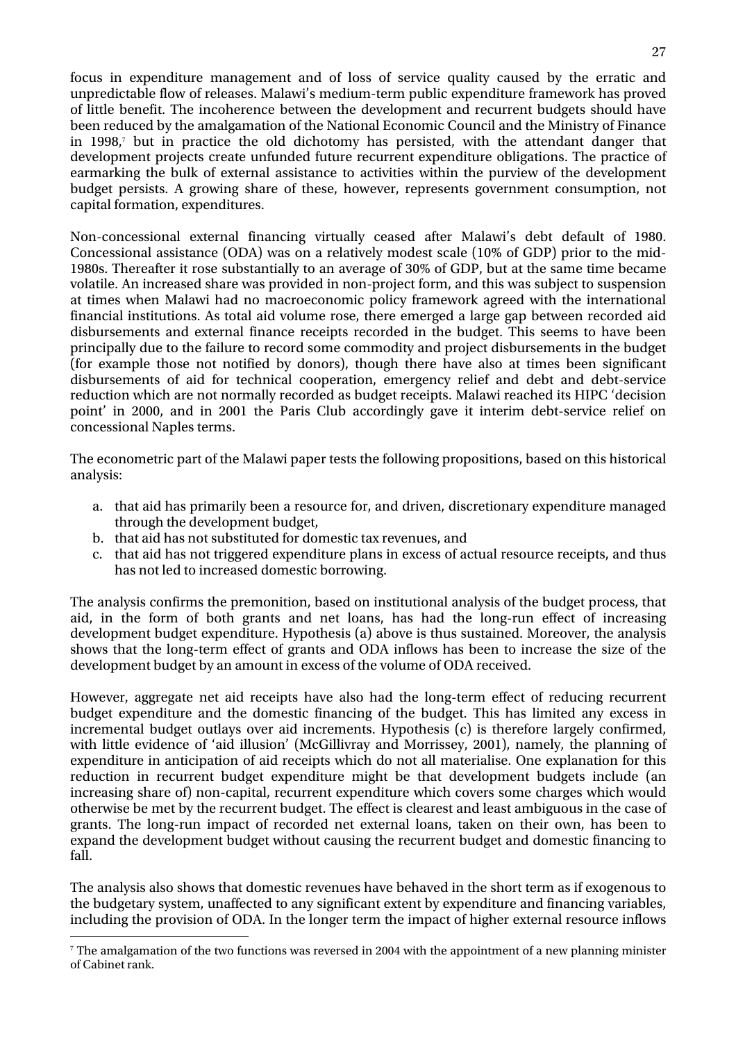focus in expenditure management and of loss of service quality caused by the erratic and unpredictable flow of releases. Malawi's medium-term public expenditure framework has proved of little benefit. The incoherence between the development and recurrent budgets should have been reduced by the amalgamation of the National Economic Council and the Ministry of Finance in 1998,[7] but in practice the old dichotomy has persisted, with the attendant danger that development projects create unfunded future recurrent expenditure obligations. The practice of earmarking the bulk of external assistance to activities within the purview of the development budget persists. A growing share of these, however, represents government consumption, not capital formation, expenditures.

Non-concessional external financing virtually ceased after Malawi's debt default of 1980. Concessional assistance (ODA) was on a relatively modest scale (10% of GDP) prior to the mid-1980s. Thereafter it rose substantially to an average of 30% of GDP, but at the same time became volatile. An increased share was provided in non-project form, and this was subject to suspension at times when Malawi had no macroeconomic policy framework agreed with the international financial institutions. As total aid volume rose, there emerged a large gap between recorded aid disbursements and external finance receipts recorded in the budget. This seems to have been principally due to the failure to record some commodity and project disbursements in the budget (for example those not notified by donors), though there have also at times been significant disbursements of aid for technical cooperation, emergency relief and debt and debt-service reduction which are not normally recorded as budget receipts. Malawi reached its HIPC 'decision point' in 2000, and in 2001 the Paris Club accordingly gave it interim debt-service relief on concessional Naples terms.

The econometric part of the Malawi paper tests the following propositions, based on this historical analysis:

a. that aid has primarily been a resource for, and driven, discretionary expenditure managed through the development budget,
b. that aid has not substituted for domestic tax revenues, and
c. that aid has not triggered expenditure plans in excess of actual resource receipts, and thus has not led to increased domestic borrowing.

The analysis confirms the premonition, based on institutional analysis of the budget process, that aid, in the form of both grants and net loans, has had the long-run effect of increasing development budget expenditure. Hypothesis (a) above is thus sustained. Moreover, the analysis shows that the long-term effect of grants and ODA inflows has been to increase the size of the development budget by an amount in excess of the volume of ODA received.

However, aggregate net aid receipts have also had the long-term effect of reducing recurrent budget expenditure and the domestic financing of the budget. This has limited any excess in incremental budget outlays over aid increments. Hypothesis (c) is therefore largely confirmed, with little evidence of 'aid illusion' (McGillivray and Morrissey, 2001), namely, the planning of expenditure in anticipation of aid receipts which do not all materialise. One explanation for this reduction in recurrent budget expenditure might be that development budgets include (an increasing share of) non-capital, recurrent expenditure which covers some charges which would otherwise be met by the recurrent budget. The effect is clearest and least ambiguous in the case of grants. The long-run impact of recorded net external loans, taken on their own, has been to expand the development budget without causing the recurrent budget and domestic financing to fall.

The analysis also shows that domestic revenues have behaved in the short term as if exogenous to the budgetary system, unaffected to any significant extent by expenditure and financing variables, including the provision of ODA. In the longer term the impact of higher external resource inflows

[7] The amalgamation of the two functions was reversed in 2004 with the appointment of a new planning minister of Cabinet rank.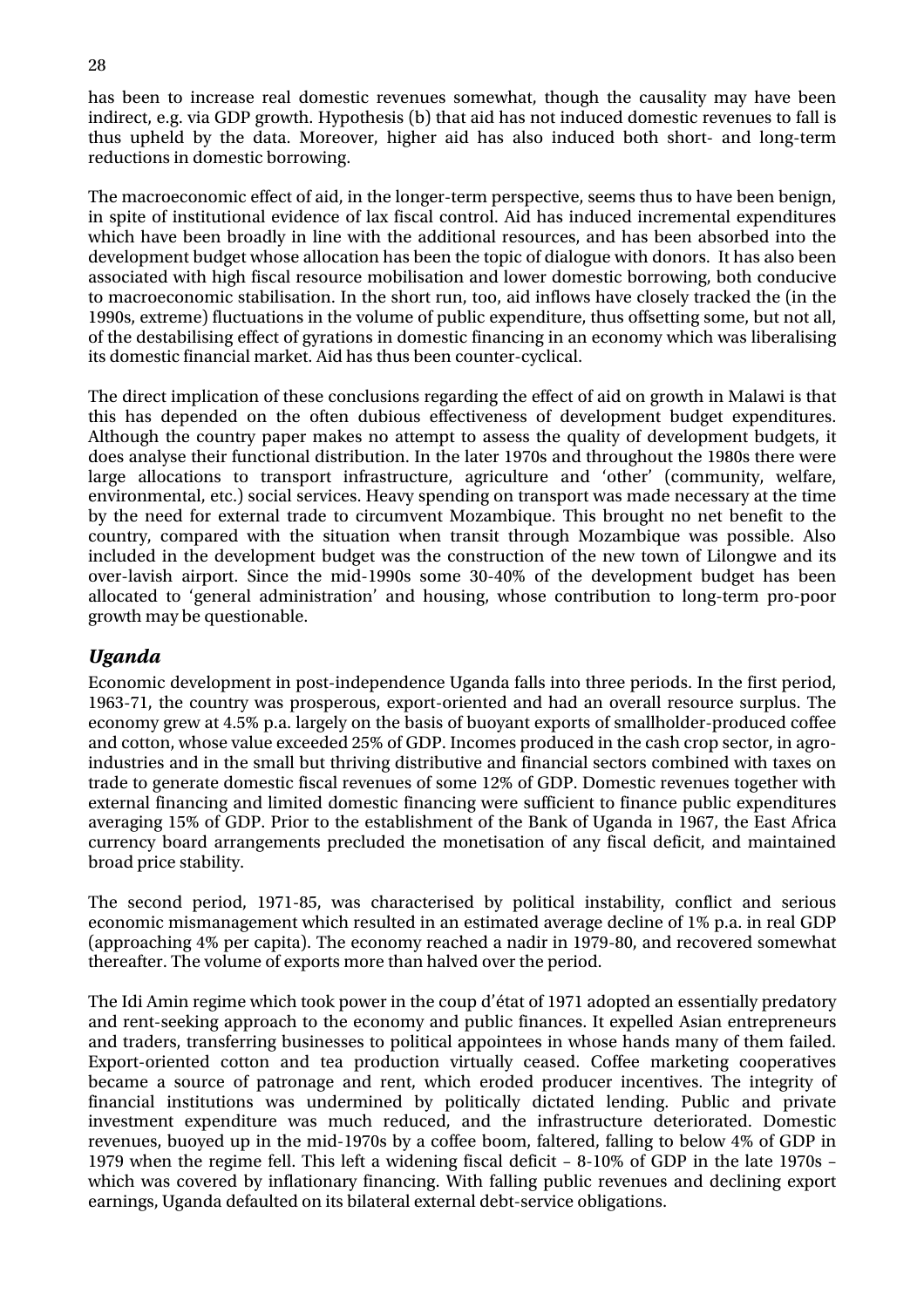has been to increase real domestic revenues somewhat, though the causality may have been indirect, e.g. via GDP growth. Hypothesis (b) that aid has not induced domestic revenues to fall is thus upheld by the data. Moreover, higher aid has also induced both short- and long-term reductions in domestic borrowing.

The macroeconomic effect of aid, in the longer-term perspective, seems thus to have been benign, in spite of institutional evidence of lax fiscal control. Aid has induced incremental expenditures which have been broadly in line with the additional resources, and has been absorbed into the development budget whose allocation has been the topic of dialogue with donors. It has also been associated with high fiscal resource mobilisation and lower domestic borrowing, both conducive to macroeconomic stabilisation. In the short run, too, aid inflows have closely tracked the (in the 1990s, extreme) fluctuations in the volume of public expenditure, thus offsetting some, but not all, of the destabilising effect of gyrations in domestic financing in an economy which was liberalising its domestic financial market. Aid has thus been counter-cyclical.

The direct implication of these conclusions regarding the effect of aid on growth in Malawi is that this has depended on the often dubious effectiveness of development budget expenditures. Although the country paper makes no attempt to assess the quality of development budgets, it does analyse their functional distribution. In the later 1970s and throughout the 1980s there were large allocations to transport infrastructure, agriculture and 'other' (community, welfare, environmental, etc.) social services. Heavy spending on transport was made necessary at the time by the need for external trade to circumvent Mozambique. This brought no net benefit to the country, compared with the situation when transit through Mozambique was possible. Also included in the development budget was the construction of the new town of Lilongwe and its over-lavish airport. Since the mid-1990s some 30-40% of the development budget has been allocated to 'general administration' and housing, whose contribution to long-term pro-poor growth may be questionable.

### *Uganda*

Economic development in post-independence Uganda falls into three periods. In the first period, 1963-71, the country was prosperous, export-oriented and had an overall resource surplus. The economy grew at 4.5% p.a. largely on the basis of buoyant exports of smallholder-produced coffee and cotton, whose value exceeded 25% of GDP. Incomes produced in the cash crop sector, in agro-industries and in the small but thriving distributive and financial sectors combined with taxes on trade to generate domestic fiscal revenues of some 12% of GDP. Domestic revenues together with external financing and limited domestic financing were sufficient to finance public expenditures averaging 15% of GDP. Prior to the establishment of the Bank of Uganda in 1967, the East Africa currency board arrangements precluded the monetisation of any fiscal deficit, and maintained broad price stability.

The second period, 1971-85, was characterised by political instability, conflict and serious economic mismanagement which resulted in an estimated average decline of 1% p.a. in real GDP (approaching 4% per capita). The economy reached a nadir in 1979-80, and recovered somewhat thereafter. The volume of exports more than halved over the period.

The Idi Amin regime which took power in the coup d'état of 1971 adopted an essentially predatory and rent-seeking approach to the economy and public finances. It expelled Asian entrepreneurs and traders, transferring businesses to political appointees in whose hands many of them failed. Export-oriented cotton and tea production virtually ceased. Coffee marketing cooperatives became a source of patronage and rent, which eroded producer incentives. The integrity of financial institutions was undermined by politically dictated lending. Public and private investment expenditure was much reduced, and the infrastructure deteriorated. Domestic revenues, buoyed up in the mid-1970s by a coffee boom, faltered, falling to below 4% of GDP in 1979 when the regime fell. This left a widening fiscal deficit – 8-10% of GDP in the late 1970s – which was covered by inflationary financing. With falling public revenues and declining export earnings, Uganda defaulted on its bilateral external debt-service obligations.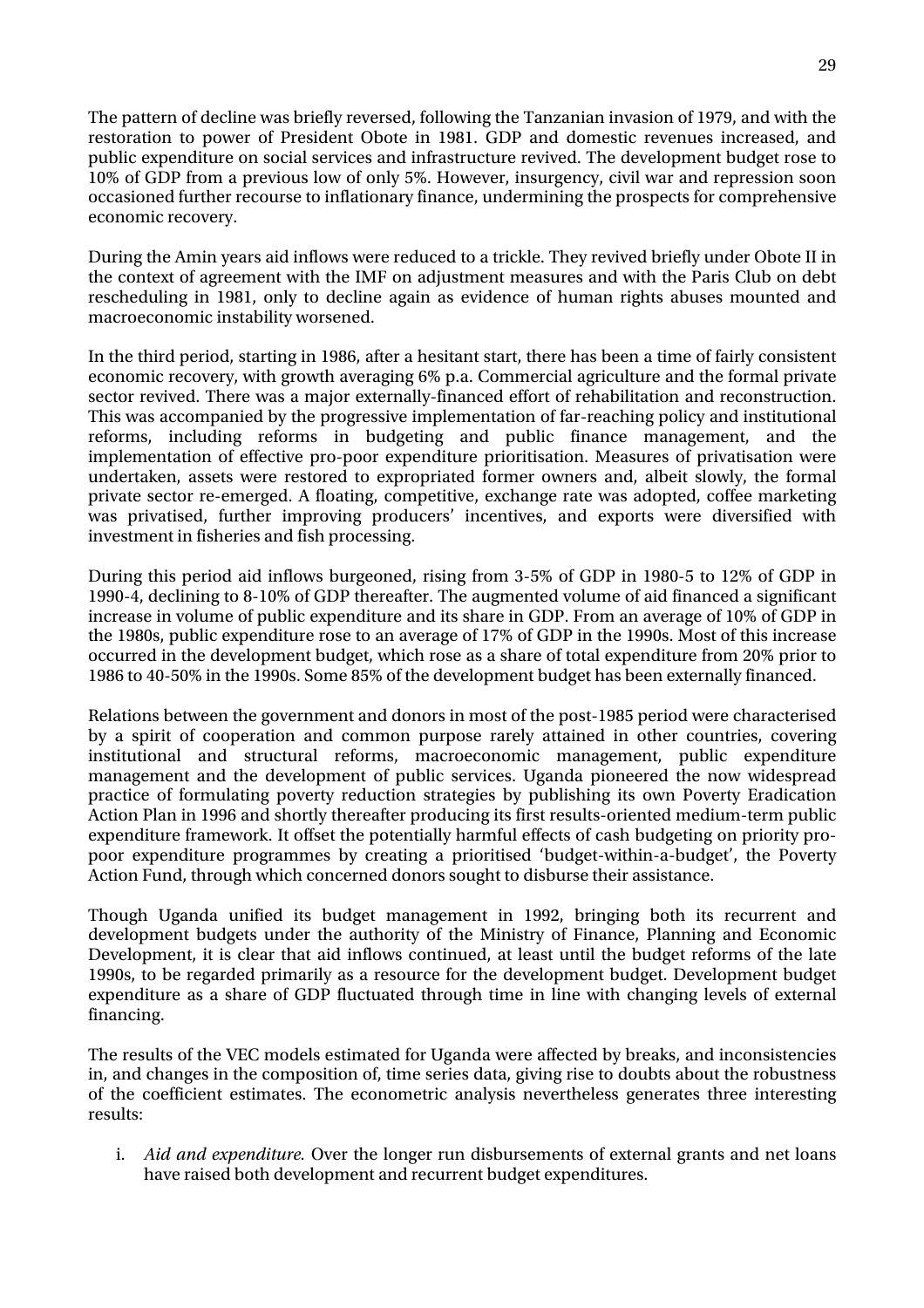The pattern of decline was briefly reversed, following the Tanzanian invasion of 1979, and with the restoration to power of President Obote in 1981. GDP and domestic revenues increased, and public expenditure on social services and infrastructure revived. The development budget rose to 10% of GDP from a previous low of only 5%. However, insurgency, civil war and repression soon occasioned further recourse to inflationary finance, undermining the prospects for comprehensive economic recovery.

During the Amin years aid inflows were reduced to a trickle. They revived briefly under Obote II in the context of agreement with the IMF on adjustment measures and with the Paris Club on debt rescheduling in 1981, only to decline again as evidence of human rights abuses mounted and macroeconomic instability worsened.

In the third period, starting in 1986, after a hesitant start, there has been a time of fairly consistent economic recovery, with growth averaging 6% p.a. Commercial agriculture and the formal private sector revived. There was a major externally-financed effort of rehabilitation and reconstruction. This was accompanied by the progressive implementation of far-reaching policy and institutional reforms, including reforms in budgeting and public finance management, and the implementation of effective pro-poor expenditure prioritisation. Measures of privatisation were undertaken, assets were restored to expropriated former owners and, albeit slowly, the formal private sector re-emerged. A floating, competitive, exchange rate was adopted, coffee marketing was privatised, further improving producers' incentives, and exports were diversified with investment in fisheries and fish processing.

During this period aid inflows burgeoned, rising from 3-5% of GDP in 1980-5 to 12% of GDP in 1990-4, declining to 8-10% of GDP thereafter. The augmented volume of aid financed a significant increase in volume of public expenditure and its share in GDP. From an average of 10% of GDP in the 1980s, public expenditure rose to an average of 17% of GDP in the 1990s. Most of this increase occurred in the development budget, which rose as a share of total expenditure from 20% prior to 1986 to 40-50% in the 1990s. Some 85% of the development budget has been externally financed.

Relations between the government and donors in most of the post-1985 period were characterised by a spirit of cooperation and common purpose rarely attained in other countries, covering institutional and structural reforms, macroeconomic management, public expenditure management and the development of public services. Uganda pioneered the now widespread practice of formulating poverty reduction strategies by publishing its own Poverty Eradication Action Plan in 1996 and shortly thereafter producing its first results-oriented medium-term public expenditure framework. It offset the potentially harmful effects of cash budgeting on priority pro-poor expenditure programmes by creating a prioritised 'budget-within-a-budget', the Poverty Action Fund, through which concerned donors sought to disburse their assistance.

Though Uganda unified its budget management in 1992, bringing both its recurrent and development budgets under the authority of the Ministry of Finance, Planning and Economic Development, it is clear that aid inflows continued, at least until the budget reforms of the late 1990s, to be regarded primarily as a resource for the development budget. Development budget expenditure as a share of GDP fluctuated through time in line with changing levels of external financing.

The results of the VEC models estimated for Uganda were affected by breaks, and inconsistencies in, and changes in the composition of, time series data, giving rise to doubts about the robustness of the coefficient estimates. The econometric analysis nevertheless generates three interesting results:

i. *Aid and expenditure.* Over the longer run disbursements of external grants and net loans have raised both development and recurrent budget expenditures.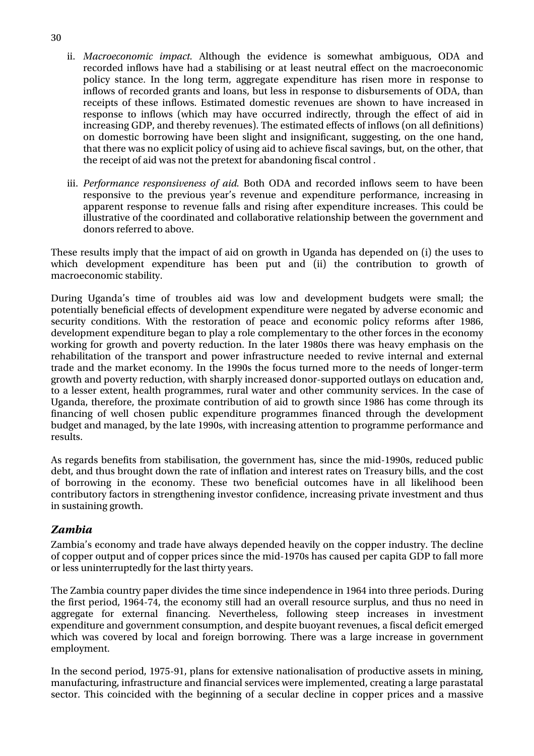ii. *Macroeconomic impact.* Although the evidence is somewhat ambiguous, ODA and recorded inflows have had a stabilising or at least neutral effect on the macroeconomic policy stance. In the long term, aggregate expenditure has risen more in response to inflows of recorded grants and loans, but less in response to disbursements of ODA, than receipts of these inflows. Estimated domestic revenues are shown to have increased in response to inflows (which may have occurred indirectly, through the effect of aid in increasing GDP, and thereby revenues). The estimated effects of inflows (on all definitions) on domestic borrowing have been slight and insignificant, suggesting, on the one hand, that there was no explicit policy of using aid to achieve fiscal savings, but, on the other, that the receipt of aid was not the pretext for abandoning fiscal control .

iii. *Performance responsiveness of aid.* Both ODA and recorded inflows seem to have been responsive to the previous year's revenue and expenditure performance, increasing in apparent response to revenue falls and rising after expenditure increases. This could be illustrative of the coordinated and collaborative relationship between the government and donors referred to above.

These results imply that the impact of aid on growth in Uganda has depended on (i) the uses to which development expenditure has been put and (ii) the contribution to growth of macroeconomic stability.

During Uganda's time of troubles aid was low and development budgets were small; the potentially beneficial effects of development expenditure were negated by adverse economic and security conditions. With the restoration of peace and economic policy reforms after 1986, development expenditure began to play a role complementary to the other forces in the economy working for growth and poverty reduction. In the later 1980s there was heavy emphasis on the rehabilitation of the transport and power infrastructure needed to revive internal and external trade and the market economy. In the 1990s the focus turned more to the needs of longer-term growth and poverty reduction, with sharply increased donor-supported outlays on education and, to a lesser extent, health programmes, rural water and other community services. In the case of Uganda, therefore, the proximate contribution of aid to growth since 1986 has come through its financing of well chosen public expenditure programmes financed through the development budget and managed, by the late 1990s, with increasing attention to programme performance and results.

As regards benefits from stabilisation, the government has, since the mid-1990s, reduced public debt, and thus brought down the rate of inflation and interest rates on Treasury bills, and the cost of borrowing in the economy. These two beneficial outcomes have in all likelihood been contributory factors in strengthening investor confidence, increasing private investment and thus in sustaining growth.

### *Zambia*

Zambia's economy and trade have always depended heavily on the copper industry. The decline of copper output and of copper prices since the mid-1970s has caused per capita GDP to fall more or less uninterruptedly for the last thirty years.

The Zambia country paper divides the time since independence in 1964 into three periods. During the first period, 1964-74, the economy still had an overall resource surplus, and thus no need in aggregate for external financing. Nevertheless, following steep increases in investment expenditure and government consumption, and despite buoyant revenues, a fiscal deficit emerged which was covered by local and foreign borrowing. There was a large increase in government employment.

In the second period, 1975-91, plans for extensive nationalisation of productive assets in mining, manufacturing, infrastructure and financial services were implemented, creating a large parastatal sector. This coincided with the beginning of a secular decline in copper prices and a massive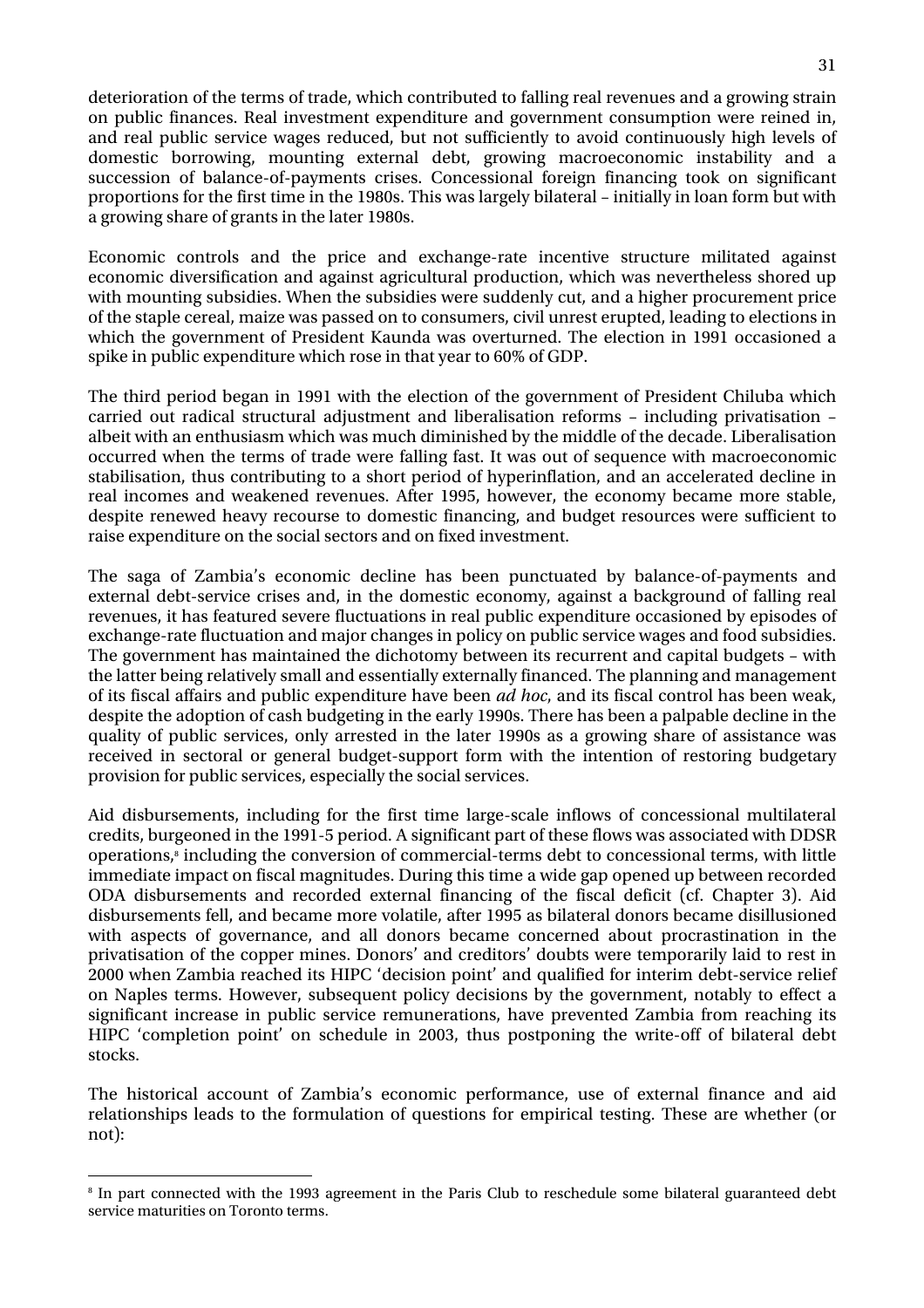deterioration of the terms of trade, which contributed to falling real revenues and a growing strain on public finances. Real investment expenditure and government consumption were reined in, and real public service wages reduced, but not sufficiently to avoid continuously high levels of domestic borrowing, mounting external debt, growing macroeconomic instability and a succession of balance-of-payments crises. Concessional foreign financing took on significant proportions for the first time in the 1980s. This was largely bilateral – initially in loan form but with a growing share of grants in the later 1980s.

Economic controls and the price and exchange-rate incentive structure militated against economic diversification and against agricultural production, which was nevertheless shored up with mounting subsidies. When the subsidies were suddenly cut, and a higher procurement price of the staple cereal, maize was passed on to consumers, civil unrest erupted, leading to elections in which the government of President Kaunda was overturned. The election in 1991 occasioned a spike in public expenditure which rose in that year to 60% of GDP.

The third period began in 1991 with the election of the government of President Chiluba which carried out radical structural adjustment and liberalisation reforms – including privatisation – albeit with an enthusiasm which was much diminished by the middle of the decade. Liberalisation occurred when the terms of trade were falling fast. It was out of sequence with macroeconomic stabilisation, thus contributing to a short period of hyperinflation, and an accelerated decline in real incomes and weakened revenues. After 1995, however, the economy became more stable, despite renewed heavy recourse to domestic financing, and budget resources were sufficient to raise expenditure on the social sectors and on fixed investment.

The saga of Zambia's economic decline has been punctuated by balance-of-payments and external debt-service crises and, in the domestic economy, against a background of falling real revenues, it has featured severe fluctuations in real public expenditure occasioned by episodes of exchange-rate fluctuation and major changes in policy on public service wages and food subsidies. The government has maintained the dichotomy between its recurrent and capital budgets – with the latter being relatively small and essentially externally financed. The planning and management of its fiscal affairs and public expenditure have been *ad hoc*, and its fiscal control has been weak, despite the adoption of cash budgeting in the early 1990s. There has been a palpable decline in the quality of public services, only arrested in the later 1990s as a growing share of assistance was received in sectoral or general budget-support form with the intention of restoring budgetary provision for public services, especially the social services.

Aid disbursements, including for the first time large-scale inflows of concessional multilateral credits, burgeoned in the 1991-5 period. A significant part of these flows was associated with DDSR operations,[8] including the conversion of commercial-terms debt to concessional terms, with little immediate impact on fiscal magnitudes. During this time a wide gap opened up between recorded ODA disbursements and recorded external financing of the fiscal deficit (cf. Chapter 3). Aid disbursements fell, and became more volatile, after 1995 as bilateral donors became disillusioned with aspects of governance, and all donors became concerned about procrastination in the privatisation of the copper mines. Donors' and creditors' doubts were temporarily laid to rest in 2000 when Zambia reached its HIPC 'decision point' and qualified for interim debt-service relief on Naples terms. However, subsequent policy decisions by the government, notably to effect a significant increase in public service remunerations, have prevented Zambia from reaching its HIPC 'completion point' on schedule in 2003, thus postponing the write-off of bilateral debt stocks.

The historical account of Zambia's economic performance, use of external finance and aid relationships leads to the formulation of questions for empirical testing. These are whether (or not):

---

[8] In part connected with the 1993 agreement in the Paris Club to reschedule some bilateral guaranteed debt service maturities on Toronto terms.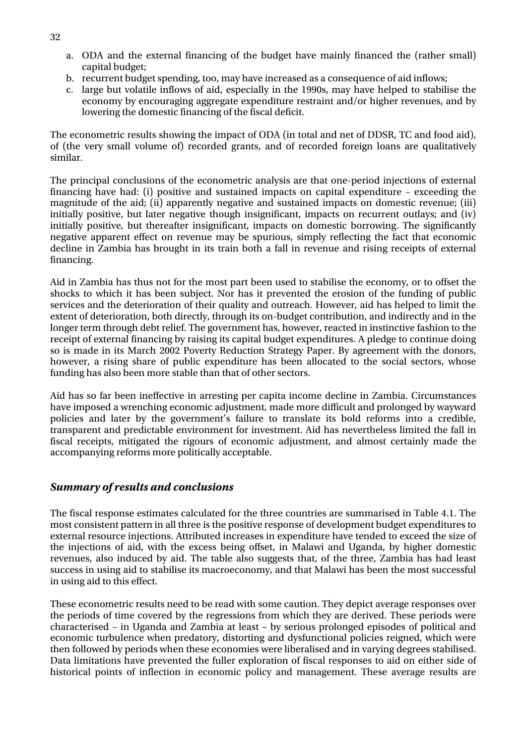a. ODA and the external financing of the budget have mainly financed the (rather small) capital budget;
b. recurrent budget spending, too, may have increased as a consequence of aid inflows;
c. large but volatile inflows of aid, especially in the 1990s, may have helped to stabilise the economy by encouraging aggregate expenditure restraint and/or higher revenues, and by lowering the domestic financing of the fiscal deficit.

The econometric results showing the impact of ODA (in total and net of DDSR, TC and food aid), of (the very small volume of) recorded grants, and of recorded foreign loans are qualitatively similar.

The principal conclusions of the econometric analysis are that one-period injections of external financing have had: (i) positive and sustained impacts on capital expenditure – exceeding the magnitude of the aid; (ii) apparently negative and sustained impacts on domestic revenue; (iii) initially positive, but later negative though insignificant, impacts on recurrent outlays; and (iv) initially positive, but thereafter insignificant, impacts on domestic borrowing. The significantly negative apparent effect on revenue may be spurious, simply reflecting the fact that economic decline in Zambia has brought in its train both a fall in revenue and rising receipts of external financing.

Aid in Zambia has thus not for the most part been used to stabilise the economy, or to offset the shocks to which it has been subject. Nor has it prevented the erosion of the funding of public services and the deterioration of their quality and outreach. However, aid has helped to limit the extent of deterioration, both directly, through its on-budget contribution, and indirectly and in the longer term through debt relief. The government has, however, reacted in instinctive fashion to the receipt of external financing by raising its capital budget expenditures. A pledge to continue doing so is made in its March 2002 Poverty Reduction Strategy Paper. By agreement with the donors, however, a rising share of public expenditure has been allocated to the social sectors, whose funding has also been more stable than that of other sectors.

Aid has so far been ineffective in arresting per capita income decline in Zambia. Circumstances have imposed a wrenching economic adjustment, made more difficult and prolonged by wayward policies and later by the government's failure to translate its bold reforms into a credible, transparent and predictable environment for investment. Aid has nevertheless limited the fall in fiscal receipts, mitigated the rigours of economic adjustment, and almost certainly made the accompanying reforms more politically acceptable.

### *Summary of results and conclusions*

The fiscal response estimates calculated for the three countries are summarised in Table 4.1. The most consistent pattern in all three is the positive response of development budget expenditures to external resource injections. Attributed increases in expenditure have tended to exceed the size of the injections of aid, with the excess being offset, in Malawi and Uganda, by higher domestic revenues, also induced by aid. The table also suggests that, of the three, Zambia has had least success in using aid to stabilise its macroeconomy, and that Malawi has been the most successful in using aid to this effect.

These econometric results need to be read with some caution. They depict average responses over the periods of time covered by the regressions from which they are derived. These periods were characterised – in Uganda and Zambia at least – by serious prolonged episodes of political and economic turbulence when predatory, distorting and dysfunctional policies reigned, which were then followed by periods when these economies were liberalised and in varying degrees stabilised. Data limitations have prevented the fuller exploration of fiscal responses to aid on either side of historical points of inflection in economic policy and management. These average results are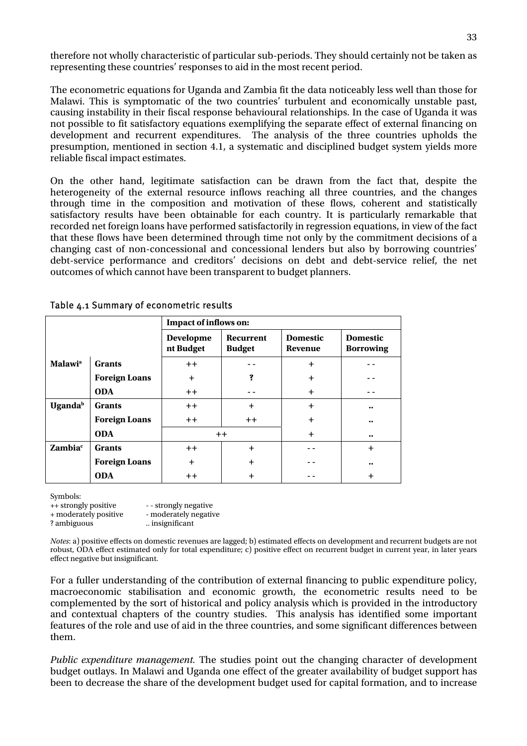therefore not wholly characteristic of particular sub-periods. They should certainly not be taken as representing these countries' responses to aid in the most recent period.

The econometric equations for Uganda and Zambia fit the data noticeably less well than those for Malawi. This is symptomatic of the two countries' turbulent and economically unstable past, causing instability in their fiscal response behavioural relationships. In the case of Uganda it was not possible to fit satisfactory equations exemplifying the separate effect of external financing on development and recurrent expenditures. The analysis of the three countries upholds the presumption, mentioned in section 4.1, a systematic and disciplined budget system yields more reliable fiscal impact estimates.

On the other hand, legitimate satisfaction can be drawn from the fact that, despite the heterogeneity of the external resource inflows reaching all three countries, and the changes through time in the composition and motivation of these flows, coherent and statistically satisfactory results have been obtainable for each country. It is particularly remarkable that recorded net foreign loans have performed satisfactorily in regression equations, in view of the fact that these flows have been determined through time not only by the commitment decisions of a changing cast of non-concessional and concessional lenders but also by borrowing countries' debt-service performance and creditors' decisions on debt and debt-service relief, the net outcomes of which cannot have been transparent to budget planners.

Table 4.1 Summary of econometric results

| | | Impact of inflows on: | | | |
|---|---|---|---|---|---|
| | | **Development Budget** | **Recurrent Budget** | **Domestic Revenue** | **Domestic Borrowing** |
| **Malawi**[a] | **Grants** | ++ | - - | + | - - |
| | **Foreign Loans** | + | ? | + | - - |
| | **ODA** | ++ | - - | + | - - |
| **Uganda**[b] | **Grants** | ++ | + | + | .. |
| | **Foreign Loans** | ++ | ++ | + | .. |
| | **ODA** | ++ | | + | .. |
| **Zambia**[c] | **Grants** | ++ | + | - - | + |
| | **Foreign Loans** | + | + | - - | .. |
| | **ODA** | ++ | + | - - | + |

Symbols:
++ strongly positive - - strongly negative
+ moderately positive - moderately negative
? ambiguous .. insignificant

*Notes*: a) positive effects on domestic revenues are lagged; b) estimated effects on development and recurrent budgets are not robust, ODA effect estimated only for total expenditure; c) positive effect on recurrent budget in current year, in later years effect negative but insignificant.

For a fuller understanding of the contribution of external financing to public expenditure policy, macroeconomic stabilisation and economic growth, the econometric results need to be complemented by the sort of historical and policy analysis which is provided in the introductory and contextual chapters of the country studies. This analysis has identified some important features of the role and use of aid in the three countries, and some significant differences between them.

*Public expenditure management.* The studies point out the changing character of development budget outlays. In Malawi and Uganda one effect of the greater availability of budget support has been to decrease the share of the development budget used for capital formation, and to increase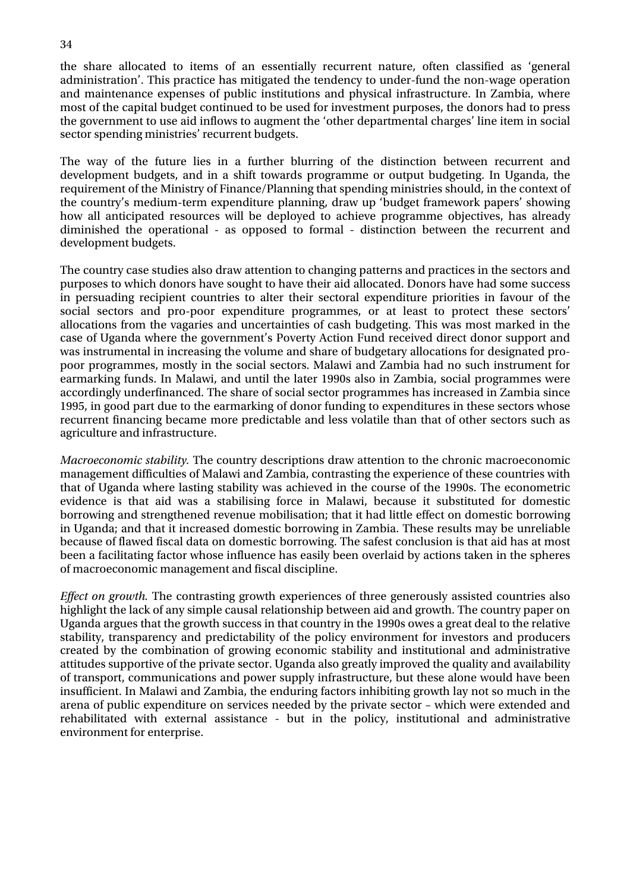the share allocated to items of an essentially recurrent nature, often classified as 'general administration'. This practice has mitigated the tendency to under-fund the non-wage operation and maintenance expenses of public institutions and physical infrastructure. In Zambia, where most of the capital budget continued to be used for investment purposes, the donors had to press the government to use aid inflows to augment the 'other departmental charges' line item in social sector spending ministries' recurrent budgets.

The way of the future lies in a further blurring of the distinction between recurrent and development budgets, and in a shift towards programme or output budgeting. In Uganda, the requirement of the Ministry of Finance/Planning that spending ministries should, in the context of the country's medium-term expenditure planning, draw up 'budget framework papers' showing how all anticipated resources will be deployed to achieve programme objectives, has already diminished the operational - as opposed to formal - distinction between the recurrent and development budgets.

The country case studies also draw attention to changing patterns and practices in the sectors and purposes to which donors have sought to have their aid allocated. Donors have had some success in persuading recipient countries to alter their sectoral expenditure priorities in favour of the social sectors and pro-poor expenditure programmes, or at least to protect these sectors' allocations from the vagaries and uncertainties of cash budgeting. This was most marked in the case of Uganda where the government's Poverty Action Fund received direct donor support and was instrumental in increasing the volume and share of budgetary allocations for designated pro-poor programmes, mostly in the social sectors. Malawi and Zambia had no such instrument for earmarking funds. In Malawi, and until the later 1990s also in Zambia, social programmes were accordingly underfinanced. The share of social sector programmes has increased in Zambia since 1995, in good part due to the earmarking of donor funding to expenditures in these sectors whose recurrent financing became more predictable and less volatile than that of other sectors such as agriculture and infrastructure.

*Macroeconomic stability.* The country descriptions draw attention to the chronic macroeconomic management difficulties of Malawi and Zambia, contrasting the experience of these countries with that of Uganda where lasting stability was achieved in the course of the 1990s. The econometric evidence is that aid was a stabilising force in Malawi, because it substituted for domestic borrowing and strengthened revenue mobilisation; that it had little effect on domestic borrowing in Uganda; and that it increased domestic borrowing in Zambia. These results may be unreliable because of flawed fiscal data on domestic borrowing. The safest conclusion is that aid has at most been a facilitating factor whose influence has easily been overlaid by actions taken in the spheres of macroeconomic management and fiscal discipline.

*Effect on growth.* The contrasting growth experiences of three generously assisted countries also highlight the lack of any simple causal relationship between aid and growth. The country paper on Uganda argues that the growth success in that country in the 1990s owes a great deal to the relative stability, transparency and predictability of the policy environment for investors and producers created by the combination of growing economic stability and institutional and administrative attitudes supportive of the private sector. Uganda also greatly improved the quality and availability of transport, communications and power supply infrastructure, but these alone would have been insufficient. In Malawi and Zambia, the enduring factors inhibiting growth lay not so much in the arena of public expenditure on services needed by the private sector – which were extended and rehabilitated with external assistance - but in the policy, institutional and administrative environment for enterprise.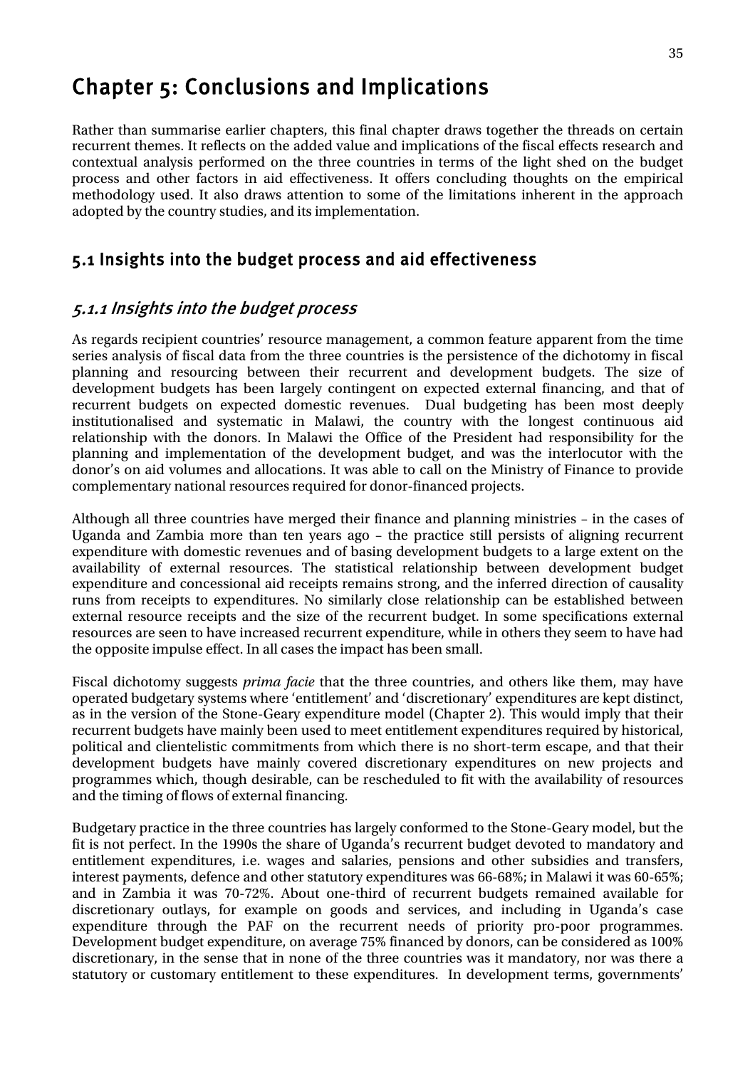# Chapter 5: Conclusions and Implications

Rather than summarise earlier chapters, this final chapter draws together the threads on certain recurrent themes. It reflects on the added value and implications of the fiscal effects research and contextual analysis performed on the three countries in terms of the light shed on the budget process and other factors in aid effectiveness. It offers concluding thoughts on the empirical methodology used. It also draws attention to some of the limitations inherent in the approach adopted by the country studies, and its implementation.

## 5.1 Insights into the budget process and aid effectiveness

### *5.1.1 Insights into the budget process*

As regards recipient countries' resource management, a common feature apparent from the time series analysis of fiscal data from the three countries is the persistence of the dichotomy in fiscal planning and resourcing between their recurrent and development budgets. The size of development budgets has been largely contingent on expected external financing, and that of recurrent budgets on expected domestic revenues. Dual budgeting has been most deeply institutionalised and systematic in Malawi, the country with the longest continuous aid relationship with the donors. In Malawi the Office of the President had responsibility for the planning and implementation of the development budget, and was the interlocutor with the donor's on aid volumes and allocations. It was able to call on the Ministry of Finance to provide complementary national resources required for donor-financed projects.

Although all three countries have merged their finance and planning ministries – in the cases of Uganda and Zambia more than ten years ago – the practice still persists of aligning recurrent expenditure with domestic revenues and of basing development budgets to a large extent on the availability of external resources. The statistical relationship between development budget expenditure and concessional aid receipts remains strong, and the inferred direction of causality runs from receipts to expenditures. No similarly close relationship can be established between external resource receipts and the size of the recurrent budget. In some specifications external resources are seen to have increased recurrent expenditure, while in others they seem to have had the opposite impulse effect. In all cases the impact has been small.

Fiscal dichotomy suggests *prima facie* that the three countries, and others like them, may have operated budgetary systems where 'entitlement' and 'discretionary' expenditures are kept distinct, as in the version of the Stone-Geary expenditure model (Chapter 2). This would imply that their recurrent budgets have mainly been used to meet entitlement expenditures required by historical, political and clientelistic commitments from which there is no short-term escape, and that their development budgets have mainly covered discretionary expenditures on new projects and programmes which, though desirable, can be rescheduled to fit with the availability of resources and the timing of flows of external financing.

Budgetary practice in the three countries has largely conformed to the Stone-Geary model, but the fit is not perfect. In the 1990s the share of Uganda's recurrent budget devoted to mandatory and entitlement expenditures, i.e. wages and salaries, pensions and other subsidies and transfers, interest payments, defence and other statutory expenditures was 66-68%; in Malawi it was 60-65%; and in Zambia it was 70-72%. About one-third of recurrent budgets remained available for discretionary outlays, for example on goods and services, and including in Uganda's case expenditure through the PAF on the recurrent needs of priority pro-poor programmes. Development budget expenditure, on average 75% financed by donors, can be considered as 100% discretionary, in the sense that in none of the three countries was it mandatory, nor was there a statutory or customary entitlement to these expenditures. In development terms, governments'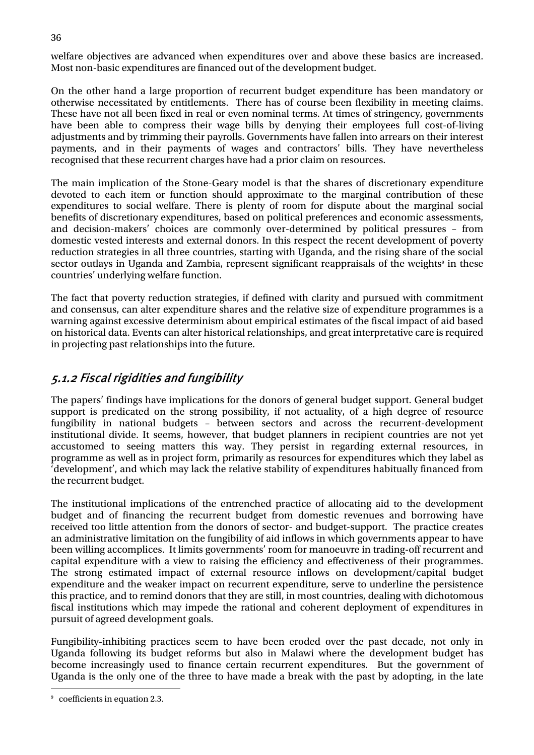welfare objectives are advanced when expenditures over and above these basics are increased. Most non-basic expenditures are financed out of the development budget.

On the other hand a large proportion of recurrent budget expenditure has been mandatory or otherwise necessitated by entitlements. There has of course been flexibility in meeting claims. These have not all been fixed in real or even nominal terms. At times of stringency, governments have been able to compress their wage bills by denying their employees full cost-of-living adjustments and by trimming their payrolls. Governments have fallen into arrears on their interest payments, and in their payments of wages and contractors' bills. They have nevertheless recognised that these recurrent charges have had a prior claim on resources.

The main implication of the Stone-Geary model is that the shares of discretionary expenditure devoted to each item or function should approximate to the marginal contribution of these expenditures to social welfare. There is plenty of room for dispute about the marginal social benefits of discretionary expenditures, based on political preferences and economic assessments, and decision-makers' choices are commonly over-determined by political pressures – from domestic vested interests and external donors. In this respect the recent development of poverty reduction strategies in all three countries, starting with Uganda, and the rising share of the social sector outlays in Uganda and Zambia, represent significant reappraisals of the weights[9] in these countries' underlying welfare function.

The fact that poverty reduction strategies, if defined with clarity and pursued with commitment and consensus, can alter expenditure shares and the relative size of expenditure programmes is a warning against excessive determinism about empirical estimates of the fiscal impact of aid based on historical data. Events can alter historical relationships, and great interpretative care is required in projecting past relationships into the future.

### 5.1.2 Fiscal rigidities and fungibility

The papers' findings have implications for the donors of general budget support. General budget support is predicated on the strong possibility, if not actuality, of a high degree of resource fungibility in national budgets – between sectors and across the recurrent-development institutional divide. It seems, however, that budget planners in recipient countries are not yet accustomed to seeing matters this way. They persist in regarding external resources, in programme as well as in project form, primarily as resources for expenditures which they label as 'development', and which may lack the relative stability of expenditures habitually financed from the recurrent budget.

The institutional implications of the entrenched practice of allocating aid to the development budget and of financing the recurrent budget from domestic revenues and borrowing have received too little attention from the donors of sector- and budget-support. The practice creates an administrative limitation on the fungibility of aid inflows in which governments appear to have been willing accomplices. It limits governments' room for manoeuvre in trading-off recurrent and capital expenditure with a view to raising the efficiency and effectiveness of their programmes. The strong estimated impact of external resource inflows on development/capital budget expenditure and the weaker impact on recurrent expenditure, serve to underline the persistence this practice, and to remind donors that they are still, in most countries, dealing with dichotomous fiscal institutions which may impede the rational and coherent deployment of expenditures in pursuit of agreed development goals.

Fungibility-inhibiting practices seem to have been eroded over the past decade, not only in Uganda following its budget reforms but also in Malawi where the development budget has become increasingly used to finance certain recurrent expenditures. But the government of Uganda is the only one of the three to have made a break with the past by adopting, in the late

[9] coefficients in equation 2.3.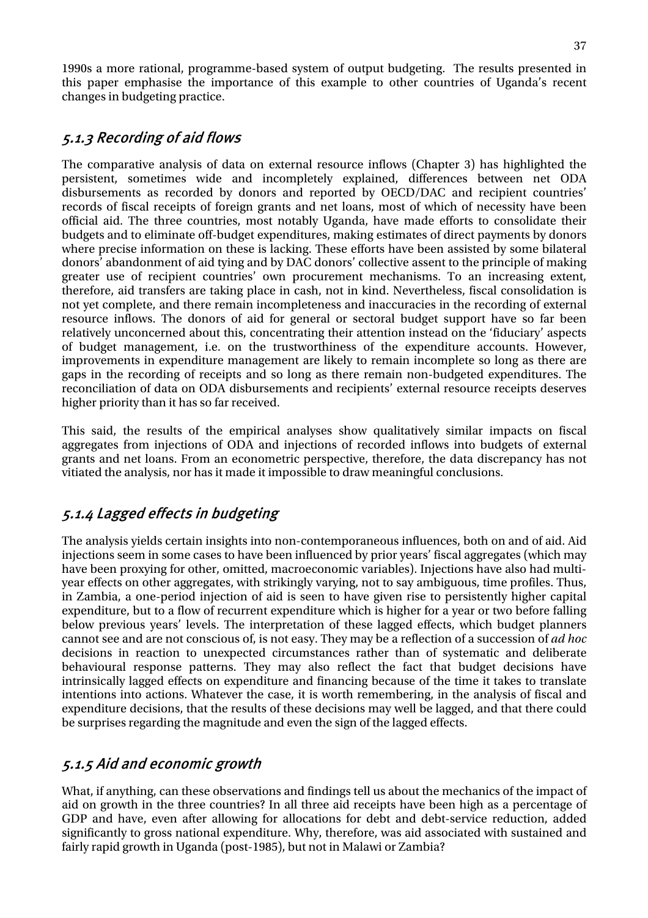1990s a more rational, programme-based system of output budgeting. The results presented in this paper emphasise the importance of this example to other countries of Uganda's recent changes in budgeting practice.

### *5.1.3 Recording of aid flows*

The comparative analysis of data on external resource inflows (Chapter 3) has highlighted the persistent, sometimes wide and incompletely explained, differences between net ODA disbursements as recorded by donors and reported by OECD/DAC and recipient countries' records of fiscal receipts of foreign grants and net loans, most of which of necessity have been official aid. The three countries, most notably Uganda, have made efforts to consolidate their budgets and to eliminate off-budget expenditures, making estimates of direct payments by donors where precise information on these is lacking. These efforts have been assisted by some bilateral donors' abandonment of aid tying and by DAC donors' collective assent to the principle of making greater use of recipient countries' own procurement mechanisms. To an increasing extent, therefore, aid transfers are taking place in cash, not in kind. Nevertheless, fiscal consolidation is not yet complete, and there remain incompleteness and inaccuracies in the recording of external resource inflows. The donors of aid for general or sectoral budget support have so far been relatively unconcerned about this, concentrating their attention instead on the 'fiduciary' aspects of budget management, i.e. on the trustworthiness of the expenditure accounts. However, improvements in expenditure management are likely to remain incomplete so long as there are gaps in the recording of receipts and so long as there remain non-budgeted expenditures. The reconciliation of data on ODA disbursements and recipients' external resource receipts deserves higher priority than it has so far received.

This said, the results of the empirical analyses show qualitatively similar impacts on fiscal aggregates from injections of ODA and injections of recorded inflows into budgets of external grants and net loans. From an econometric perspective, therefore, the data discrepancy has not vitiated the analysis, nor has it made it impossible to draw meaningful conclusions.

### *5.1.4 Lagged effects in budgeting*

The analysis yields certain insights into non-contemporaneous influences, both on and of aid. Aid injections seem in some cases to have been influenced by prior years' fiscal aggregates (which may have been proxying for other, omitted, macroeconomic variables). Injections have also had multi-year effects on other aggregates, with strikingly varying, not to say ambiguous, time profiles. Thus, in Zambia, a one-period injection of aid is seen to have given rise to persistently higher capital expenditure, but to a flow of recurrent expenditure which is higher for a year or two before falling below previous years' levels. The interpretation of these lagged effects, which budget planners cannot see and are not conscious of, is not easy. They may be a reflection of a succession of *ad hoc* decisions in reaction to unexpected circumstances rather than of systematic and deliberate behavioural response patterns. They may also reflect the fact that budget decisions have intrinsically lagged effects on expenditure and financing because of the time it takes to translate intentions into actions. Whatever the case, it is worth remembering, in the analysis of fiscal and expenditure decisions, that the results of these decisions may well be lagged, and that there could be surprises regarding the magnitude and even the sign of the lagged effects.

### *5.1.5 Aid and economic growth*

What, if anything, can these observations and findings tell us about the mechanics of the impact of aid on growth in the three countries? In all three aid receipts have been high as a percentage of GDP and have, even after allowing for allocations for debt and debt-service reduction, added significantly to gross national expenditure. Why, therefore, was aid associated with sustained and fairly rapid growth in Uganda (post-1985), but not in Malawi or Zambia?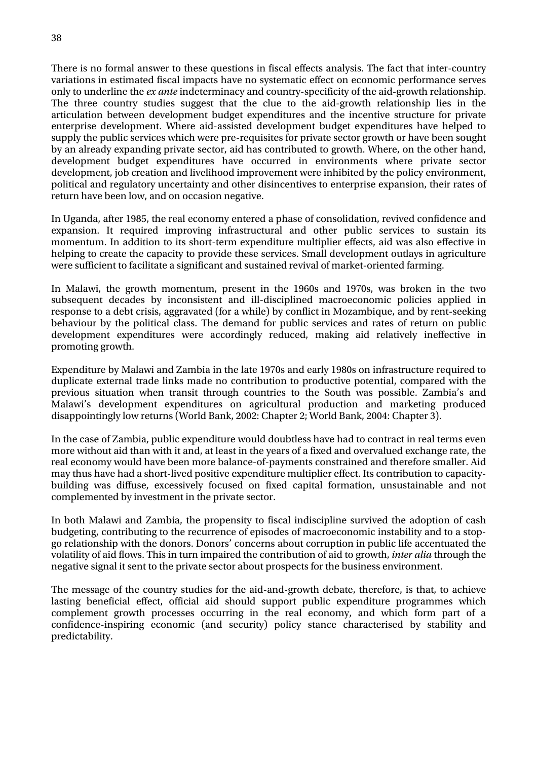There is no formal answer to these questions in fiscal effects analysis. The fact that inter-country variations in estimated fiscal impacts have no systematic effect on economic performance serves only to underline the *ex ante* indeterminacy and country-specificity of the aid-growth relationship. The three country studies suggest that the clue to the aid-growth relationship lies in the articulation between development budget expenditures and the incentive structure for private enterprise development. Where aid-assisted development budget expenditures have helped to supply the public services which were pre-requisites for private sector growth or have been sought by an already expanding private sector, aid has contributed to growth. Where, on the other hand, development budget expenditures have occurred in environments where private sector development, job creation and livelihood improvement were inhibited by the policy environment, political and regulatory uncertainty and other disincentives to enterprise expansion, their rates of return have been low, and on occasion negative.

In Uganda, after 1985, the real economy entered a phase of consolidation, revived confidence and expansion. It required improving infrastructural and other public services to sustain its momentum. In addition to its short-term expenditure multiplier effects, aid was also effective in helping to create the capacity to provide these services. Small development outlays in agriculture were sufficient to facilitate a significant and sustained revival of market-oriented farming.

In Malawi, the growth momentum, present in the 1960s and 1970s, was broken in the two subsequent decades by inconsistent and ill-disciplined macroeconomic policies applied in response to a debt crisis, aggravated (for a while) by conflict in Mozambique, and by rent-seeking behaviour by the political class. The demand for public services and rates of return on public development expenditures were accordingly reduced, making aid relatively ineffective in promoting growth.

Expenditure by Malawi and Zambia in the late 1970s and early 1980s on infrastructure required to duplicate external trade links made no contribution to productive potential, compared with the previous situation when transit through countries to the South was possible. Zambia's and Malawi's development expenditures on agricultural production and marketing produced disappointingly low returns (World Bank, 2002: Chapter 2; World Bank, 2004: Chapter 3).

In the case of Zambia, public expenditure would doubtless have had to contract in real terms even more without aid than with it and, at least in the years of a fixed and overvalued exchange rate, the real economy would have been more balance-of-payments constrained and therefore smaller. Aid may thus have had a short-lived positive expenditure multiplier effect. Its contribution to capacity-building was diffuse, excessively focused on fixed capital formation, unsustainable and not complemented by investment in the private sector.

In both Malawi and Zambia, the propensity to fiscal indiscipline survived the adoption of cash budgeting, contributing to the recurrence of episodes of macroeconomic instability and to a stop-go relationship with the donors. Donors' concerns about corruption in public life accentuated the volatility of aid flows. This in turn impaired the contribution of aid to growth, *inter alia* through the negative signal it sent to the private sector about prospects for the business environment.

The message of the country studies for the aid-and-growth debate, therefore, is that, to achieve lasting beneficial effect, official aid should support public expenditure programmes which complement growth processes occurring in the real economy, and which form part of a confidence-inspiring economic (and security) policy stance characterised by stability and predictability.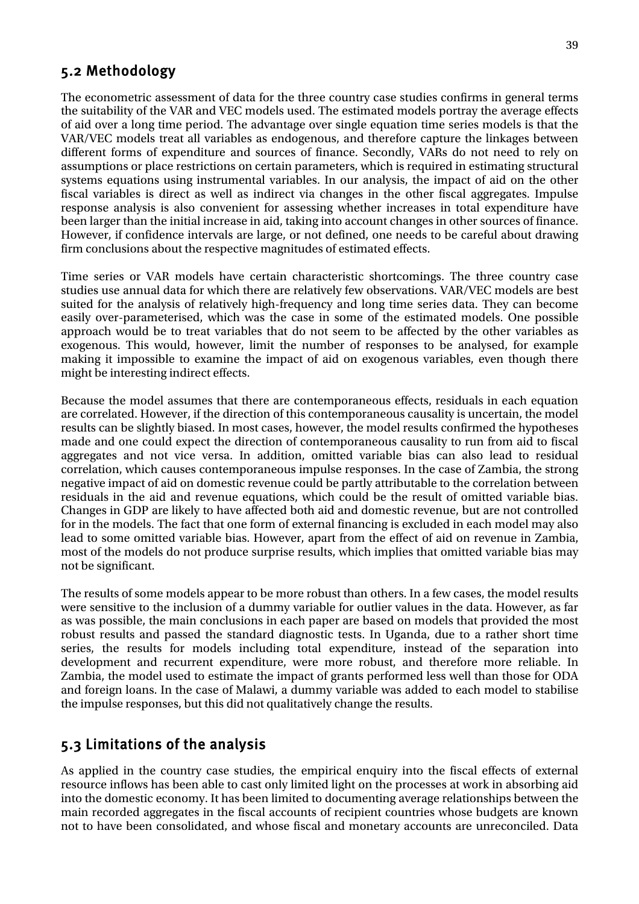## 5.2 Methodology

The econometric assessment of data for the three country case studies confirms in general terms the suitability of the VAR and VEC models used. The estimated models portray the average effects of aid over a long time period. The advantage over single equation time series models is that the VAR/VEC models treat all variables as endogenous, and therefore capture the linkages between different forms of expenditure and sources of finance. Secondly, VARs do not need to rely on assumptions or place restrictions on certain parameters, which is required in estimating structural systems equations using instrumental variables. In our analysis, the impact of aid on the other fiscal variables is direct as well as indirect via changes in the other fiscal aggregates. Impulse response analysis is also convenient for assessing whether increases in total expenditure have been larger than the initial increase in aid, taking into account changes in other sources of finance. However, if confidence intervals are large, or not defined, one needs to be careful about drawing firm conclusions about the respective magnitudes of estimated effects.

Time series or VAR models have certain characteristic shortcomings. The three country case studies use annual data for which there are relatively few observations. VAR/VEC models are best suited for the analysis of relatively high-frequency and long time series data. They can become easily over-parameterised, which was the case in some of the estimated models. One possible approach would be to treat variables that do not seem to be affected by the other variables as exogenous. This would, however, limit the number of responses to be analysed, for example making it impossible to examine the impact of aid on exogenous variables, even though there might be interesting indirect effects.

Because the model assumes that there are contemporaneous effects, residuals in each equation are correlated. However, if the direction of this contemporaneous causality is uncertain, the model results can be slightly biased. In most cases, however, the model results confirmed the hypotheses made and one could expect the direction of contemporaneous causality to run from aid to fiscal aggregates and not vice versa. In addition, omitted variable bias can also lead to residual correlation, which causes contemporaneous impulse responses. In the case of Zambia, the strong negative impact of aid on domestic revenue could be partly attributable to the correlation between residuals in the aid and revenue equations, which could be the result of omitted variable bias. Changes in GDP are likely to have affected both aid and domestic revenue, but are not controlled for in the models. The fact that one form of external financing is excluded in each model may also lead to some omitted variable bias. However, apart from the effect of aid on revenue in Zambia, most of the models do not produce surprise results, which implies that omitted variable bias may not be significant.

The results of some models appear to be more robust than others. In a few cases, the model results were sensitive to the inclusion of a dummy variable for outlier values in the data. However, as far as was possible, the main conclusions in each paper are based on models that provided the most robust results and passed the standard diagnostic tests. In Uganda, due to a rather short time series, the results for models including total expenditure, instead of the separation into development and recurrent expenditure, were more robust, and therefore more reliable. In Zambia, the model used to estimate the impact of grants performed less well than those for ODA and foreign loans. In the case of Malawi, a dummy variable was added to each model to stabilise the impulse responses, but this did not qualitatively change the results.

## 5.3 Limitations of the analysis

As applied in the country case studies, the empirical enquiry into the fiscal effects of external resource inflows has been able to cast only limited light on the processes at work in absorbing aid into the domestic economy. It has been limited to documenting average relationships between the main recorded aggregates in the fiscal accounts of recipient countries whose budgets are known not to have been consolidated, and whose fiscal and monetary accounts are unreconciled. Data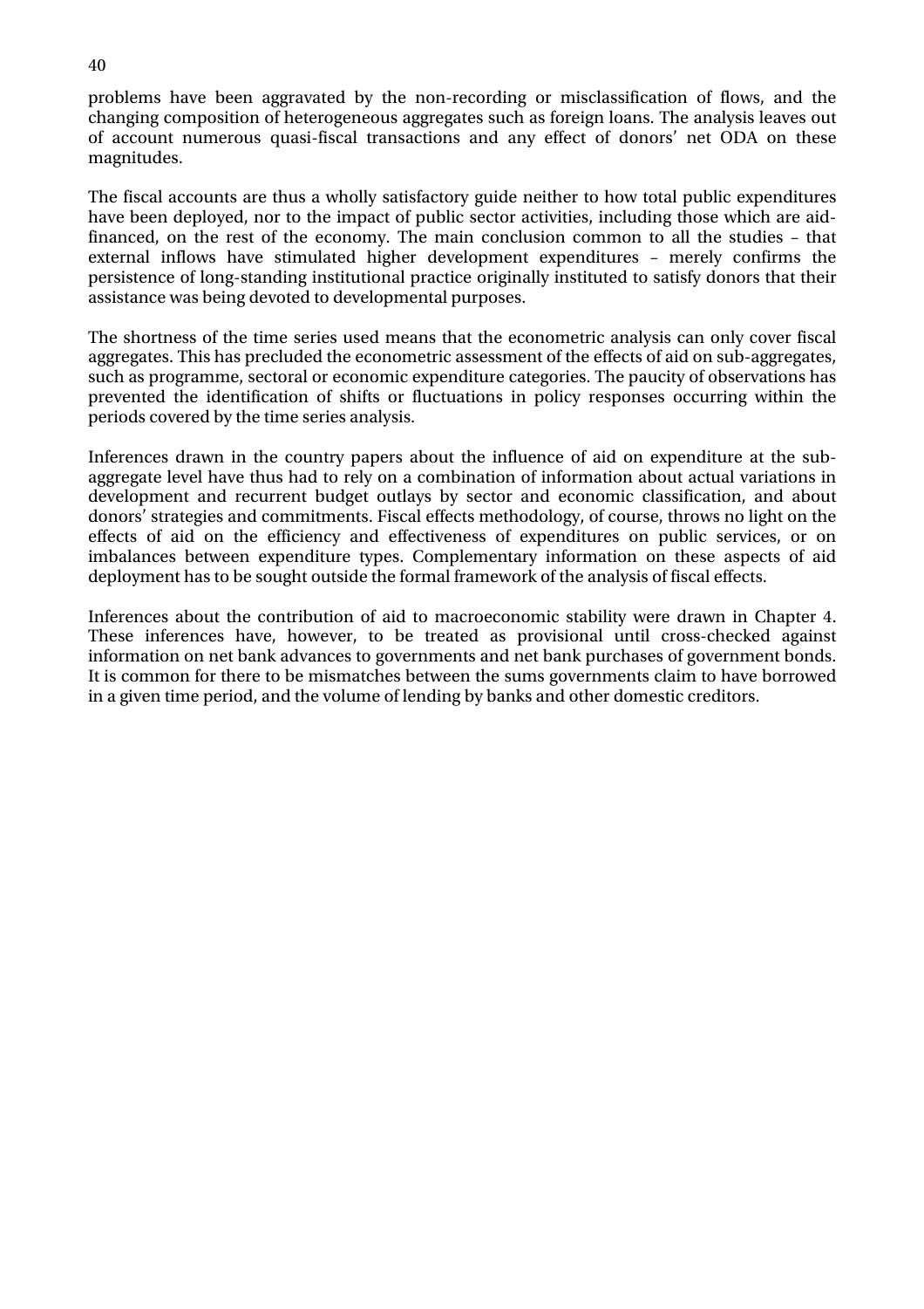problems have been aggravated by the non-recording or misclassification of flows, and the changing composition of heterogeneous aggregates such as foreign loans. The analysis leaves out of account numerous quasi-fiscal transactions and any effect of donors' net ODA on these magnitudes.

The fiscal accounts are thus a wholly satisfactory guide neither to how total public expenditures have been deployed, nor to the impact of public sector activities, including those which are aid-financed, on the rest of the economy. The main conclusion common to all the studies – that external inflows have stimulated higher development expenditures – merely confirms the persistence of long-standing institutional practice originally instituted to satisfy donors that their assistance was being devoted to developmental purposes.

The shortness of the time series used means that the econometric analysis can only cover fiscal aggregates. This has precluded the econometric assessment of the effects of aid on sub-aggregates, such as programme, sectoral or economic expenditure categories. The paucity of observations has prevented the identification of shifts or fluctuations in policy responses occurring within the periods covered by the time series analysis.

Inferences drawn in the country papers about the influence of aid on expenditure at the sub-aggregate level have thus had to rely on a combination of information about actual variations in development and recurrent budget outlays by sector and economic classification, and about donors' strategies and commitments. Fiscal effects methodology, of course, throws no light on the effects of aid on the efficiency and effectiveness of expenditures on public services, or on imbalances between expenditure types. Complementary information on these aspects of aid deployment has to be sought outside the formal framework of the analysis of fiscal effects.

Inferences about the contribution of aid to macroeconomic stability were drawn in Chapter 4. These inferences have, however, to be treated as provisional until cross-checked against information on net bank advances to governments and net bank purchases of government bonds. It is common for there to be mismatches between the sums governments claim to have borrowed in a given time period, and the volume of lending by banks and other domestic creditors.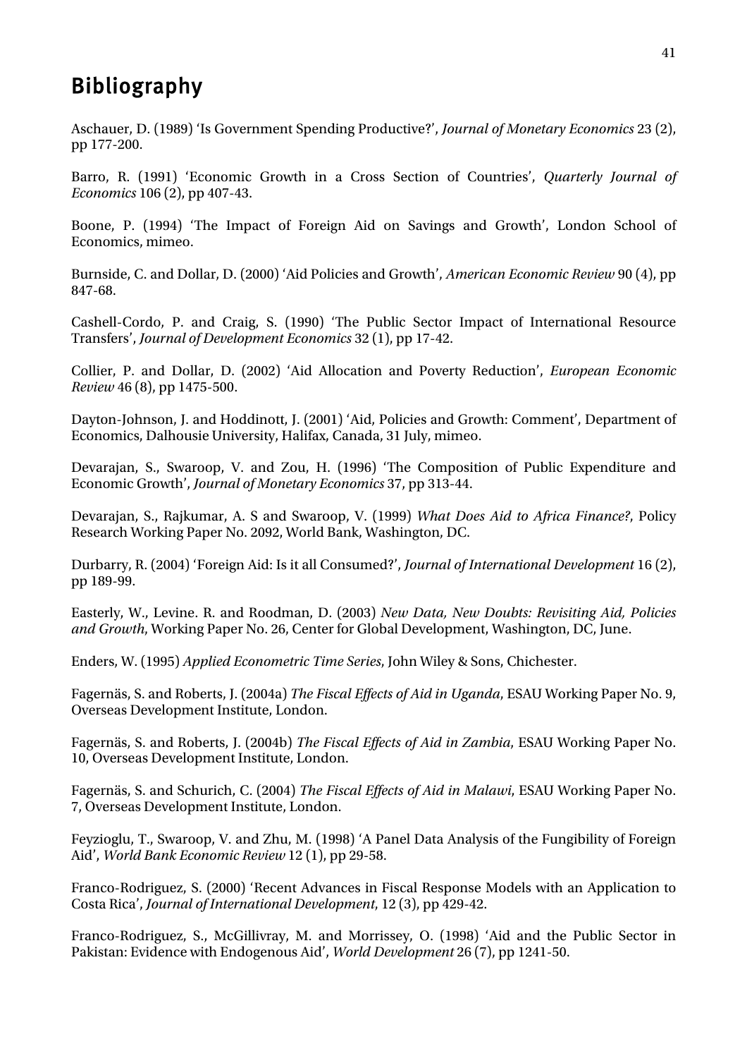# Bibliography

Aschauer, D. (1989) 'Is Government Spending Productive?', *Journal of Monetary Economics* 23 (2), pp 177-200.

Barro, R. (1991) 'Economic Growth in a Cross Section of Countries', *Quarterly Journal of Economics* 106 (2), pp 407-43.

Boone, P. (1994) 'The Impact of Foreign Aid on Savings and Growth', London School of Economics, mimeo.

Burnside, C. and Dollar, D. (2000) 'Aid Policies and Growth', *American Economic Review* 90 (4), pp 847-68.

Cashell-Cordo, P. and Craig, S. (1990) 'The Public Sector Impact of International Resource Transfers', *Journal of Development Economics* 32 (1), pp 17-42.

Collier, P. and Dollar, D. (2002) 'Aid Allocation and Poverty Reduction', *European Economic Review* 46 (8), pp 1475-500.

Dayton-Johnson, J. and Hoddinott, J. (2001) 'Aid, Policies and Growth: Comment', Department of Economics, Dalhousie University, Halifax, Canada, 31 July, mimeo.

Devarajan, S., Swaroop, V. and Zou, H. (1996) 'The Composition of Public Expenditure and Economic Growth', *Journal of Monetary Economics* 37, pp 313-44.

Devarajan, S., Rajkumar, A. S and Swaroop, V. (1999) *What Does Aid to Africa Finance?*, Policy Research Working Paper No. 2092, World Bank, Washington, DC.

Durbarry, R. (2004) 'Foreign Aid: Is it all Consumed?', *Journal of International Development* 16 (2), pp 189-99.

Easterly, W., Levine. R. and Roodman, D. (2003) *New Data, New Doubts: Revisiting Aid, Policies and Growth*, Working Paper No. 26, Center for Global Development, Washington, DC, June.

Enders, W. (1995) *Applied Econometric Time Series*, John Wiley & Sons, Chichester.

Fagernäs, S. and Roberts, J. (2004a) *The Fiscal Effects of Aid in Uganda*, ESAU Working Paper No. 9, Overseas Development Institute, London.

Fagernäs, S. and Roberts, J. (2004b) *The Fiscal Effects of Aid in Zambia*, ESAU Working Paper No. 10, Overseas Development Institute, London.

Fagernäs, S. and Schurich, C. (2004) *The Fiscal Effects of Aid in Malawi*, ESAU Working Paper No. 7, Overseas Development Institute, London.

Feyzioglu, T., Swaroop, V. and Zhu, M. (1998) 'A Panel Data Analysis of the Fungibility of Foreign Aid', *World Bank Economic Review* 12 (1), pp 29-58.

Franco-Rodriguez, S. (2000) 'Recent Advances in Fiscal Response Models with an Application to Costa Rica', *Journal of International Development*, 12 (3), pp 429-42.

Franco-Rodriguez, S., McGillivray, M. and Morrissey, O. (1998) 'Aid and the Public Sector in Pakistan: Evidence with Endogenous Aid', *World Development* 26 (7), pp 1241-50.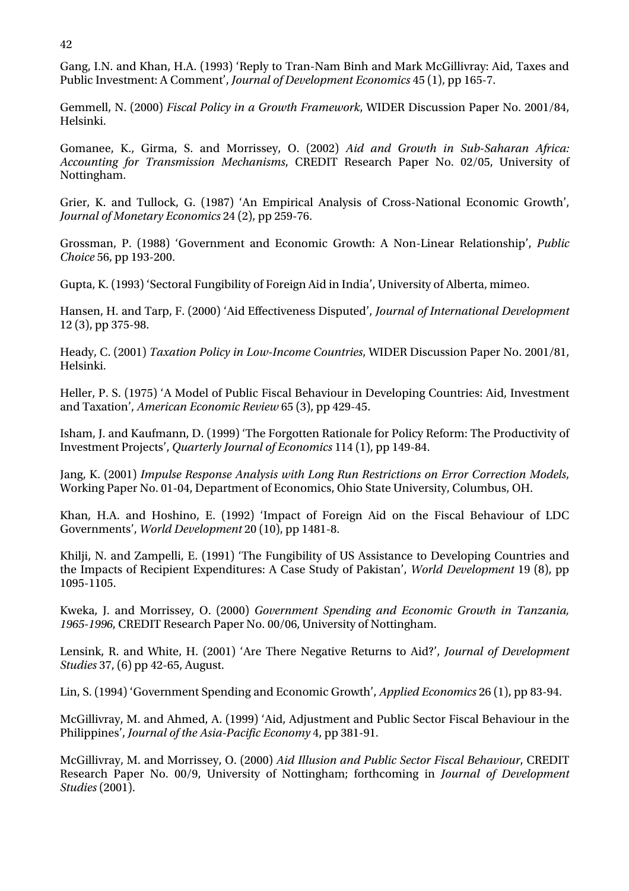Gang, I.N. and Khan, H.A. (1993) 'Reply to Tran-Nam Binh and Mark McGillivray: Aid, Taxes and Public Investment: A Comment', *Journal of Development Economics* 45 (1), pp 165-7.

Gemmell, N. (2000) *Fiscal Policy in a Growth Framework*, WIDER Discussion Paper No. 2001/84, Helsinki.

Gomanee, K., Girma, S. and Morrissey, O. (2002) *Aid and Growth in Sub-Saharan Africa: Accounting for Transmission Mechanisms*, CREDIT Research Paper No. 02/05, University of Nottingham.

Grier, K. and Tullock, G. (1987) 'An Empirical Analysis of Cross-National Economic Growth', *Journal of Monetary Economics* 24 (2), pp 259-76.

Grossman, P. (1988) 'Government and Economic Growth: A Non-Linear Relationship', *Public Choice* 56, pp 193-200.

Gupta, K. (1993) 'Sectoral Fungibility of Foreign Aid in India', University of Alberta, mimeo.

Hansen, H. and Tarp, F. (2000) 'Aid Effectiveness Disputed', *Journal of International Development* 12 (3), pp 375-98.

Heady, C. (2001) *Taxation Policy in Low-Income Countries*, WIDER Discussion Paper No. 2001/81, Helsinki.

Heller, P. S. (1975) 'A Model of Public Fiscal Behaviour in Developing Countries: Aid, Investment and Taxation', *American Economic Review* 65 (3), pp 429-45.

Isham, J. and Kaufmann, D. (1999) 'The Forgotten Rationale for Policy Reform: The Productivity of Investment Projects', *Quarterly Journal of Economics* 114 (1), pp 149-84.

Jang, K. (2001) *Impulse Response Analysis with Long Run Restrictions on Error Correction Models*, Working Paper No. 01-04, Department of Economics, Ohio State University, Columbus, OH.

Khan, H.A. and Hoshino, E. (1992) 'Impact of Foreign Aid on the Fiscal Behaviour of LDC Governments', *World Development* 20 (10), pp 1481-8.

Khilji, N. and Zampelli, E. (1991) 'The Fungibility of US Assistance to Developing Countries and the Impacts of Recipient Expenditures: A Case Study of Pakistan', *World Development* 19 (8), pp 1095-1105.

Kweka, J. and Morrissey, O. (2000) *Government Spending and Economic Growth in Tanzania, 1965-1996*, CREDIT Research Paper No. 00/06, University of Nottingham.

Lensink, R. and White, H. (2001) 'Are There Negative Returns to Aid?', *Journal of Development Studies* 37, (6) pp 42-65, August.

Lin, S. (1994) 'Government Spending and Economic Growth', *Applied Economics* 26 (1), pp 83-94.

McGillivray, M. and Ahmed, A. (1999) 'Aid, Adjustment and Public Sector Fiscal Behaviour in the Philippines', *Journal of the Asia-Pacific Economy* 4, pp 381-91.

McGillivray, M. and Morrissey, O. (2000) *Aid Illusion and Public Sector Fiscal Behaviour*, CREDIT Research Paper No. 00/9, University of Nottingham; forthcoming in *Journal of Development Studies* (2001).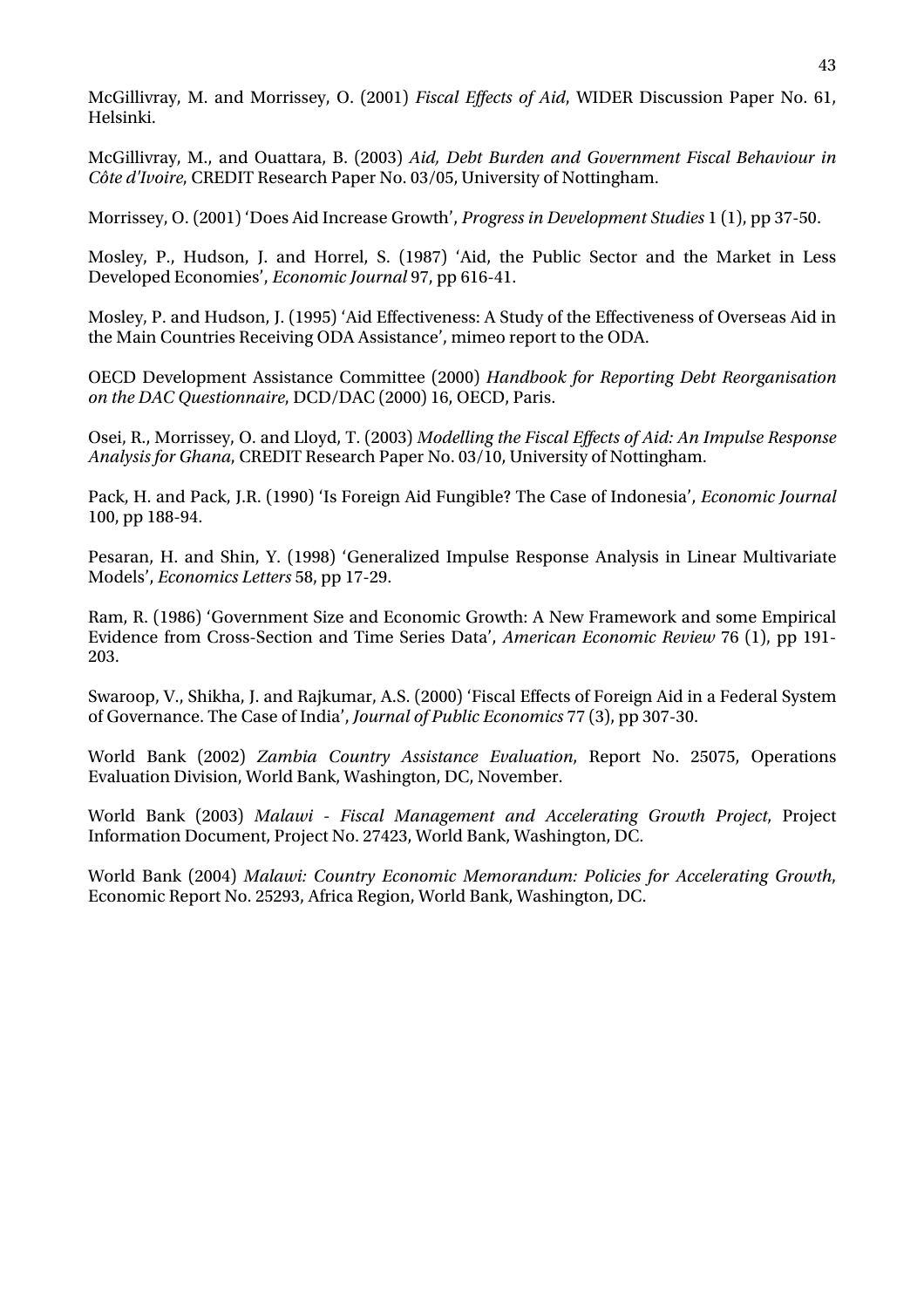McGillivray, M. and Morrissey, O. (2001) *Fiscal Effects of Aid*, WIDER Discussion Paper No. 61, Helsinki.

McGillivray, M., and Ouattara, B. (2003) *Aid, Debt Burden and Government Fiscal Behaviour in Côte d'Ivoire*, CREDIT Research Paper No. 03/05, University of Nottingham.

Morrissey, O. (2001) 'Does Aid Increase Growth', *Progress in Development Studies* 1 (1), pp 37-50.

Mosley, P., Hudson, J. and Horrel, S. (1987) 'Aid, the Public Sector and the Market in Less Developed Economies', *Economic Journal* 97, pp 616-41.

Mosley, P. and Hudson, J. (1995) 'Aid Effectiveness: A Study of the Effectiveness of Overseas Aid in the Main Countries Receiving ODA Assistance', mimeo report to the ODA.

OECD Development Assistance Committee (2000) *Handbook for Reporting Debt Reorganisation on the DAC Questionnaire*, DCD/DAC (2000) 16, OECD, Paris.

Osei, R., Morrissey, O. and Lloyd, T. (2003) *Modelling the Fiscal Effects of Aid: An Impulse Response Analysis for Ghana*, CREDIT Research Paper No. 03/10, University of Nottingham.

Pack, H. and Pack, J.R. (1990) 'Is Foreign Aid Fungible? The Case of Indonesia', *Economic Journal* 100, pp 188-94.

Pesaran, H. and Shin, Y. (1998) 'Generalized Impulse Response Analysis in Linear Multivariate Models', *Economics Letters* 58, pp 17-29.

Ram, R. (1986) 'Government Size and Economic Growth: A New Framework and some Empirical Evidence from Cross-Section and Time Series Data', *American Economic Review* 76 (1), pp 191-203.

Swaroop, V., Shikha, J. and Rajkumar, A.S. (2000) 'Fiscal Effects of Foreign Aid in a Federal System of Governance. The Case of India', *Journal of Public Economics* 77 (3), pp 307-30.

World Bank (2002) *Zambia Country Assistance Evaluation*, Report No. 25075, Operations Evaluation Division, World Bank, Washington, DC, November.

World Bank (2003) *Malawi - Fiscal Management and Accelerating Growth Project*, Project Information Document, Project No. 27423, World Bank, Washington, DC.

World Bank (2004) *Malawi: Country Economic Memorandum: Policies for Accelerating Growth*, Economic Report No. 25293, Africa Region, World Bank, Washington, DC.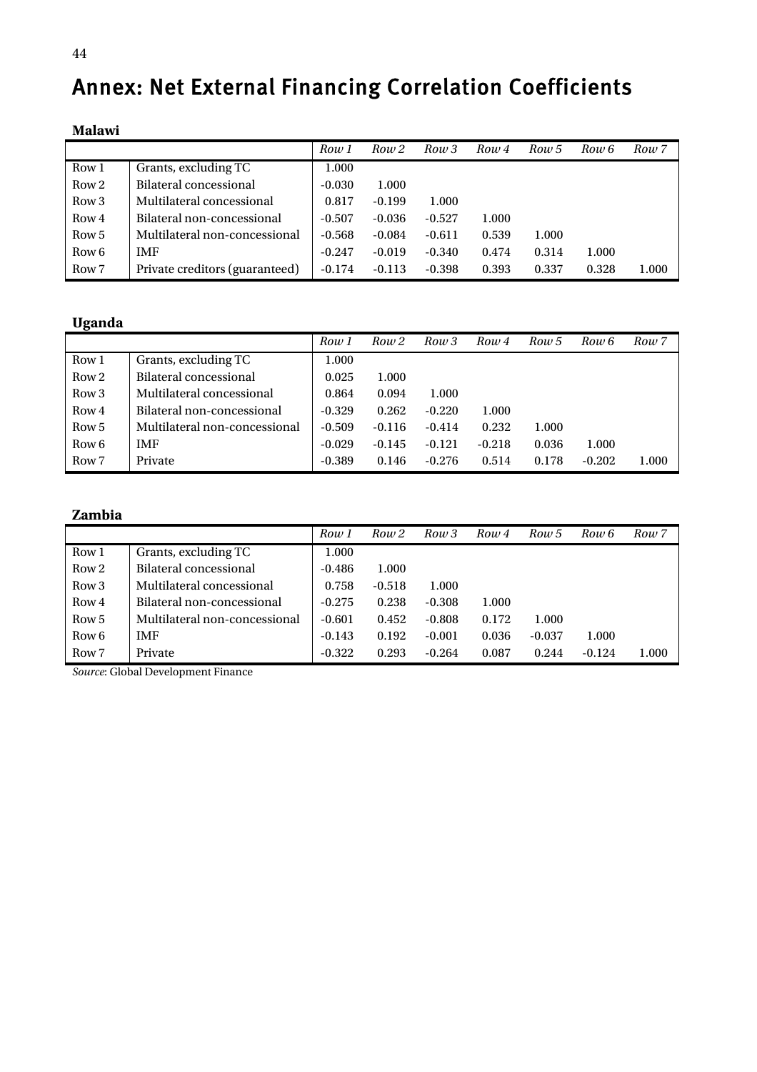# Annex: Net External Financing Correlation Coefficients

**Malawi**

| | | *Row 1* | *Row 2* | *Row 3* | *Row 4* | *Row 5* | *Row 6* | *Row 7* |
|---|---|---|---|---|---|---|---|---|
| Row 1 | Grants, excluding TC | 1.000 | | | | | | |
| Row 2 | Bilateral concessional | -0.030 | 1.000 | | | | | |
| Row 3 | Multilateral concessional | 0.817 | -0.199 | 1.000 | | | | |
| Row 4 | Bilateral non-concessional | -0.507 | -0.036 | -0.527 | 1.000 | | | |
| Row 5 | Multilateral non-concessional | -0.568 | -0.084 | -0.611 | 0.539 | 1.000 | | |
| Row 6 | IMF | -0.247 | -0.019 | -0.340 | 0.474 | 0.314 | 1.000 | |
| Row 7 | Private creditors (guaranteed) | -0.174 | -0.113 | -0.398 | 0.393 | 0.337 | 0.328 | 1.000 |

**Uganda**

| | | *Row 1* | *Row 2* | *Row 3* | *Row 4* | *Row 5* | *Row 6* | *Row 7* |
|---|---|---|---|---|---|---|---|---|
| Row 1 | Grants, excluding TC | 1.000 | | | | | | |
| Row 2 | Bilateral concessional | 0.025 | 1.000 | | | | | |
| Row 3 | Multilateral concessional | 0.864 | 0.094 | 1.000 | | | | |
| Row 4 | Bilateral non-concessional | -0.329 | 0.262 | -0.220 | 1.000 | | | |
| Row 5 | Multilateral non-concessional | -0.509 | -0.116 | -0.414 | 0.232 | 1.000 | | |
| Row 6 | IMF | -0.029 | -0.145 | -0.121 | -0.218 | 0.036 | 1.000 | |
| Row 7 | Private | -0.389 | 0.146 | -0.276 | 0.514 | 0.178 | -0.202 | 1.000 |

**Zambia**

| | | *Row 1* | *Row 2* | *Row 3* | *Row 4* | *Row 5* | *Row 6* | *Row 7* |
|---|---|---|---|---|---|---|---|---|
| Row 1 | Grants, excluding TC | 1.000 | | | | | | |
| Row 2 | Bilateral concessional | -0.486 | 1.000 | | | | | |
| Row 3 | Multilateral concessional | 0.758 | -0.518 | 1.000 | | | | |
| Row 4 | Bilateral non-concessional | -0.275 | 0.238 | -0.308 | 1.000 | | | |
| Row 5 | Multilateral non-concessional | -0.601 | 0.452 | -0.808 | 0.172 | 1.000 | | |
| Row 6 | IMF | -0.143 | 0.192 | -0.001 | 0.036 | -0.037 | 1.000 | |
| Row 7 | Private | -0.322 | 0.293 | -0.264 | 0.087 | 0.244 | -0.124 | 1.000 |

*Source*: Global Development Finance